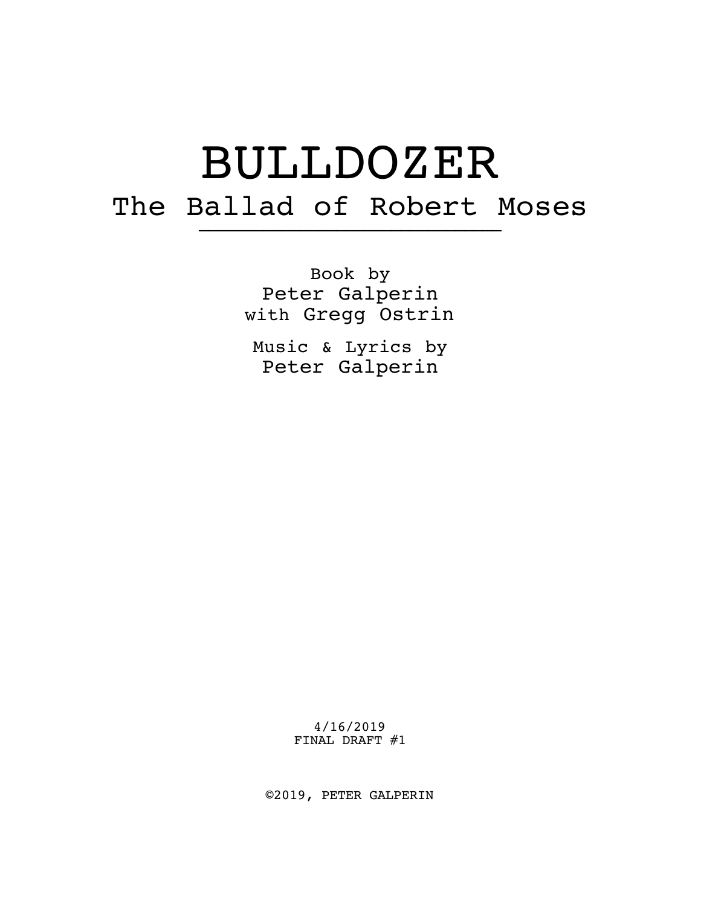# BULLDOZER

## The Ballad of Robert Moses

Book by
Peter Galperin
with Gregg Ostrin

Music & Lyrics by
Peter Galperin

4/16/2019
FINAL DRAFT #1

©2019, PETER GALPERIN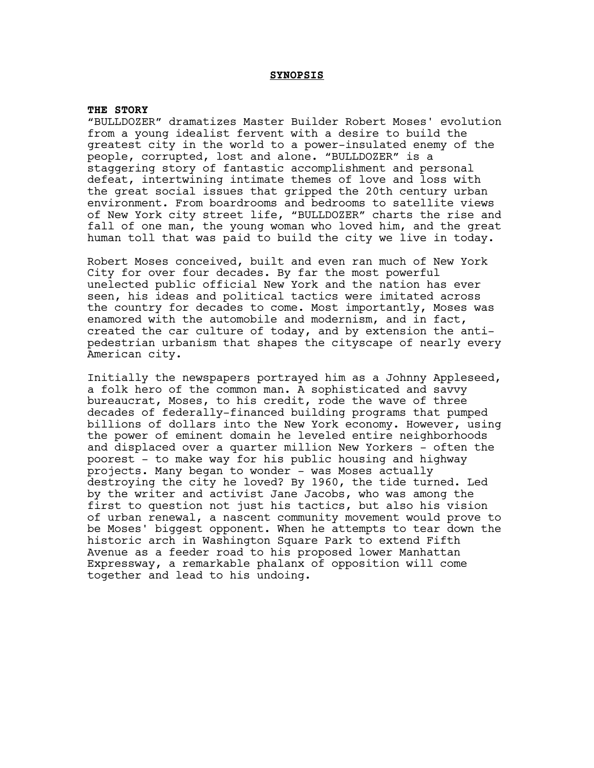## SYNOPSIS

**THE STORY**

"BULLDOZER" dramatizes Master Builder Robert Moses' evolution from a young idealist fervent with a desire to build the greatest city in the world to a power-insulated enemy of the people, corrupted, lost and alone. "BULLDOZER" is a staggering story of fantastic accomplishment and personal defeat, intertwining intimate themes of love and loss with the great social issues that gripped the 20th century urban environment. From boardrooms and bedrooms to satellite views of New York city street life, "BULLDOZER" charts the rise and fall of one man, the young woman who loved him, and the great human toll that was paid to build the city we live in today.

Robert Moses conceived, built and even ran much of New York City for over four decades. By far the most powerful unelected public official New York and the nation has ever seen, his ideas and political tactics were imitated across the country for decades to come. Most importantly, Moses was enamored with the automobile and modernism, and in fact, created the car culture of today, and by extension the anti-pedestrian urbanism that shapes the cityscape of nearly every American city.

Initially the newspapers portrayed him as a Johnny Appleseed, a folk hero of the common man. A sophisticated and savvy bureaucrat, Moses, to his credit, rode the wave of three decades of federally-financed building programs that pumped billions of dollars into the New York economy. However, using the power of eminent domain he leveled entire neighborhoods and displaced over a quarter million New Yorkers - often the poorest - to make way for his public housing and highway projects. Many began to wonder - was Moses actually destroying the city he loved? By 1960, the tide turned. Led by the writer and activist Jane Jacobs, who was among the first to question not just his tactics, but also his vision of urban renewal, a nascent community movement would prove to be Moses' biggest opponent. When he attempts to tear down the historic arch in Washington Square Park to extend Fifth Avenue as a feeder road to his proposed lower Manhattan Expressway, a remarkable phalanx of opposition will come together and lead to his undoing.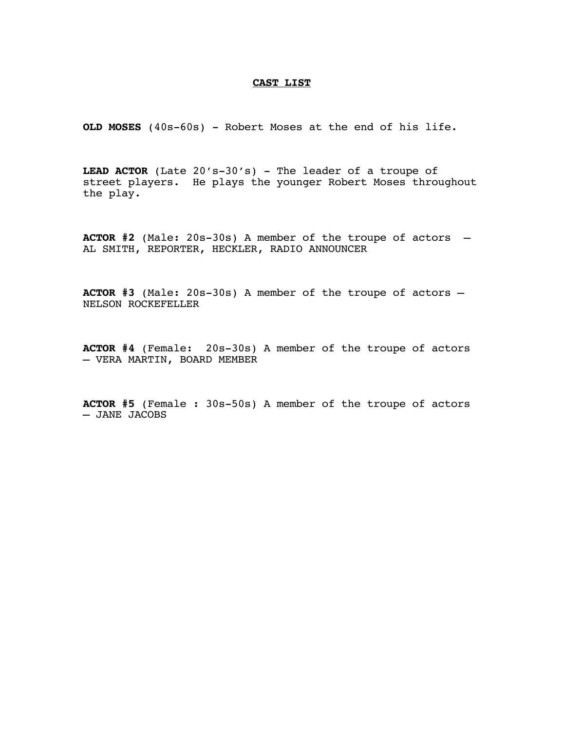# CAST LIST

**OLD MOSES** (40s-60s) - Robert Moses at the end of his life.

**LEAD ACTOR** (Late 20's-30's) - The leader of a troupe of street players. He plays the younger Robert Moses throughout the play.

**ACTOR #2** (Male: 20s-30s) A member of the troupe of actors — AL SMITH, REPORTER, HECKLER, RADIO ANNOUNCER

**ACTOR #3** (Male: 20s-30s) A member of the troupe of actors — NELSON ROCKEFELLER

**ACTOR #4** (Female: 20s-30s) A member of the troupe of actors — VERA MARTIN, BOARD MEMBER

**ACTOR #5** (Female : 30s-50s) A member of the troupe of actors — JANE JACOBS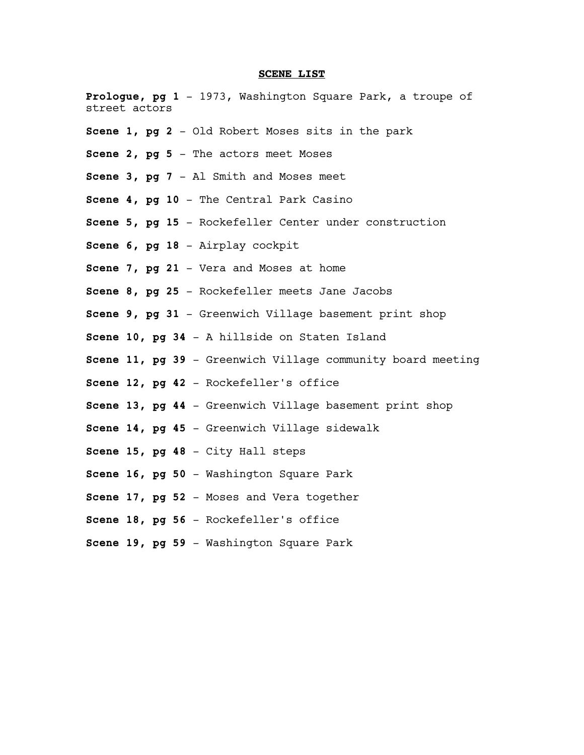## SCENE LIST

**Prologue, pg 1** – 1973, Washington Square Park, a troupe of street actors

**Scene 1, pg 2** – Old Robert Moses sits in the park

**Scene 2, pg 5** – The actors meet Moses

**Scene 3, pg 7** – Al Smith and Moses meet

**Scene 4, pg 10** – The Central Park Casino

**Scene 5, pg 15** – Rockefeller Center under construction

**Scene 6, pg 18** – Airplay cockpit

**Scene 7, pg 21** – Vera and Moses at home

**Scene 8, pg 25** – Rockefeller meets Jane Jacobs

**Scene 9, pg 31** – Greenwich Village basement print shop

**Scene 10, pg 34** – A hillside on Staten Island

**Scene 11, pg 39** – Greenwich Village community board meeting

**Scene 12, pg 42** – Rockefeller's office

**Scene 13, pg 44** – Greenwich Village basement print shop

**Scene 14, pg 45** – Greenwich Village sidewalk

**Scene 15, pg 48** – City Hall steps

**Scene 16, pg 50** – Washington Square Park

**Scene 17, pg 52** – Moses and Vera together

**Scene 18, pg 56** – Rockefeller's office

**Scene 19, pg 59** – Washington Square Park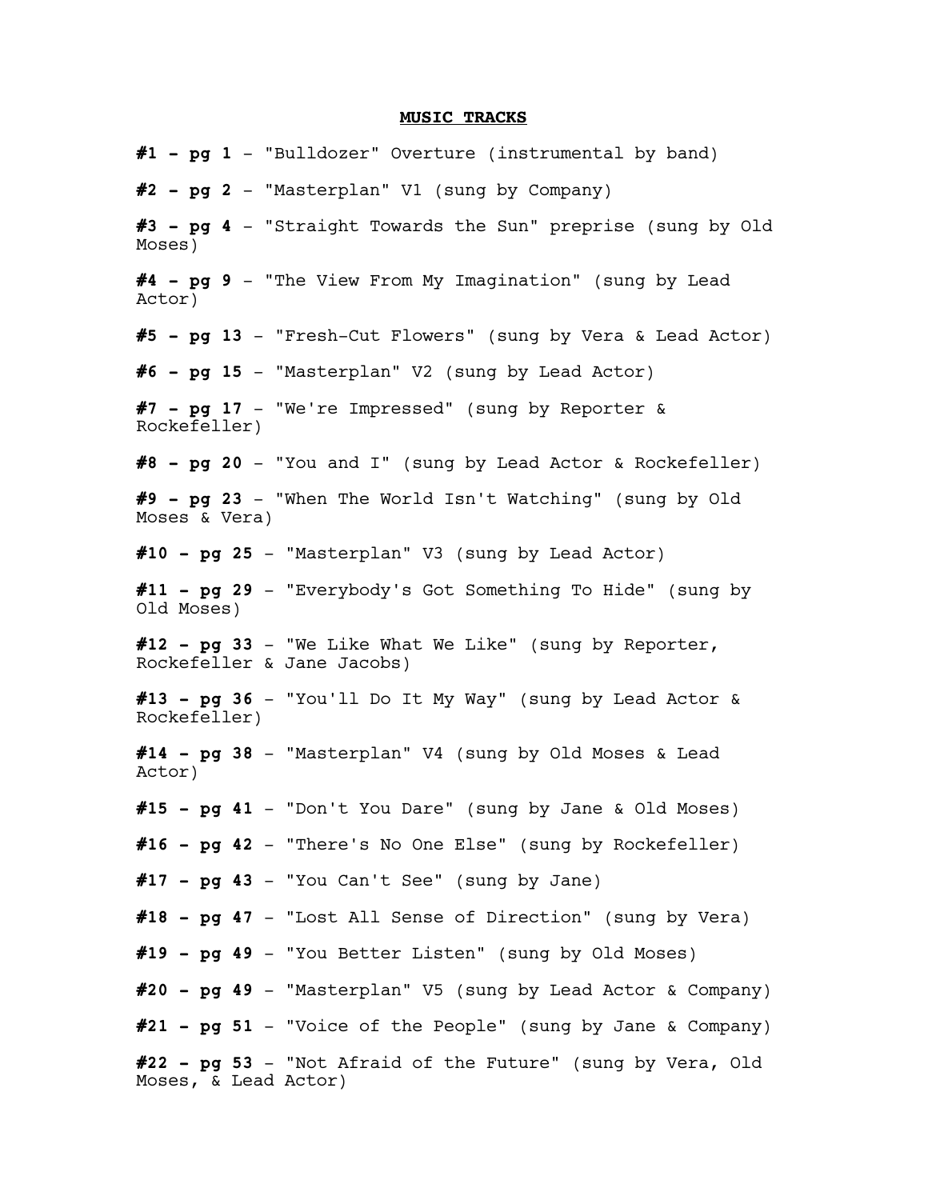## MUSIC TRACKS

**#1 - pg 1** – "Bulldozer" Overture (instrumental by band)

**#2 - pg 2** – "Masterplan" V1 (sung by Company)

**#3 - pg 4** – "Straight Towards the Sun" preprise (sung by Old Moses)

**#4 - pg 9** – "The View From My Imagination" (sung by Lead Actor)

**#5 - pg 13** – "Fresh-Cut Flowers" (sung by Vera & Lead Actor)

**#6 - pg 15** – "Masterplan" V2 (sung by Lead Actor)

**#7 - pg 17** – "We're Impressed" (sung by Reporter & Rockefeller)

**#8 - pg 20** – "You and I" (sung by Lead Actor & Rockefeller)

**#9 - pg 23** – "When The World Isn't Watching" (sung by Old Moses & Vera)

**#10 - pg 25** – "Masterplan" V3 (sung by Lead Actor)

**#11 - pg 29** – "Everybody's Got Something To Hide" (sung by Old Moses)

**#12 - pg 33** – "We Like What We Like" (sung by Reporter, Rockefeller & Jane Jacobs)

**#13 - pg 36** – "You'll Do It My Way" (sung by Lead Actor & Rockefeller)

**#14 - pg 38** – "Masterplan" V4 (sung by Old Moses & Lead Actor)

**#15 - pg 41** – "Don't You Dare" (sung by Jane & Old Moses)

**#16 - pg 42** – "There's No One Else" (sung by Rockefeller)

**#17 - pg 43** – "You Can't See" (sung by Jane)

**#18 - pg 47** – "Lost All Sense of Direction" (sung by Vera)

**#19 - pg 49** – "You Better Listen" (sung by Old Moses)

**#20 - pg 49** – "Masterplan" V5 (sung by Lead Actor & Company)

**#21 - pg 51** – "Voice of the People" (sung by Jane & Company)

**#22 - pg 53** – "Not Afraid of the Future" (sung by Vera, Old Moses, & Lead Actor)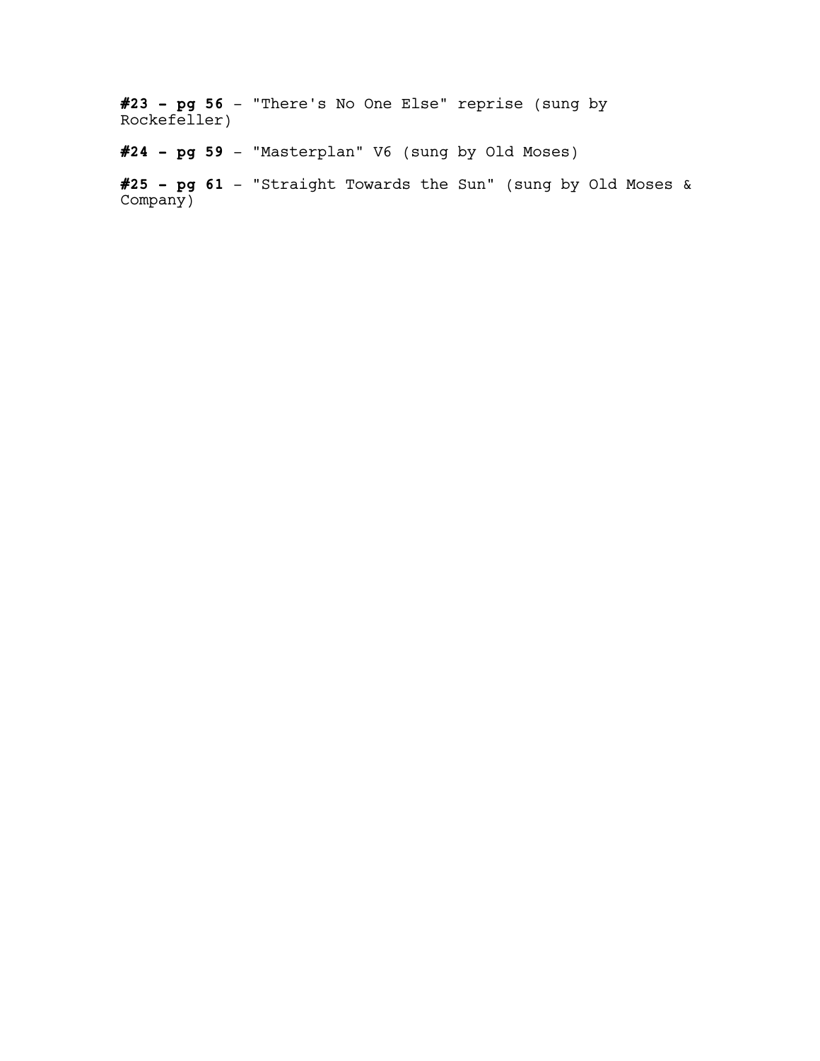**#23 - pg 56** - "There's No One Else" reprise (sung by Rockefeller)

**#24 - pg 59** - "Masterplan" V6 (sung by Old Moses)

**#25 - pg 61** - "Straight Towards the Sun" (sung by Old Moses & Company)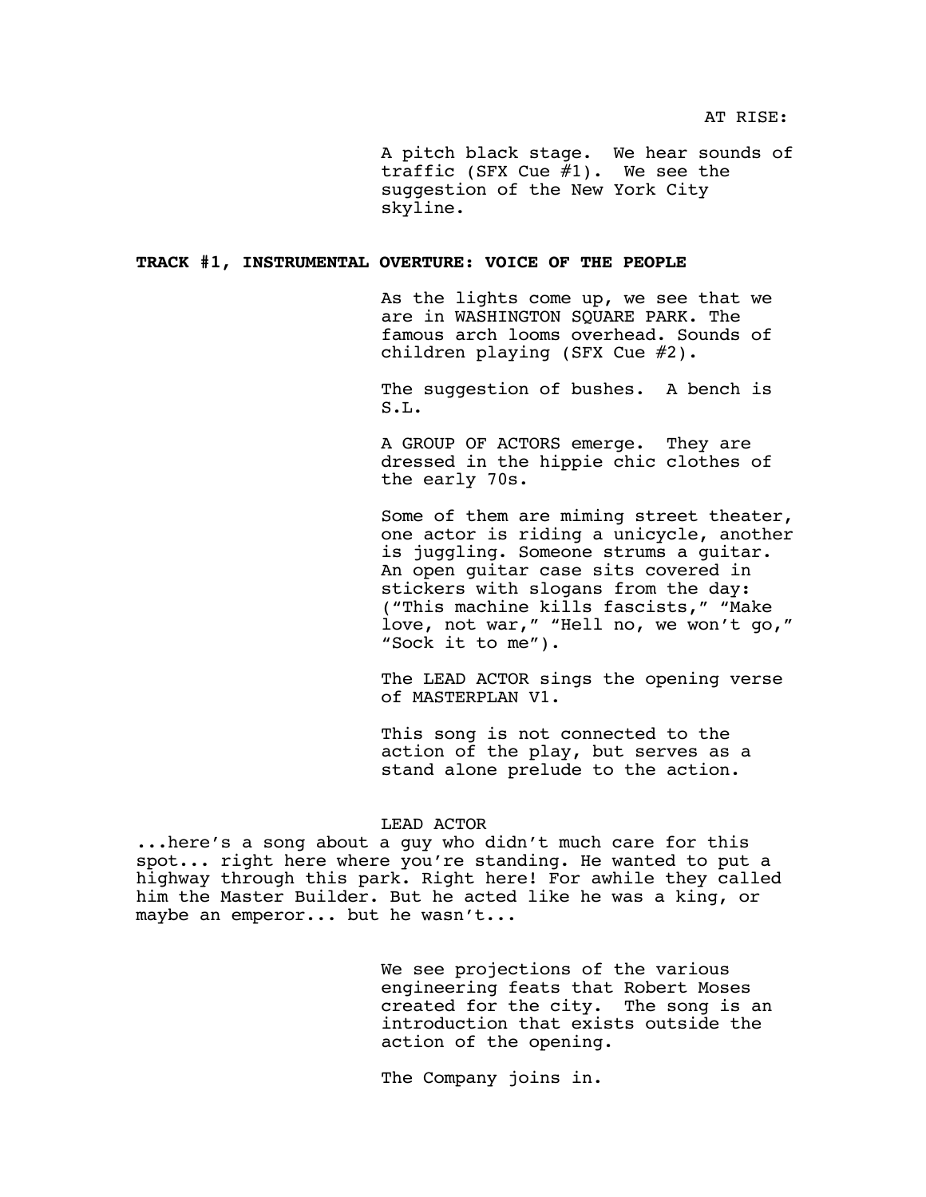AT RISE:

A pitch black stage. We hear sounds of traffic (SFX Cue #1). We see the suggestion of the New York City skyline.

**TRACK #1, INSTRUMENTAL OVERTURE: VOICE OF THE PEOPLE**

As the lights come up, we see that we are in WASHINGTON SQUARE PARK. The famous arch looms overhead. Sounds of children playing (SFX Cue #2).

The suggestion of bushes. A bench is S.L.

A GROUP OF ACTORS emerge. They are dressed in the hippie chic clothes of the early 70s.

Some of them are miming street theater, one actor is riding a unicycle, another is juggling. Someone strums a guitar. An open guitar case sits covered in stickers with slogans from the day: ("This machine kills fascists," "Make love, not war," "Hell no, we won't go," "Sock it to me").

The LEAD ACTOR sings the opening verse of MASTERPLAN V1.

This song is not connected to the action of the play, but serves as a stand alone prelude to the action.

LEAD ACTOR

...here's a song about a guy who didn't much care for this spot... right here where you're standing. He wanted to put a highway through this park. Right here! For awhile they called him the Master Builder. But he acted like he was a king, or maybe an emperor... but he wasn't...

We see projections of the various engineering feats that Robert Moses created for the city. The song is an introduction that exists outside the action of the opening.

The Company joins in.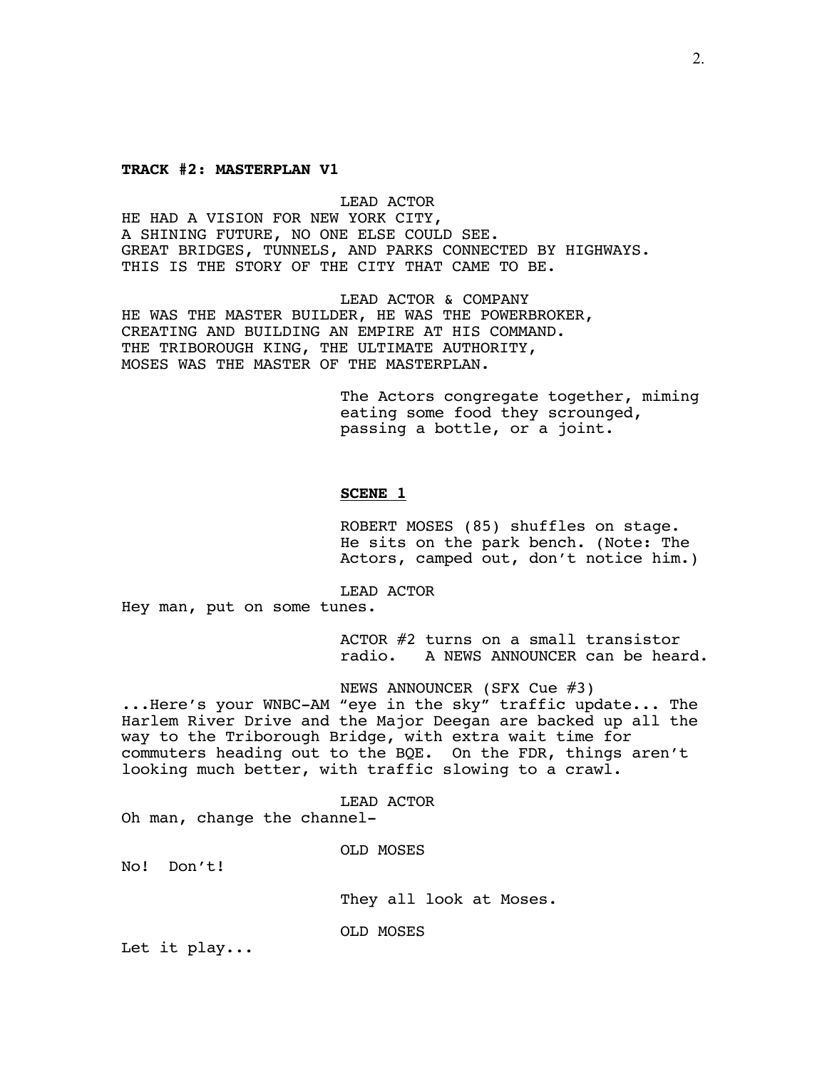**TRACK #2: MASTERPLAN V1**

LEAD ACTOR

HE HAD A VISION FOR NEW YORK CITY,
A SHINING FUTURE, NO ONE ELSE COULD SEE.
GREAT BRIDGES, TUNNELS, AND PARKS CONNECTED BY HIGHWAYS.
THIS IS THE STORY OF THE CITY THAT CAME TO BE.

LEAD ACTOR & COMPANY

HE WAS THE MASTER BUILDER, HE WAS THE POWERBROKER,
CREATING AND BUILDING AN EMPIRE AT HIS COMMAND.
THE TRIBOROUGH KING, THE ULTIMATE AUTHORITY,
MOSES WAS THE MASTER OF THE MASTERPLAN.

The Actors congregate together, miming eating some food they scrounged, passing a bottle, or a joint.

**SCENE 1**

ROBERT MOSES (85) shuffles on stage. He sits on the park bench. (Note: The Actors, camped out, don't notice him.)

LEAD ACTOR

Hey man, put on some tunes.

ACTOR #2 turns on a small transistor radio. A NEWS ANNOUNCER can be heard.

NEWS ANNOUNCER (SFX Cue #3)

...Here's your WNBC-AM "eye in the sky" traffic update... The Harlem River Drive and the Major Deegan are backed up all the way to the Triborough Bridge, with extra wait time for commuters heading out to the BQE. On the FDR, things aren't looking much better, with traffic slowing to a crawl.

LEAD ACTOR

Oh man, change the channel-

OLD MOSES

No! Don't!

They all look at Moses.

OLD MOSES

Let it play...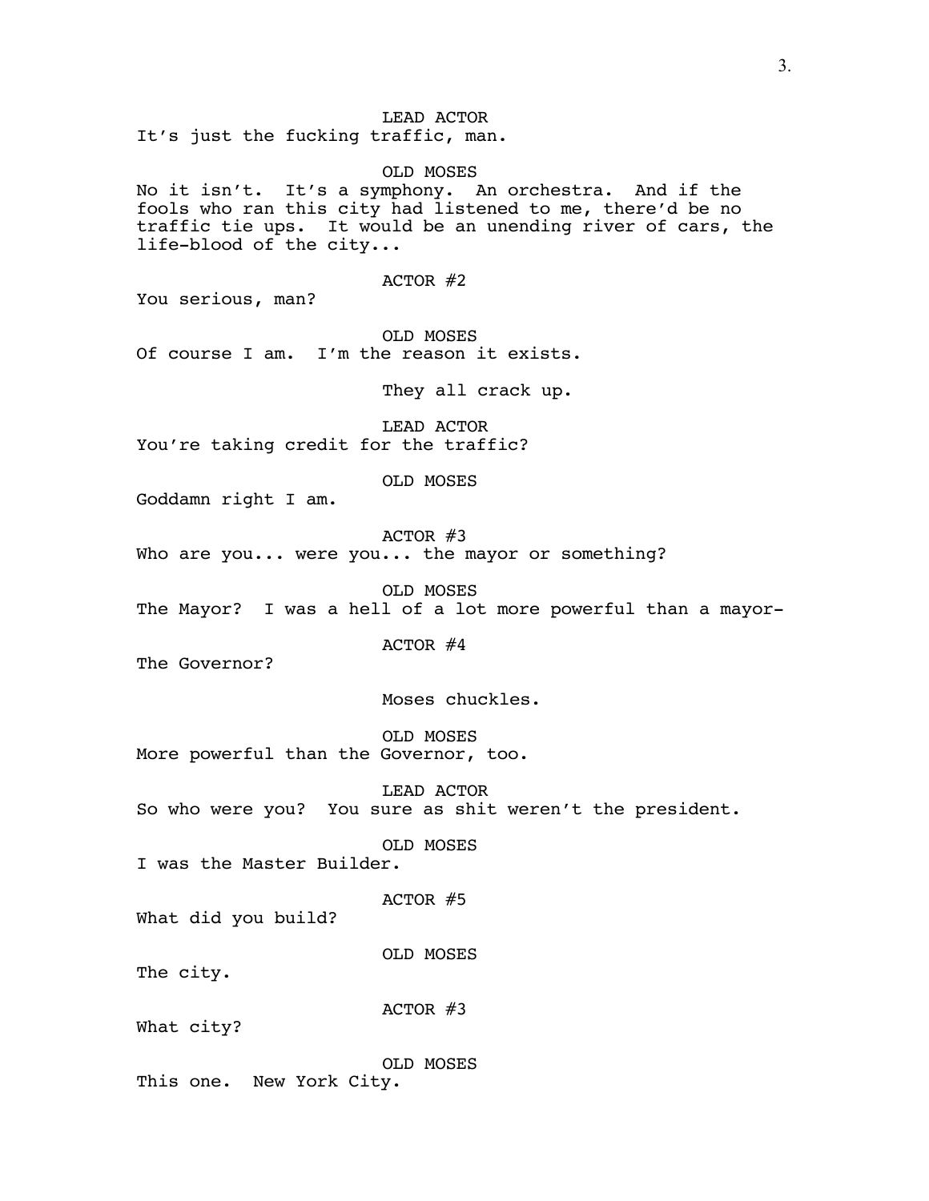LEAD ACTOR

It's just the fucking traffic, man.

OLD MOSES

No it isn't. It's a symphony. An orchestra. And if the fools who ran this city had listened to me, there'd be no traffic tie ups. It would be an unending river of cars, the life-blood of the city...

ACTOR #2

You serious, man?

OLD MOSES

Of course I am. I'm the reason it exists.

They all crack up.

LEAD ACTOR

You're taking credit for the traffic?

OLD MOSES

Goddamn right I am.

ACTOR #3

Who are you... were you... the mayor or something?

OLD MOSES

The Mayor? I was a hell of a lot more powerful than a mayor-

ACTOR #4

The Governor?

Moses chuckles.

OLD MOSES

More powerful than the Governor, too.

LEAD ACTOR

So who were you? You sure as shit weren't the president.

OLD MOSES

I was the Master Builder.

ACTOR #5

What did you build?

OLD MOSES

The city.

ACTOR #3

What city?

OLD MOSES

This one. New York City.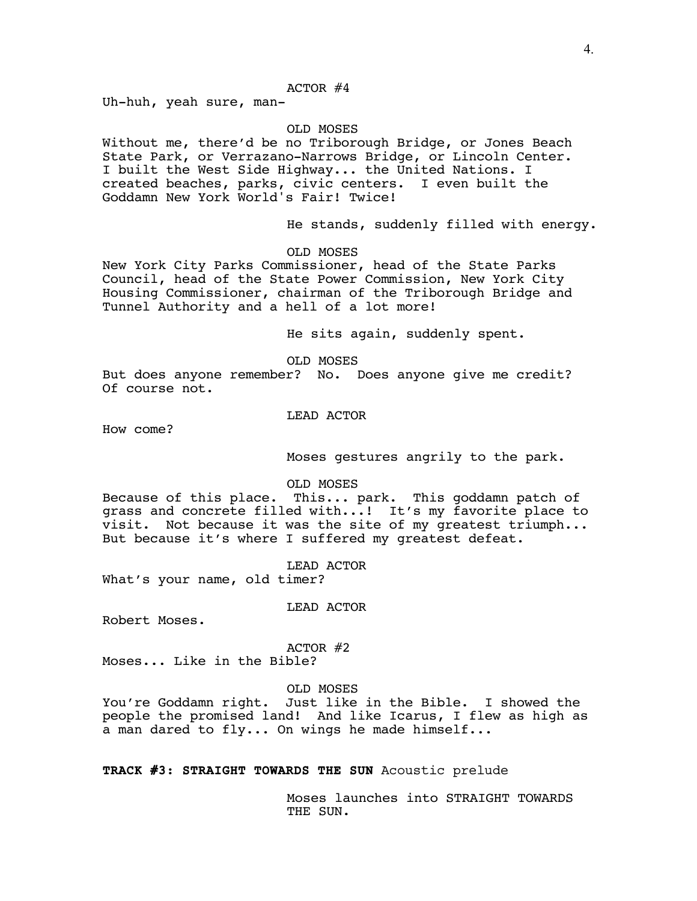ACTOR #4

Uh-huh, yeah sure, man-

OLD MOSES

Without me, there'd be no Triborough Bridge, or Jones Beach State Park, or Verrazano-Narrows Bridge, or Lincoln Center. I built the West Side Highway... the United Nations. I created beaches, parks, civic centers. I even built the Goddamn New York World's Fair! Twice!

He stands, suddenly filled with energy.

OLD MOSES

New York City Parks Commissioner, head of the State Parks Council, head of the State Power Commission, New York City Housing Commissioner, chairman of the Triborough Bridge and Tunnel Authority and a hell of a lot more!

He sits again, suddenly spent.

OLD MOSES

But does anyone remember? No. Does anyone give me credit? Of course not.

LEAD ACTOR

How come?

Moses gestures angrily to the park.

OLD MOSES

Because of this place. This... park. This goddamn patch of grass and concrete filled with...! It's my favorite place to visit. Not because it was the site of my greatest triumph... But because it's where I suffered my greatest defeat.

LEAD ACTOR

What's your name, old timer?

LEAD ACTOR

Robert Moses.

ACTOR #2

Moses... Like in the Bible?

OLD MOSES

You're Goddamn right. Just like in the Bible. I showed the people the promised land! And like Icarus, I flew as high as a man dared to fly... On wings he made himself...

**TRACK #3: STRAIGHT TOWARDS THE SUN** Acoustic prelude

Moses launches into STRAIGHT TOWARDS THE SUN.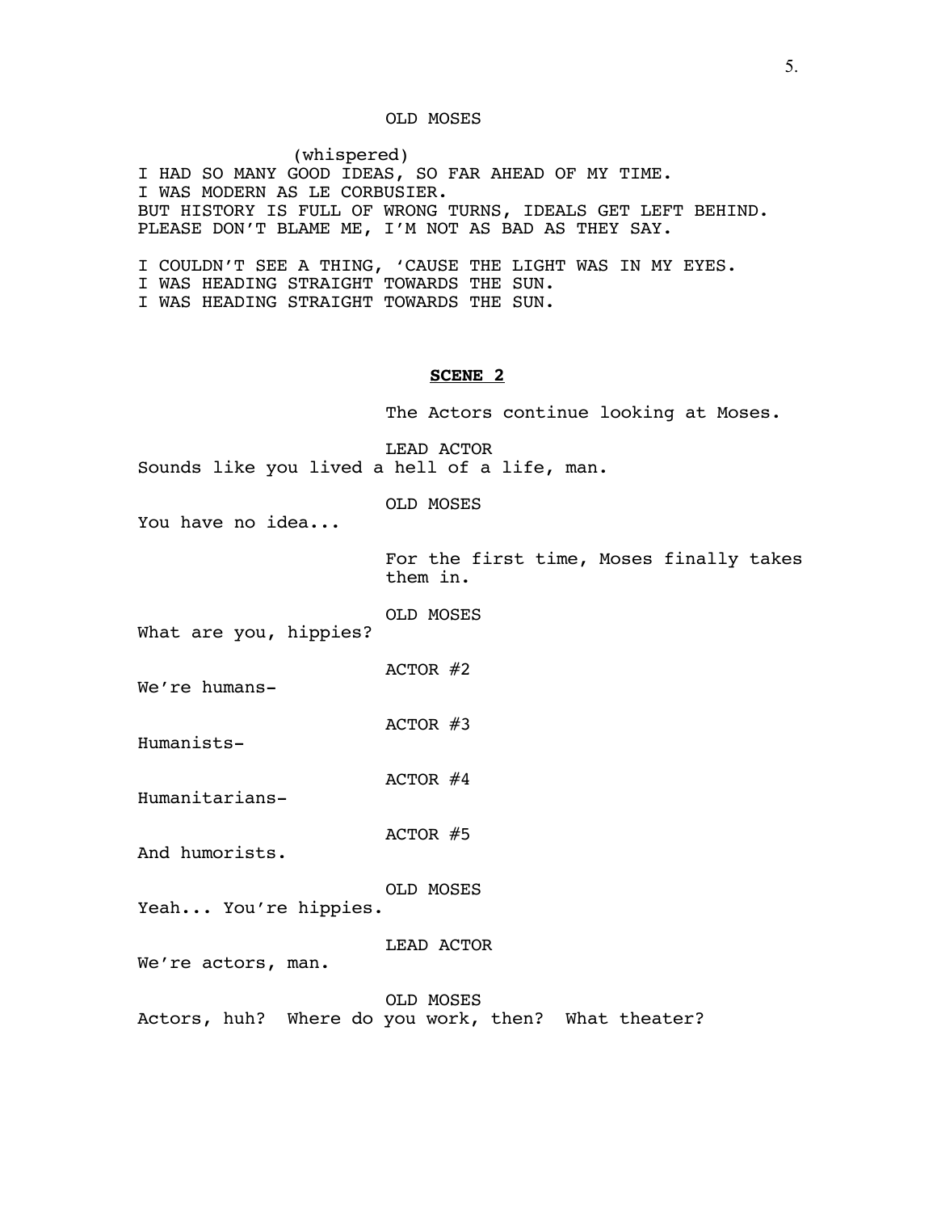OLD MOSES

(whispered)

I HAD SO MANY GOOD IDEAS, SO FAR AHEAD OF MY TIME.
I WAS MODERN AS LE CORBUSIER.
BUT HISTORY IS FULL OF WRONG TURNS, IDEALS GET LEFT BEHIND.
PLEASE DON'T BLAME ME, I'M NOT AS BAD AS THEY SAY.

I COULDN'T SEE A THING, 'CAUSE THE LIGHT WAS IN MY EYES.
I WAS HEADING STRAIGHT TOWARDS THE SUN.
I WAS HEADING STRAIGHT TOWARDS THE SUN.

**SCENE 2**

The Actors continue looking at Moses.

LEAD ACTOR

Sounds like you lived a hell of a life, man.

OLD MOSES

You have no idea...

For the first time, Moses finally takes them in.

OLD MOSES

What are you, hippies?

ACTOR #2

We're humans-

ACTOR #3

Humanists-

ACTOR #4

Humanitarians-

ACTOR #5

And humorists.

OLD MOSES

Yeah... You're hippies.

LEAD ACTOR

We're actors, man.

OLD MOSES

Actors, huh? Where do you work, then? What theater?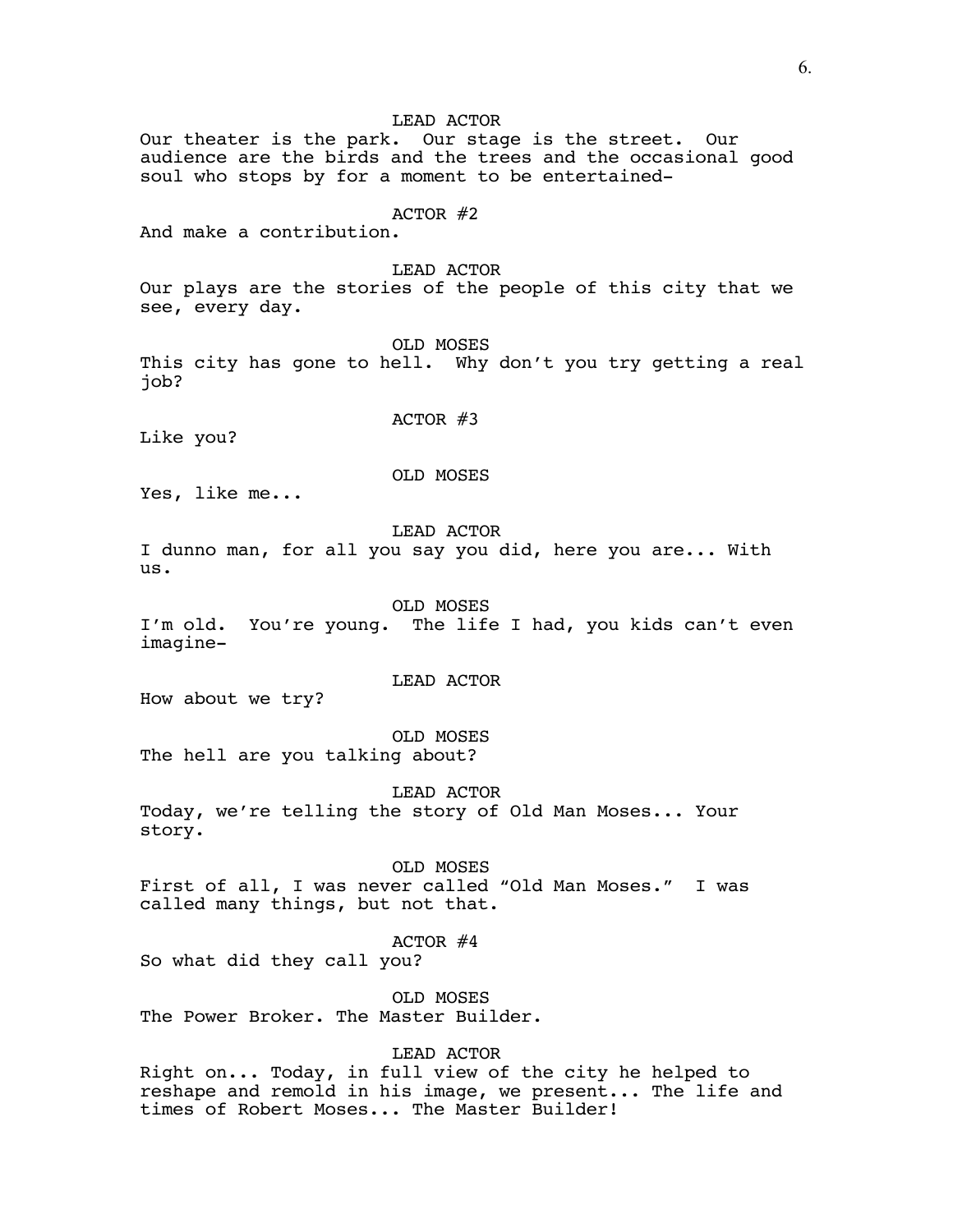LEAD ACTOR

Our theater is the park. Our stage is the street. Our audience are the birds and the trees and the occasional good soul who stops by for a moment to be entertained-

ACTOR #2

And make a contribution.

LEAD ACTOR

Our plays are the stories of the people of this city that we see, every day.

OLD MOSES

This city has gone to hell. Why don't you try getting a real job?

ACTOR #3

Like you?

OLD MOSES

Yes, like me...

LEAD ACTOR

I dunno man, for all you say you did, here you are... With us.

OLD MOSES

I'm old. You're young. The life I had, you kids can't even imagine-

LEAD ACTOR

How about we try?

OLD MOSES

The hell are you talking about?

LEAD ACTOR

Today, we're telling the story of Old Man Moses... Your story.

OLD MOSES

First of all, I was never called "Old Man Moses." I was called many things, but not that.

ACTOR #4

So what did they call you?

OLD MOSES

The Power Broker. The Master Builder.

LEAD ACTOR

Right on... Today, in full view of the city he helped to reshape and remold in his image, we present... The life and times of Robert Moses... The Master Builder!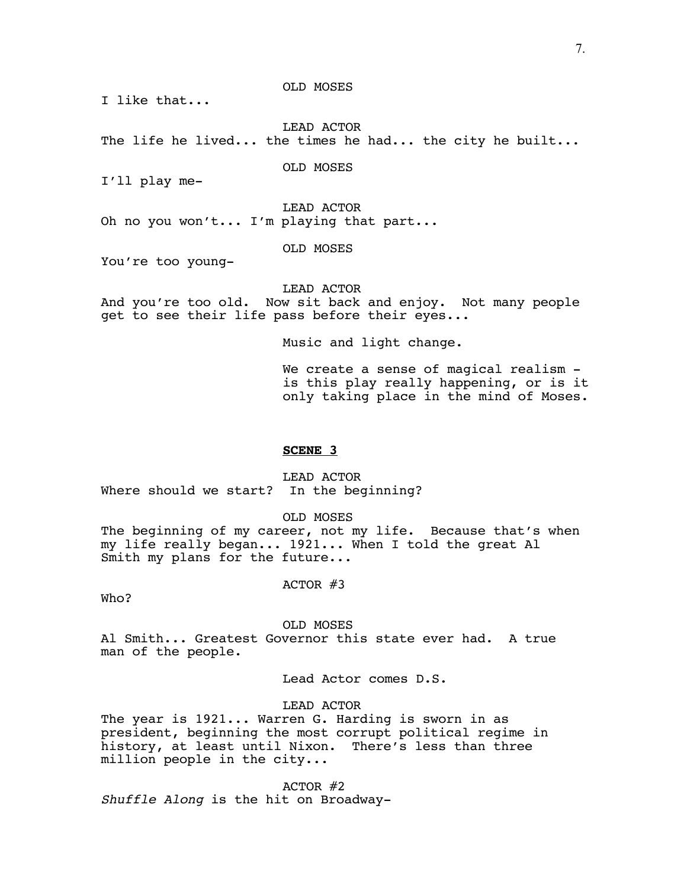OLD MOSES

I like that...

LEAD ACTOR

The life he lived... the times he had... the city he built...

OLD MOSES

I'll play me-

LEAD ACTOR

Oh no you won't... I'm playing that part...

OLD MOSES

You're too young-

LEAD ACTOR

And you're too old. Now sit back and enjoy. Not many people get to see their life pass before their eyes...

Music and light change.

We create a sense of magical realism - is this play really happening, or is it only taking place in the mind of Moses.

**SCENE 3**

LEAD ACTOR

Where should we start? In the beginning?

OLD MOSES

The beginning of my career, not my life. Because that's when my life really began... 1921... When I told the great Al Smith my plans for the future...

ACTOR #3

Who?

OLD MOSES

Al Smith... Greatest Governor this state ever had. A true man of the people.

Lead Actor comes D.S.

LEAD ACTOR

The year is 1921... Warren G. Harding is sworn in as president, beginning the most corrupt political regime in history, at least until Nixon. There's less than three million people in the city...

ACTOR #2

*Shuffle Along* is the hit on Broadway-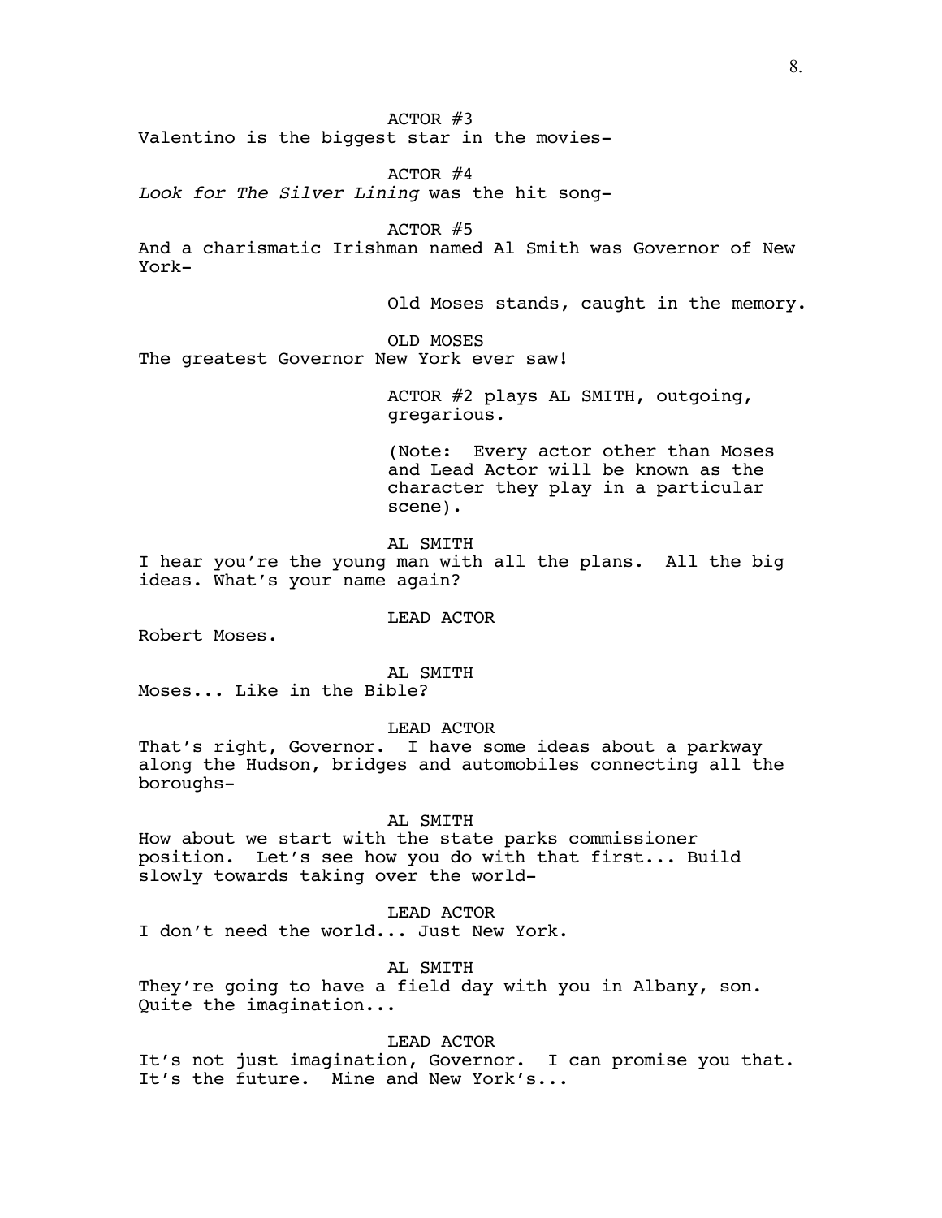ACTOR #3

Valentino is the biggest star in the movies-

ACTOR #4

*Look for The Silver Lining* was the hit song-

ACTOR #5

And a charismatic Irishman named Al Smith was Governor of New York-

Old Moses stands, caught in the memory.

OLD MOSES

The greatest Governor New York ever saw!

ACTOR #2 plays AL SMITH, outgoing, gregarious.

(Note: Every actor other than Moses and Lead Actor will be known as the character they play in a particular scene).

AL SMITH

I hear you're the young man with all the plans. All the big ideas. What's your name again?

LEAD ACTOR

Robert Moses.

AL SMITH

Moses... Like in the Bible?

LEAD ACTOR

That's right, Governor. I have some ideas about a parkway along the Hudson, bridges and automobiles connecting all the boroughs-

AL SMITH

How about we start with the state parks commissioner position. Let's see how you do with that first... Build slowly towards taking over the world-

LEAD ACTOR

I don't need the world... Just New York.

AL SMITH

They're going to have a field day with you in Albany, son. Quite the imagination...

LEAD ACTOR

It's not just imagination, Governor. I can promise you that. It's the future. Mine and New York's...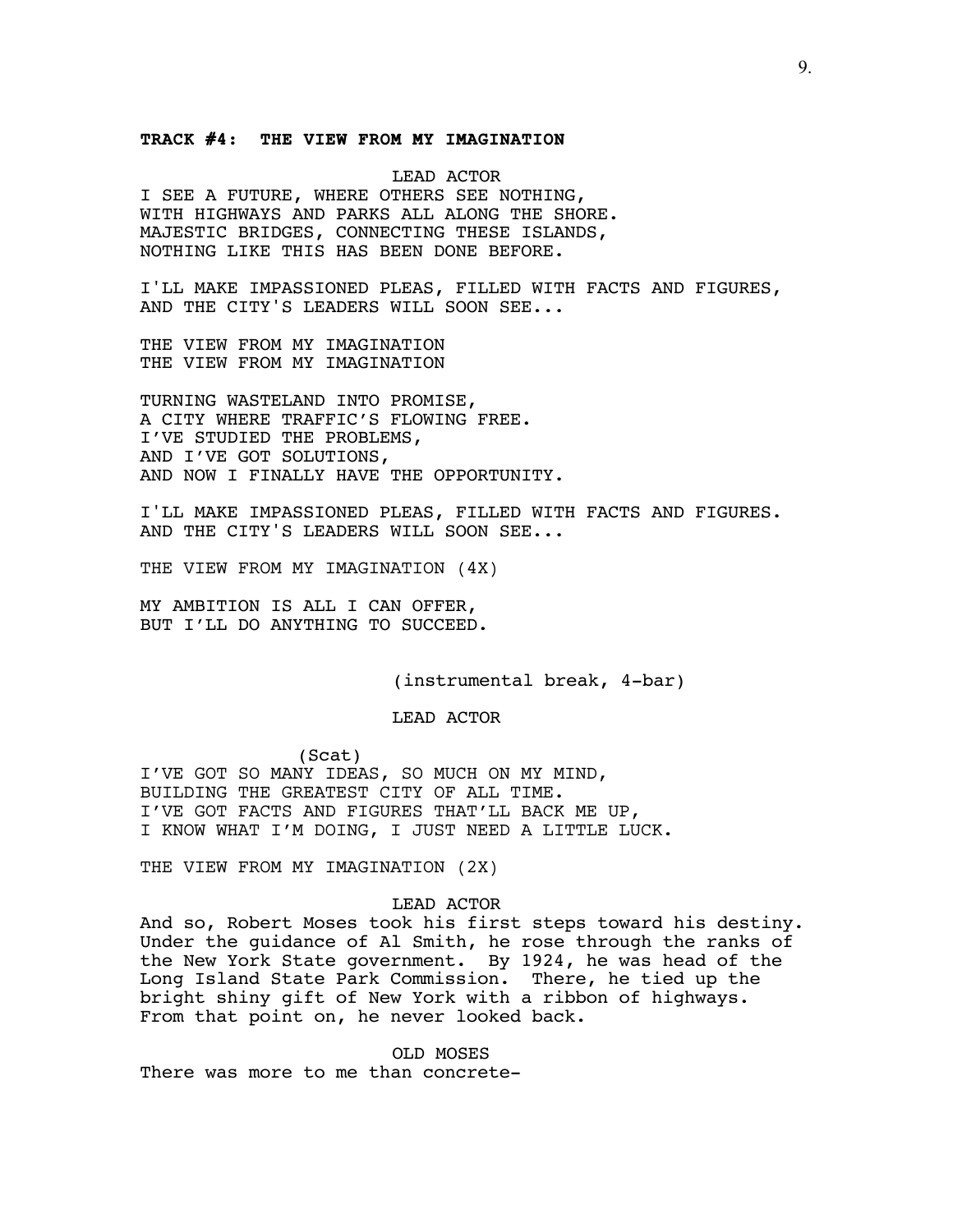**TRACK #4: THE VIEW FROM MY IMAGINATION**

LEAD ACTOR

I SEE A FUTURE, WHERE OTHERS SEE NOTHING,
WITH HIGHWAYS AND PARKS ALL ALONG THE SHORE.
MAJESTIC BRIDGES, CONNECTING THESE ISLANDS,
NOTHING LIKE THIS HAS BEEN DONE BEFORE.

I'LL MAKE IMPASSIONED PLEAS, FILLED WITH FACTS AND FIGURES,
AND THE CITY'S LEADERS WILL SOON SEE...

THE VIEW FROM MY IMAGINATION
THE VIEW FROM MY IMAGINATION

TURNING WASTELAND INTO PROMISE,
A CITY WHERE TRAFFIC'S FLOWING FREE.
I'VE STUDIED THE PROBLEMS,
AND I'VE GOT SOLUTIONS,
AND NOW I FINALLY HAVE THE OPPORTUNITY.

I'LL MAKE IMPASSIONED PLEAS, FILLED WITH FACTS AND FIGURES.
AND THE CITY'S LEADERS WILL SOON SEE...

THE VIEW FROM MY IMAGINATION (4X)

MY AMBITION IS ALL I CAN OFFER,
BUT I'LL DO ANYTHING TO SUCCEED.

(instrumental break, 4-bar)

LEAD ACTOR

(Scat)

I'VE GOT SO MANY IDEAS, SO MUCH ON MY MIND,
BUILDING THE GREATEST CITY OF ALL TIME.
I'VE GOT FACTS AND FIGURES THAT'LL BACK ME UP,
I KNOW WHAT I'M DOING, I JUST NEED A LITTLE LUCK.

THE VIEW FROM MY IMAGINATION (2X)

LEAD ACTOR

And so, Robert Moses took his first steps toward his destiny. Under the guidance of Al Smith, he rose through the ranks of the New York State government. By 1924, he was head of the Long Island State Park Commission. There, he tied up the bright shiny gift of New York with a ribbon of highways. From that point on, he never looked back.

OLD MOSES

There was more to me than concrete-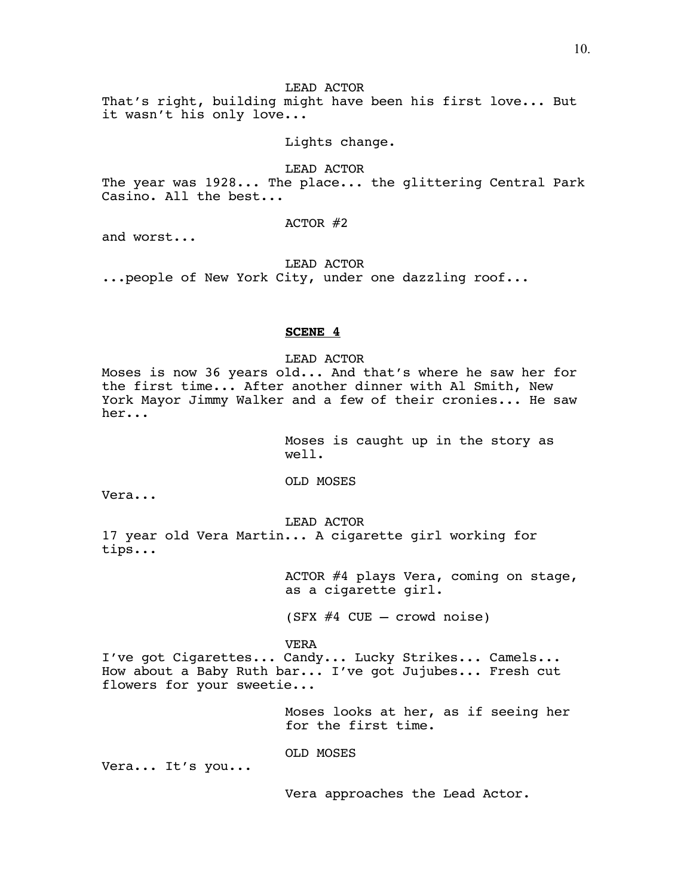LEAD ACTOR

That's right, building might have been his first love... But it wasn't his only love...

Lights change.

LEAD ACTOR

The year was 1928... The place... the glittering Central Park Casino. All the best...

ACTOR #2

and worst...

LEAD ACTOR

...people of New York City, under one dazzling roof...

**SCENE 4**

LEAD ACTOR

Moses is now 36 years old... And that's where he saw her for the first time... After another dinner with Al Smith, New York Mayor Jimmy Walker and a few of their cronies... He saw her...

Moses is caught up in the story as well.

OLD MOSES

Vera...

LEAD ACTOR

17 year old Vera Martin... A cigarette girl working for tips...

ACTOR #4 plays Vera, coming on stage, as a cigarette girl.

(SFX #4 CUE – crowd noise)

VERA

I've got Cigarettes... Candy... Lucky Strikes... Camels... How about a Baby Ruth bar... I've got Jujubes... Fresh cut flowers for your sweetie...

Moses looks at her, as if seeing her for the first time.

OLD MOSES

Vera... It's you...

Vera approaches the Lead Actor.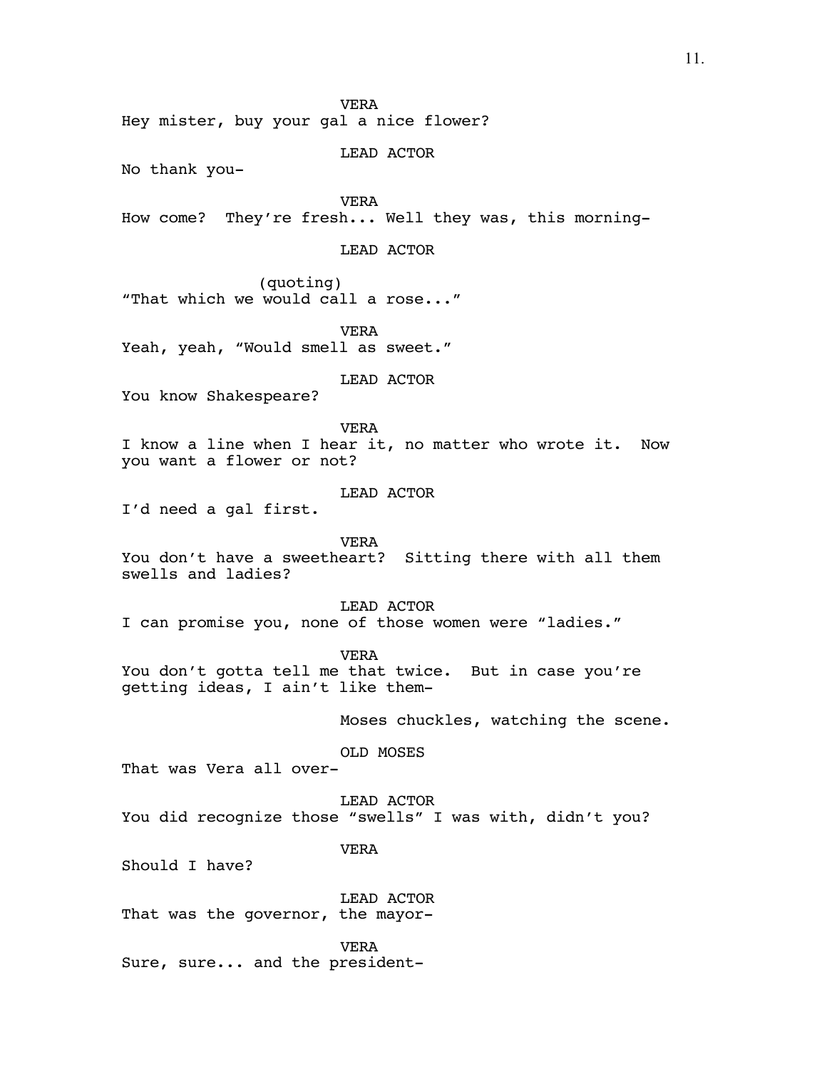VERA

Hey mister, buy your gal a nice flower?

LEAD ACTOR

No thank you-

VERA

How come? They're fresh... Well they was, this morning-

LEAD ACTOR

(quoting)

"That which we would call a rose..."

VERA

Yeah, yeah, "Would smell as sweet."

LEAD ACTOR

You know Shakespeare?

VERA

I know a line when I hear it, no matter who wrote it. Now you want a flower or not?

LEAD ACTOR

I'd need a gal first.

VERA

You don't have a sweetheart? Sitting there with all them swells and ladies?

LEAD ACTOR

I can promise you, none of those women were "ladies."

VERA

You don't gotta tell me that twice. But in case you're getting ideas, I ain't like them-

Moses chuckles, watching the scene.

OLD MOSES

That was Vera all over-

LEAD ACTOR

You did recognize those "swells" I was with, didn't you?

VERA

Should I have?

LEAD ACTOR

That was the governor, the mayor-

VERA

Sure, sure... and the president-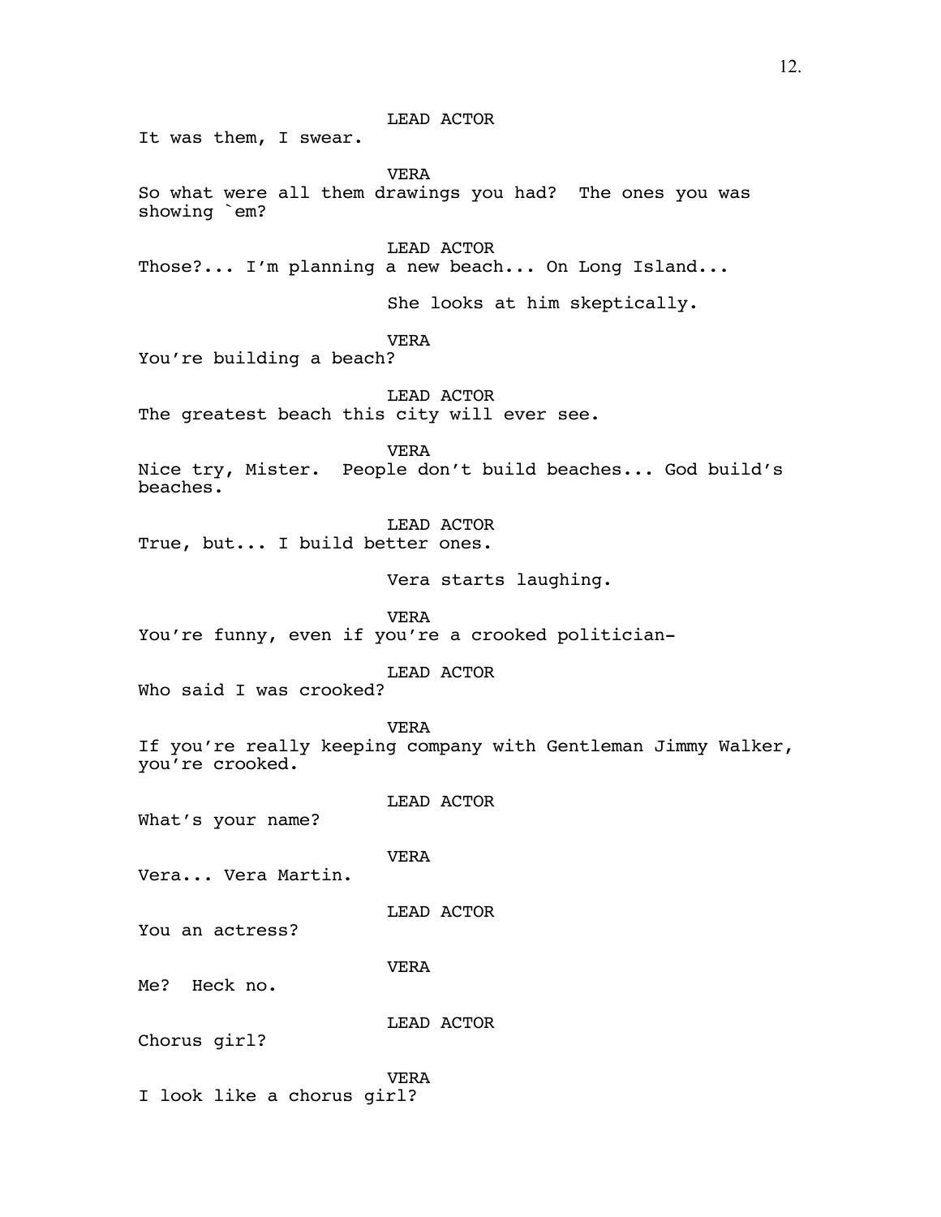LEAD ACTOR

It was them, I swear.

VERA

So what were all them drawings you had?  The ones you was showing `em?

LEAD ACTOR

Those?... I'm planning a new beach... On Long Island...

She looks at him skeptically.

VERA

You're building a beach?

LEAD ACTOR

The greatest beach this city will ever see.

VERA

Nice try, Mister.  People don't build beaches... God build's beaches.

LEAD ACTOR

True, but... I build better ones.

Vera starts laughing.

VERA

You're funny, even if you're a crooked politician-

LEAD ACTOR

Who said I was crooked?

VERA

If you're really keeping company with Gentleman Jimmy Walker, you're crooked.

LEAD ACTOR

What's your name?

VERA

Vera... Vera Martin.

LEAD ACTOR

You an actress?

VERA

Me?  Heck no.

LEAD ACTOR

Chorus girl?

VERA

I look like a chorus girl?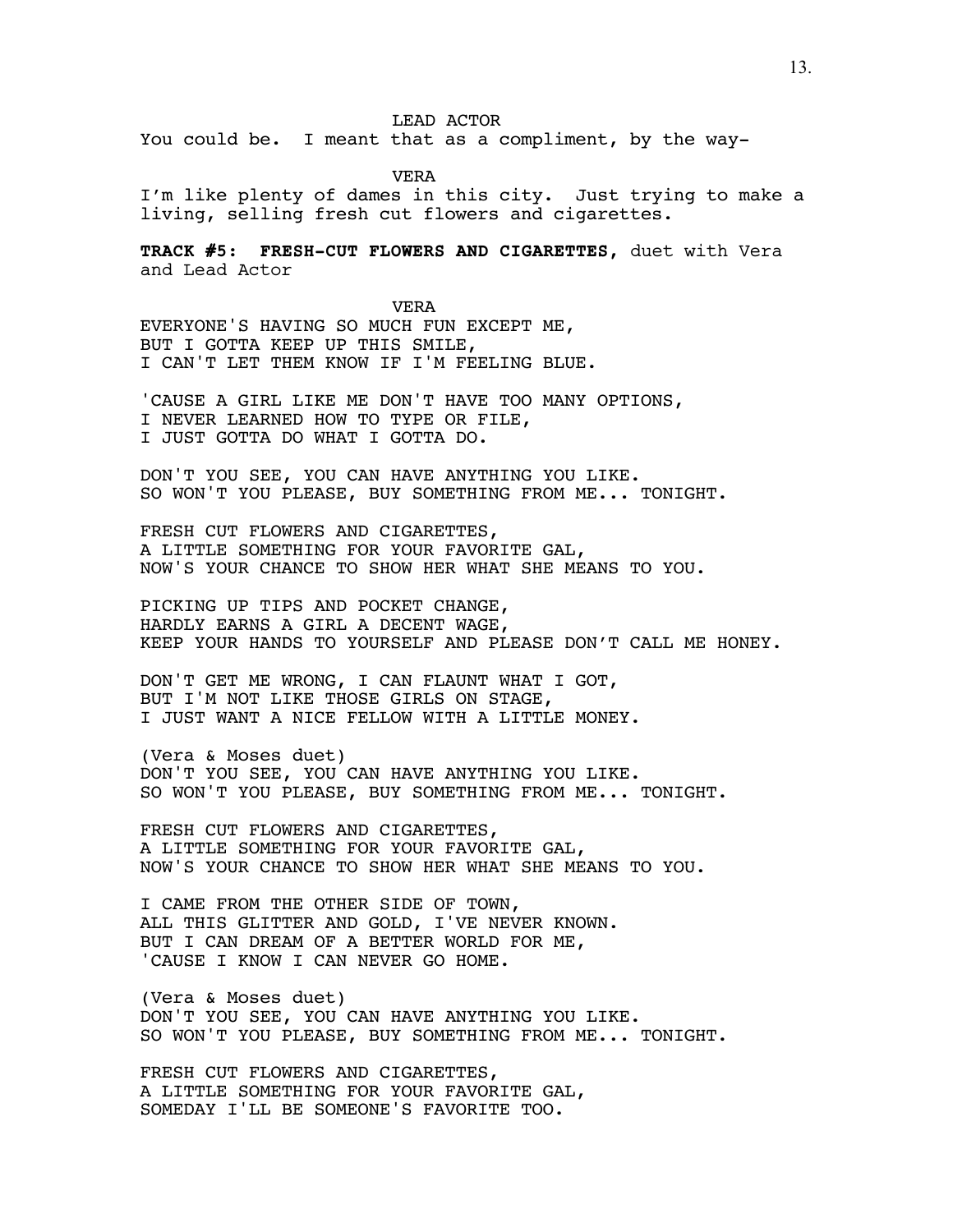LEAD ACTOR

You could be. I meant that as a compliment, by the way-

VERA

I'm like plenty of dames in this city. Just trying to make a living, selling fresh cut flowers and cigarettes.

**TRACK #5: FRESH-CUT FLOWERS AND CIGARETTES**, duet with Vera and Lead Actor

VERA

EVERYONE'S HAVING SO MUCH FUN EXCEPT ME,
BUT I GOTTA KEEP UP THIS SMILE,
I CAN'T LET THEM KNOW IF I'M FEELING BLUE.

'CAUSE A GIRL LIKE ME DON'T HAVE TOO MANY OPTIONS,
I NEVER LEARNED HOW TO TYPE OR FILE,
I JUST GOTTA DO WHAT I GOTTA DO.

DON'T YOU SEE, YOU CAN HAVE ANYTHING YOU LIKE.
SO WON'T YOU PLEASE, BUY SOMETHING FROM ME... TONIGHT.

FRESH CUT FLOWERS AND CIGARETTES,
A LITTLE SOMETHING FOR YOUR FAVORITE GAL,
NOW'S YOUR CHANCE TO SHOW HER WHAT SHE MEANS TO YOU.

PICKING UP TIPS AND POCKET CHANGE,
HARDLY EARNS A GIRL A DECENT WAGE,
KEEP YOUR HANDS TO YOURSELF AND PLEASE DON'T CALL ME HONEY.

DON'T GET ME WRONG, I CAN FLAUNT WHAT I GOT,
BUT I'M NOT LIKE THOSE GIRLS ON STAGE,
I JUST WANT A NICE FELLOW WITH A LITTLE MONEY.

(Vera & Moses duet)
DON'T YOU SEE, YOU CAN HAVE ANYTHING YOU LIKE.
SO WON'T YOU PLEASE, BUY SOMETHING FROM ME... TONIGHT.

FRESH CUT FLOWERS AND CIGARETTES,
A LITTLE SOMETHING FOR YOUR FAVORITE GAL,
NOW'S YOUR CHANCE TO SHOW HER WHAT SHE MEANS TO YOU.

I CAME FROM THE OTHER SIDE OF TOWN,
ALL THIS GLITTER AND GOLD, I'VE NEVER KNOWN.
BUT I CAN DREAM OF A BETTER WORLD FOR ME,
'CAUSE I KNOW I CAN NEVER GO HOME.

(Vera & Moses duet)
DON'T YOU SEE, YOU CAN HAVE ANYTHING YOU LIKE.
SO WON'T YOU PLEASE, BUY SOMETHING FROM ME... TONIGHT.

FRESH CUT FLOWERS AND CIGARETTES,
A LITTLE SOMETHING FOR YOUR FAVORITE GAL,
SOMEDAY I'LL BE SOMEONE'S FAVORITE TOO.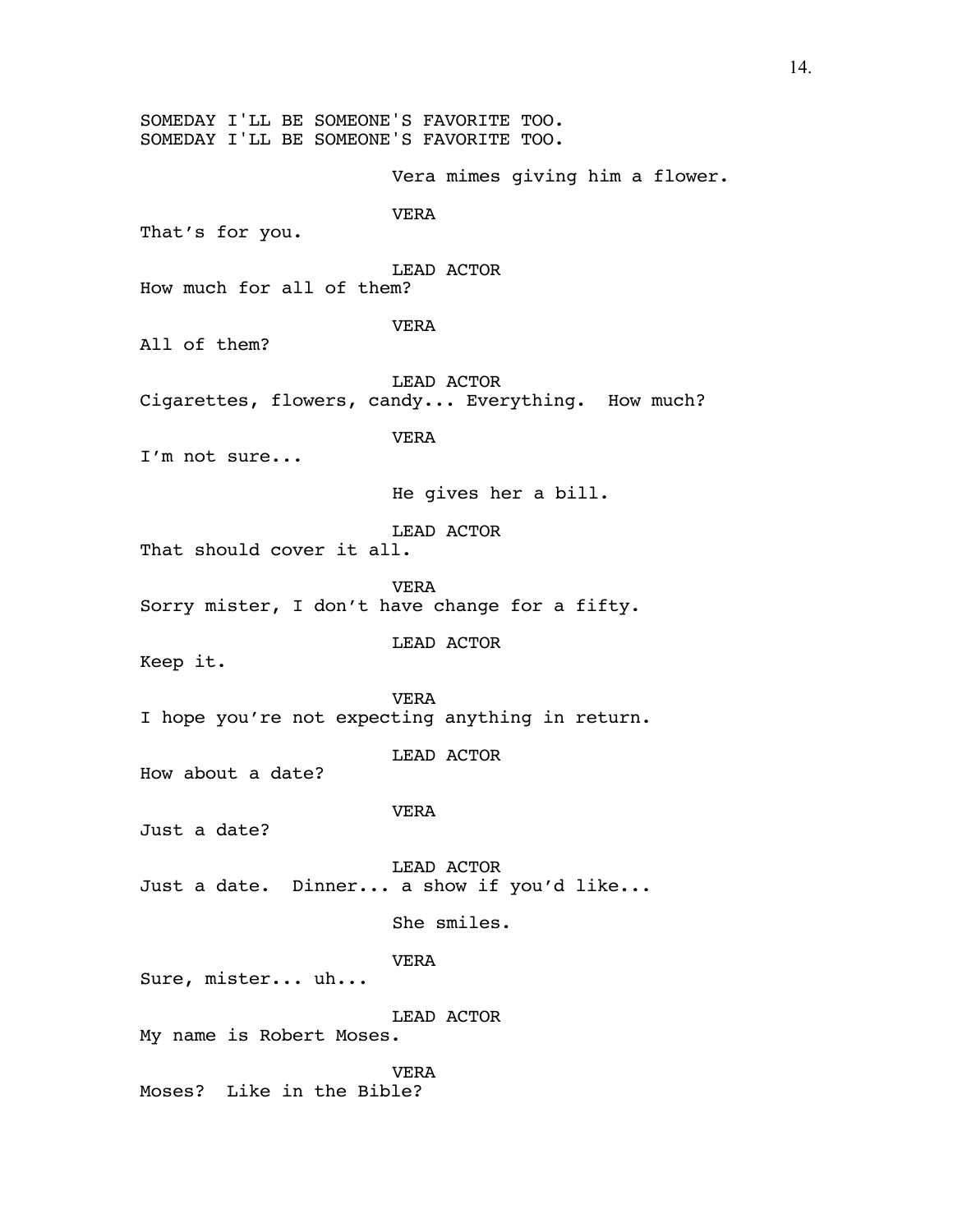SOMEDAY I'LL BE SOMEONE'S FAVORITE TOO.
SOMEDAY I'LL BE SOMEONE'S FAVORITE TOO.

Vera mimes giving him a flower.

VERA

That's for you.

LEAD ACTOR

How much for all of them?

VERA

All of them?

LEAD ACTOR

Cigarettes, flowers, candy... Everything. How much?

VERA

I'm not sure...

He gives her a bill.

LEAD ACTOR

That should cover it all.

VERA

Sorry mister, I don't have change for a fifty.

LEAD ACTOR

Keep it.

VERA

I hope you're not expecting anything in return.

LEAD ACTOR

How about a date?

VERA

Just a date?

LEAD ACTOR

Just a date. Dinner... a show if you'd like...

She smiles.

VERA

Sure, mister... uh...

LEAD ACTOR

My name is Robert Moses.

VERA

Moses? Like in the Bible?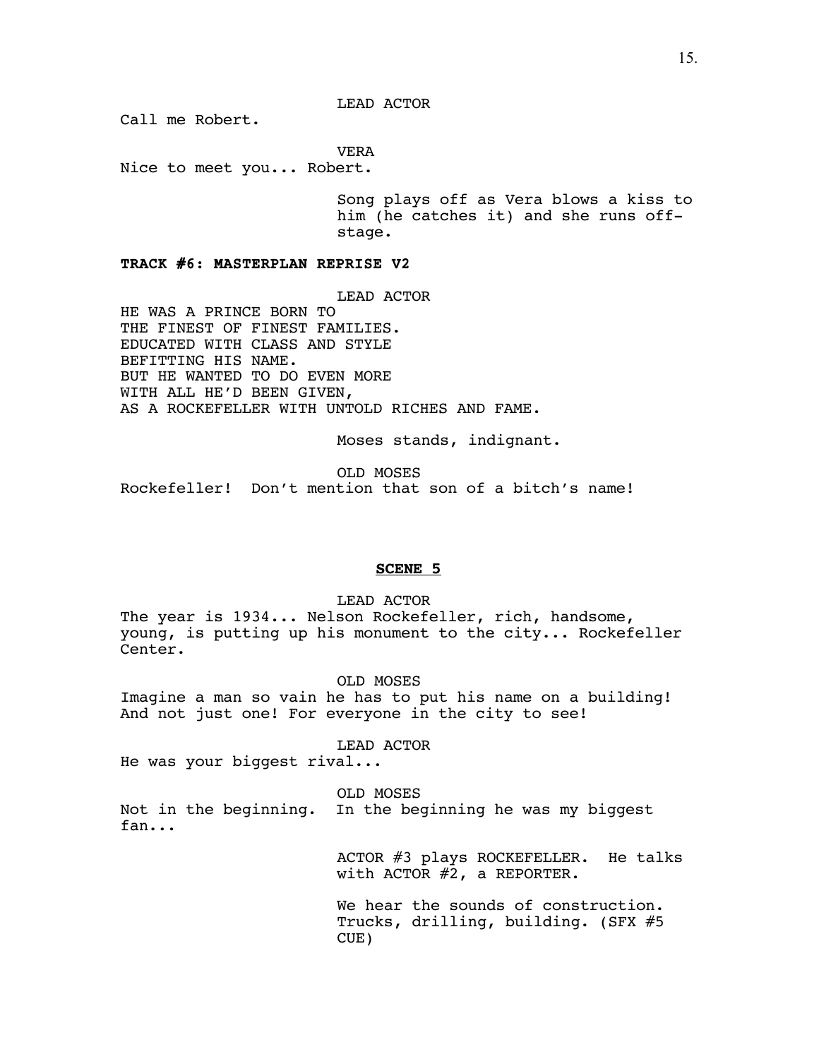LEAD ACTOR

Call me Robert.

VERA

Nice to meet you... Robert.

Song plays off as Vera blows a kiss to him (he catches it) and she runs off-stage.

**TRACK #6: MASTERPLAN REPRISE V2**

LEAD ACTOR

HE WAS A PRINCE BORN TO
THE FINEST OF FINEST FAMILIES.
EDUCATED WITH CLASS AND STYLE
BEFITTING HIS NAME.
BUT HE WANTED TO DO EVEN MORE
WITH ALL HE'D BEEN GIVEN,
AS A ROCKEFELLER WITH UNTOLD RICHES AND FAME.

Moses stands, indignant.

OLD MOSES

Rockefeller! Don't mention that son of a bitch's name!

## SCENE 5

LEAD ACTOR

The year is 1934... Nelson Rockefeller, rich, handsome, young, is putting up his monument to the city... Rockefeller Center.

OLD MOSES

Imagine a man so vain he has to put his name on a building! And not just one! For everyone in the city to see!

LEAD ACTOR

He was your biggest rival...

OLD MOSES

Not in the beginning. In the beginning he was my biggest fan...

ACTOR #3 plays ROCKEFELLER. He talks with ACTOR #2, a REPORTER.

We hear the sounds of construction. Trucks, drilling, building. (SFX #5 CUE)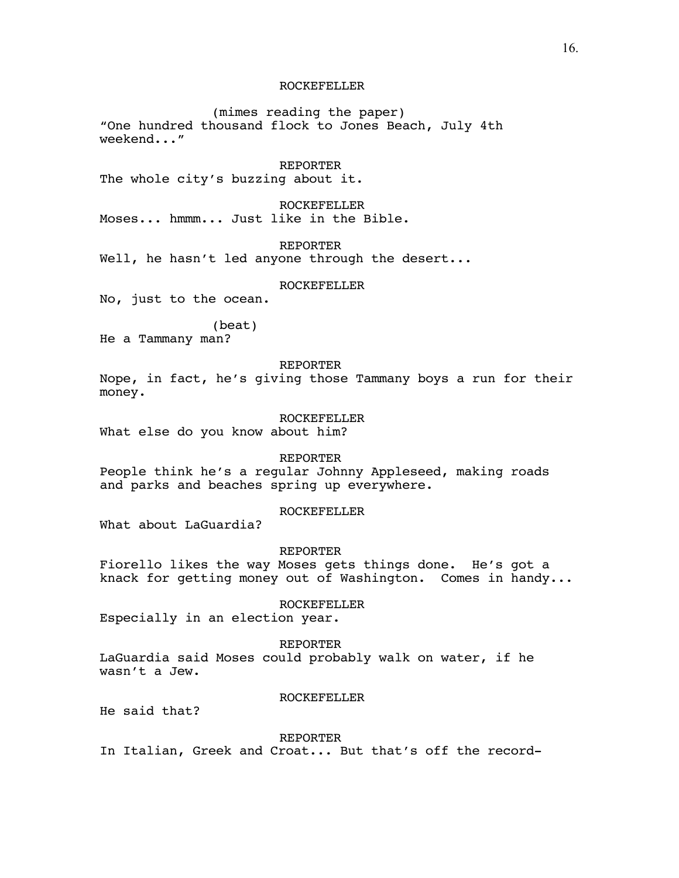ROCKEFELLER

(mimes reading the paper)
"One hundred thousand flock to Jones Beach, July 4th weekend..."

REPORTER
The whole city's buzzing about it.

ROCKEFELLER
Moses... hmmm... Just like in the Bible.

REPORTER
Well, he hasn't led anyone through the desert...

ROCKEFELLER
No, just to the ocean.

(beat)
He a Tammany man?

REPORTER
Nope, in fact, he's giving those Tammany boys a run for their money.

ROCKEFELLER
What else do you know about him?

REPORTER
People think he's a regular Johnny Appleseed, making roads and parks and beaches spring up everywhere.

ROCKEFELLER
What about LaGuardia?

REPORTER
Fiorello likes the way Moses gets things done. He's got a knack for getting money out of Washington. Comes in handy...

ROCKEFELLER
Especially in an election year.

REPORTER
LaGuardia said Moses could probably walk on water, if he wasn't a Jew.

ROCKEFELLER
He said that?

REPORTER
In Italian, Greek and Croat... But that's off the record-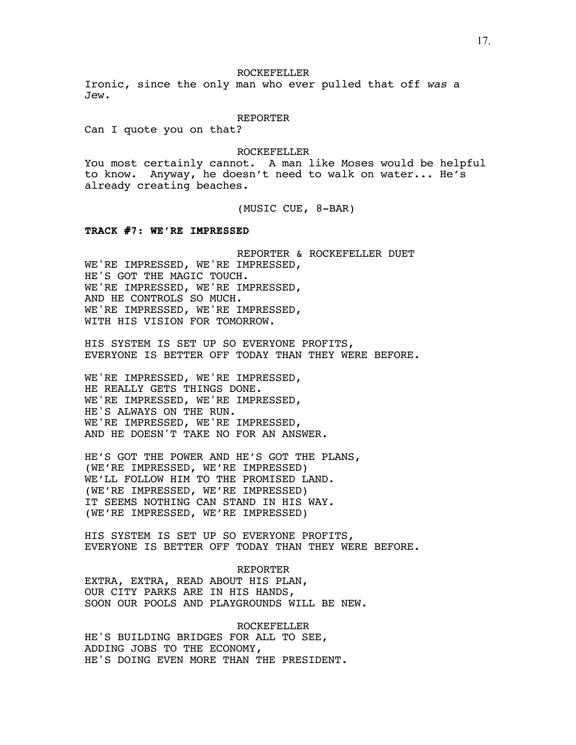ROCKEFELLER

Ironic, since the only man who ever pulled that off *was* a Jew.

REPORTER

Can I quote you on that?

ROCKEFELLER

You most certainly cannot. A man like Moses would be helpful to know. Anyway, he doesn't need to walk on water... He's already creating beaches.

(MUSIC CUE, 8-BAR)

**TRACK #7: WE'RE IMPRESSED**

REPORTER & ROCKEFELLER DUET

WE'RE IMPRESSED, WE'RE IMPRESSED,
HE'S GOT THE MAGIC TOUCH.
WE'RE IMPRESSED, WE'RE IMPRESSED,
AND HE CONTROLS SO MUCH.
WE'RE IMPRESSED, WE'RE IMPRESSED,
WITH HIS VISION FOR TOMORROW.

HIS SYSTEM IS SET UP SO EVERYONE PROFITS,
EVERYONE IS BETTER OFF TODAY THAN THEY WERE BEFORE.

WE'RE IMPRESSED, WE'RE IMPRESSED,
HE REALLY GETS THINGS DONE.
WE'RE IMPRESSED, WE'RE IMPRESSED,
HE'S ALWAYS ON THE RUN.
WE'RE IMPRESSED, WE'RE IMPRESSED,
AND HE DOESN'T TAKE NO FOR AN ANSWER.

HE'S GOT THE POWER AND HE'S GOT THE PLANS,
(WE'RE IMPRESSED, WE'RE IMPRESSED)
WE'LL FOLLOW HIM TO THE PROMISED LAND.
(WE'RE IMPRESSED, WE'RE IMPRESSED)
IT SEEMS NOTHING CAN STAND IN HIS WAY.
(WE'RE IMPRESSED, WE'RE IMPRESSED)

HIS SYSTEM IS SET UP SO EVERYONE PROFITS,
EVERYONE IS BETTER OFF TODAY THAN THEY WERE BEFORE.

REPORTER

EXTRA, EXTRA, READ ABOUT HIS PLAN,
OUR CITY PARKS ARE IN HIS HANDS,
SOON OUR POOLS AND PLAYGROUNDS WILL BE NEW.

ROCKEFELLER

HE'S BUILDING BRIDGES FOR ALL TO SEE,
ADDING JOBS TO THE ECONOMY,
HE'S DOING EVEN MORE THAN THE PRESIDENT.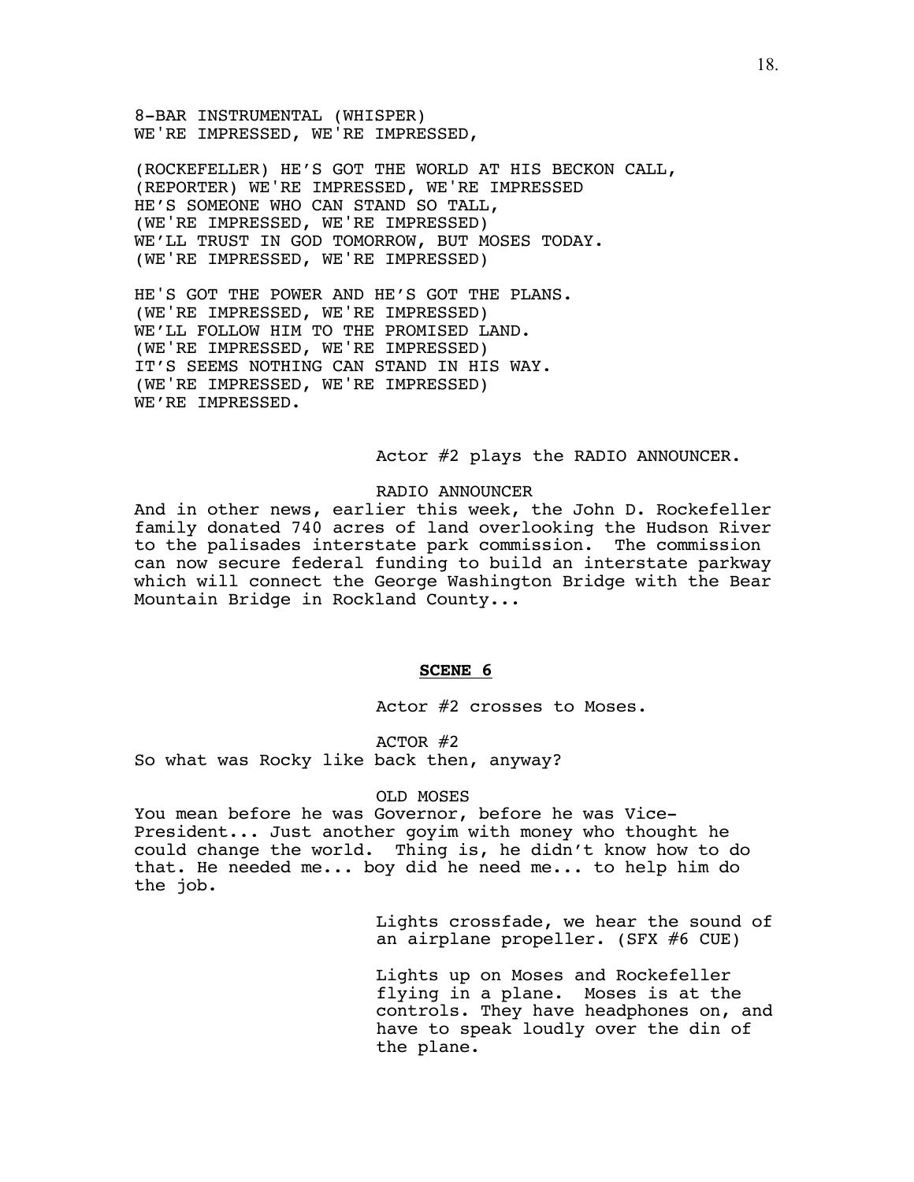8-BAR INSTRUMENTAL (WHISPER)
WE'RE IMPRESSED, WE'RE IMPRESSED,

(ROCKEFELLER) HE'S GOT THE WORLD AT HIS BECKON CALL,
(REPORTER) WE'RE IMPRESSED, WE'RE IMPRESSED
HE'S SOMEONE WHO CAN STAND SO TALL,
(WE'RE IMPRESSED, WE'RE IMPRESSED)
WE'LL TRUST IN GOD TOMORROW, BUT MOSES TODAY.
(WE'RE IMPRESSED, WE'RE IMPRESSED)

HE'S GOT THE POWER AND HE'S GOT THE PLANS.
(WE'RE IMPRESSED, WE'RE IMPRESSED)
WE'LL FOLLOW HIM TO THE PROMISED LAND.
(WE'RE IMPRESSED, WE'RE IMPRESSED)
IT'S SEEMS NOTHING CAN STAND IN HIS WAY.
(WE'RE IMPRESSED, WE'RE IMPRESSED)
WE'RE IMPRESSED.

Actor #2 plays the RADIO ANNOUNCER.

RADIO ANNOUNCER
And in other news, earlier this week, the John D. Rockefeller family donated 740 acres of land overlooking the Hudson River to the palisades interstate park commission. The commission can now secure federal funding to build an interstate parkway which will connect the George Washington Bridge with the Bear Mountain Bridge in Rockland County...

**SCENE 6**

Actor #2 crosses to Moses.

ACTOR #2
So what was Rocky like back then, anyway?

OLD MOSES
You mean before he was Governor, before he was Vice-President... Just another goyim with money who thought he could change the world. Thing is, he didn't know how to do that. He needed me... boy did he need me... to help him do the job.

Lights crossfade, we hear the sound of an airplane propeller. (SFX #6 CUE)

Lights up on Moses and Rockefeller flying in a plane. Moses is at the controls. They have headphones on, and have to speak loudly over the din of the plane.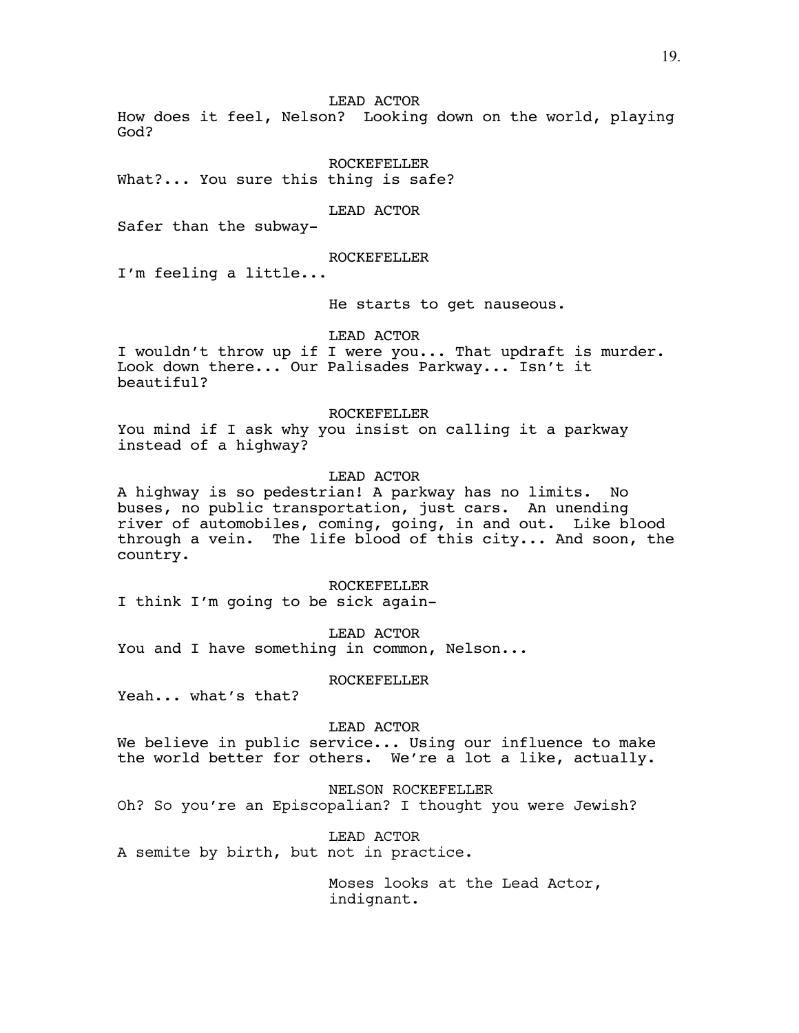LEAD ACTOR

How does it feel, Nelson? Looking down on the world, playing God?

ROCKEFELLER

What?... You sure this thing is safe?

LEAD ACTOR

Safer than the subway-

ROCKEFELLER

I'm feeling a little...

He starts to get nauseous.

LEAD ACTOR

I wouldn't throw up if I were you... That updraft is murder. Look down there... Our Palisades Parkway... Isn't it beautiful?

ROCKEFELLER

You mind if I ask why you insist on calling it a parkway instead of a highway?

LEAD ACTOR

A highway is so pedestrian! A parkway has no limits. No buses, no public transportation, just cars. An unending river of automobiles, coming, going, in and out. Like blood through a vein. The life blood of this city... And soon, the country.

ROCKEFELLER

I think I'm going to be sick again-

LEAD ACTOR

You and I have something in common, Nelson...

ROCKEFELLER

Yeah... what's that?

LEAD ACTOR

We believe in public service... Using our influence to make the world better for others. We're a lot a like, actually.

NELSON ROCKEFELLER

Oh? So you're an Episcopalian? I thought you were Jewish?

LEAD ACTOR

A semite by birth, but not in practice.

Moses looks at the Lead Actor, indignant.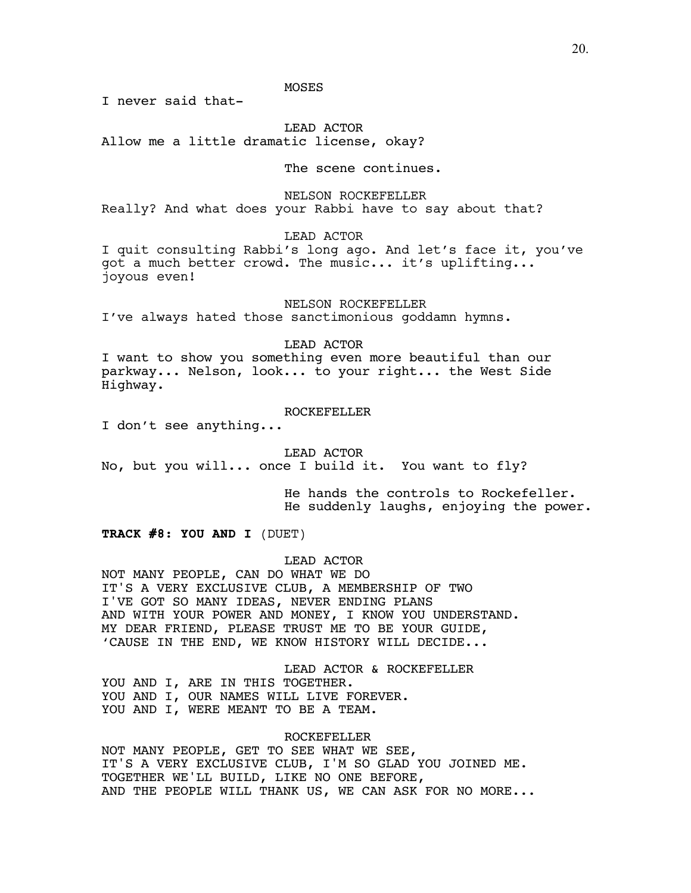MOSES

I never said that-

LEAD ACTOR

Allow me a little dramatic license, okay?

The scene continues.

NELSON ROCKEFELLER

Really? And what does your Rabbi have to say about that?

LEAD ACTOR

I quit consulting Rabbi's long ago. And let's face it, you've got a much better crowd. The music... it's uplifting... joyous even!

NELSON ROCKEFELLER

I've always hated those sanctimonious goddamn hymns.

LEAD ACTOR

I want to show you something even more beautiful than our parkway... Nelson, look... to your right... the West Side Highway.

ROCKEFELLER

I don't see anything...

LEAD ACTOR

No, but you will... once I build it. You want to fly?

He hands the controls to Rockefeller.
He suddenly laughs, enjoying the power.

**TRACK #8: YOU AND I** (DUET)

LEAD ACTOR

NOT MANY PEOPLE, CAN DO WHAT WE DO
IT'S A VERY EXCLUSIVE CLUB, A MEMBERSHIP OF TWO
I'VE GOT SO MANY IDEAS, NEVER ENDING PLANS
AND WITH YOUR POWER AND MONEY, I KNOW YOU UNDERSTAND.
MY DEAR FRIEND, PLEASE TRUST ME TO BE YOUR GUIDE,
'CAUSE IN THE END, WE KNOW HISTORY WILL DECIDE...

LEAD ACTOR & ROCKEFELLER

YOU AND I, ARE IN THIS TOGETHER.
YOU AND I, OUR NAMES WILL LIVE FOREVER.
YOU AND I, WERE MEANT TO BE A TEAM.

ROCKEFELLER

NOT MANY PEOPLE, GET TO SEE WHAT WE SEE,
IT'S A VERY EXCLUSIVE CLUB, I'M SO GLAD YOU JOINED ME.
TOGETHER WE'LL BUILD, LIKE NO ONE BEFORE,
AND THE PEOPLE WILL THANK US, WE CAN ASK FOR NO MORE...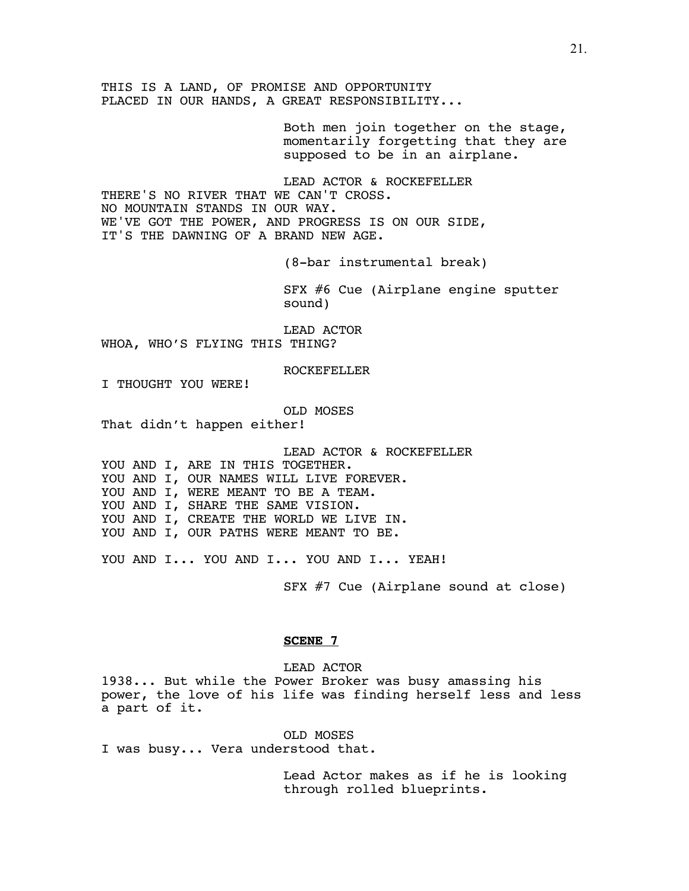THIS IS A LAND, OF PROMISE AND OPPORTUNITY
PLACED IN OUR HANDS, A GREAT RESPONSIBILITY...

Both men join together on the stage, momentarily forgetting that they are supposed to be in an airplane.

LEAD ACTOR & ROCKEFELLER

THERE'S NO RIVER THAT WE CAN'T CROSS.
NO MOUNTAIN STANDS IN OUR WAY.
WE'VE GOT THE POWER, AND PROGRESS IS ON OUR SIDE,
IT'S THE DAWNING OF A BRAND NEW AGE.

(8-bar instrumental break)

SFX #6 Cue (Airplane engine sputter sound)

LEAD ACTOR

WHOA, WHO'S FLYING THIS THING?

ROCKEFELLER

I THOUGHT YOU WERE!

OLD MOSES

That didn't happen either!

LEAD ACTOR & ROCKEFELLER

YOU AND I, ARE IN THIS TOGETHER.
YOU AND I, OUR NAMES WILL LIVE FOREVER.
YOU AND I, WERE MEANT TO BE A TEAM.
YOU AND I, SHARE THE SAME VISION.
YOU AND I, CREATE THE WORLD WE LIVE IN.
YOU AND I, OUR PATHS WERE MEANT TO BE.

YOU AND I... YOU AND I... YOU AND I... YEAH!

SFX #7 Cue (Airplane sound at close)

## **SCENE 7**

LEAD ACTOR

1938... But while the Power Broker was busy amassing his power, the love of his life was finding herself less and less a part of it.

OLD MOSES

I was busy... Vera understood that.

Lead Actor makes as if he is looking through rolled blueprints.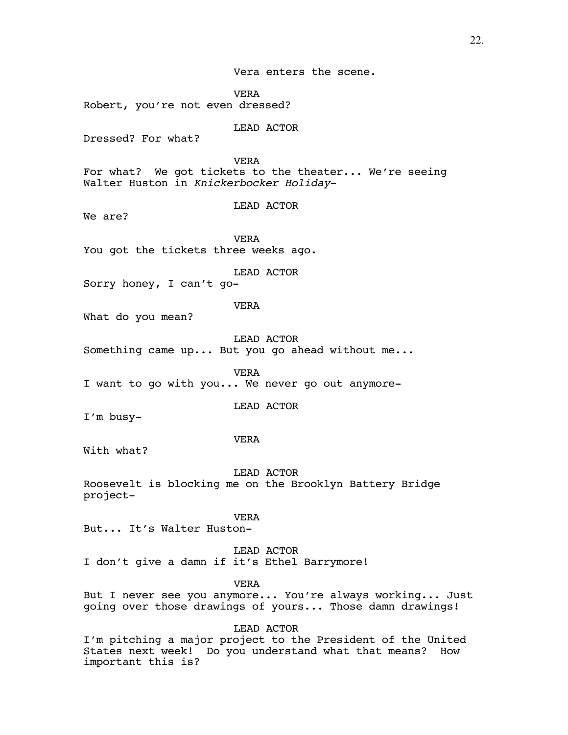Vera enters the scene.

VERA

Robert, you're not even dressed?

LEAD ACTOR

Dressed? For what?

VERA

For what? We got tickets to the theater... We're seeing Walter Huston in *Knickerbocker Holiday*-

LEAD ACTOR

We are?

VERA

You got the tickets three weeks ago.

LEAD ACTOR

Sorry honey, I can't go-

VERA

What do you mean?

LEAD ACTOR

Something came up... But you go ahead without me...

VERA

I want to go with you... We never go out anymore-

LEAD ACTOR

I'm busy-

VERA

With what?

LEAD ACTOR

Roosevelt is blocking me on the Brooklyn Battery Bridge project-

VERA

But... It's Walter Huston-

LEAD ACTOR

I don't give a damn if it's Ethel Barrymore!

VERA

But I never see you anymore... You're always working... Just going over those drawings of yours... Those damn drawings!

LEAD ACTOR

I'm pitching a major project to the President of the United States next week! Do you understand what that means? How important this is?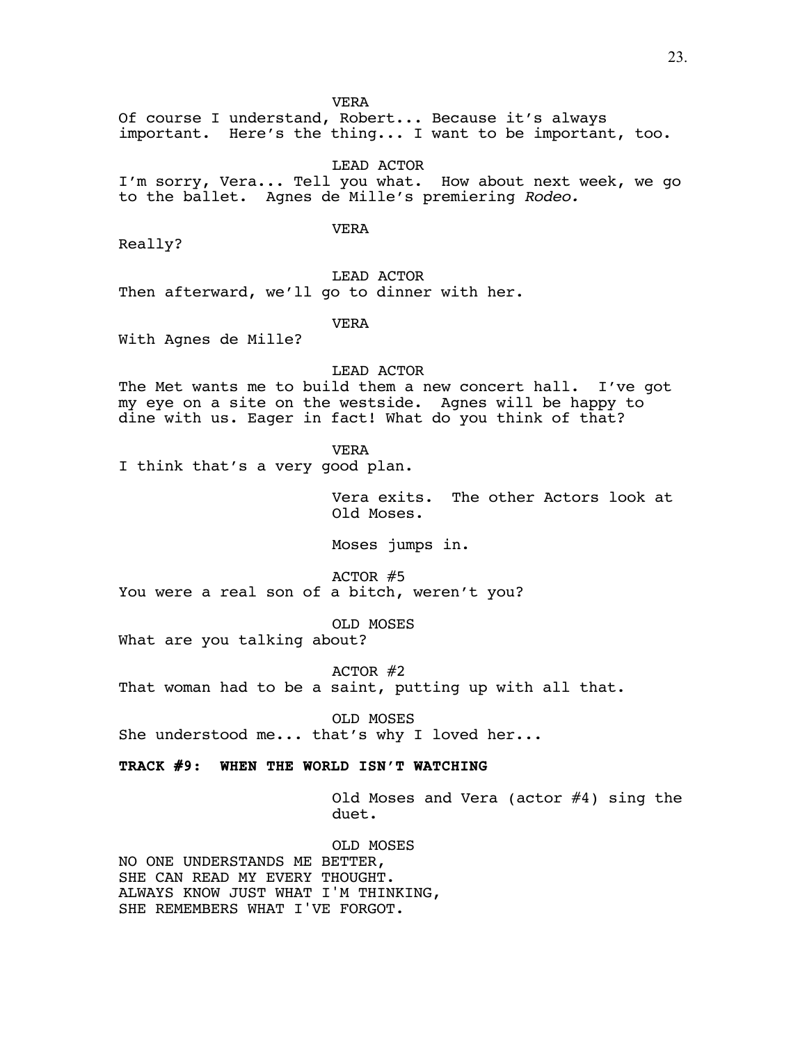VERA

Of course I understand, Robert... Because it's always important. Here's the thing... I want to be important, too.

LEAD ACTOR

I'm sorry, Vera... Tell you what. How about next week, we go to the ballet. Agnes de Mille's premiering *Rodeo.*

VERA

Really?

LEAD ACTOR

Then afterward, we'll go to dinner with her.

VERA

With Agnes de Mille?

LEAD ACTOR

The Met wants me to build them a new concert hall. I've got my eye on a site on the westside. Agnes will be happy to dine with us. Eager in fact! What do you think of that?

VERA

I think that's a very good plan.

Vera exits. The other Actors look at Old Moses.

Moses jumps in.

ACTOR #5

You were a real son of a bitch, weren't you?

OLD MOSES

What are you talking about?

ACTOR #2

That woman had to be a saint, putting up with all that.

OLD MOSES

She understood me... that's why I loved her...

**TRACK #9: WHEN THE WORLD ISN'T WATCHING**

Old Moses and Vera (actor #4) sing the duet.

OLD MOSES

NO ONE UNDERSTANDS ME BETTER,
SHE CAN READ MY EVERY THOUGHT.
ALWAYS KNOW JUST WHAT I'M THINKING,
SHE REMEMBERS WHAT I'VE FORGOT.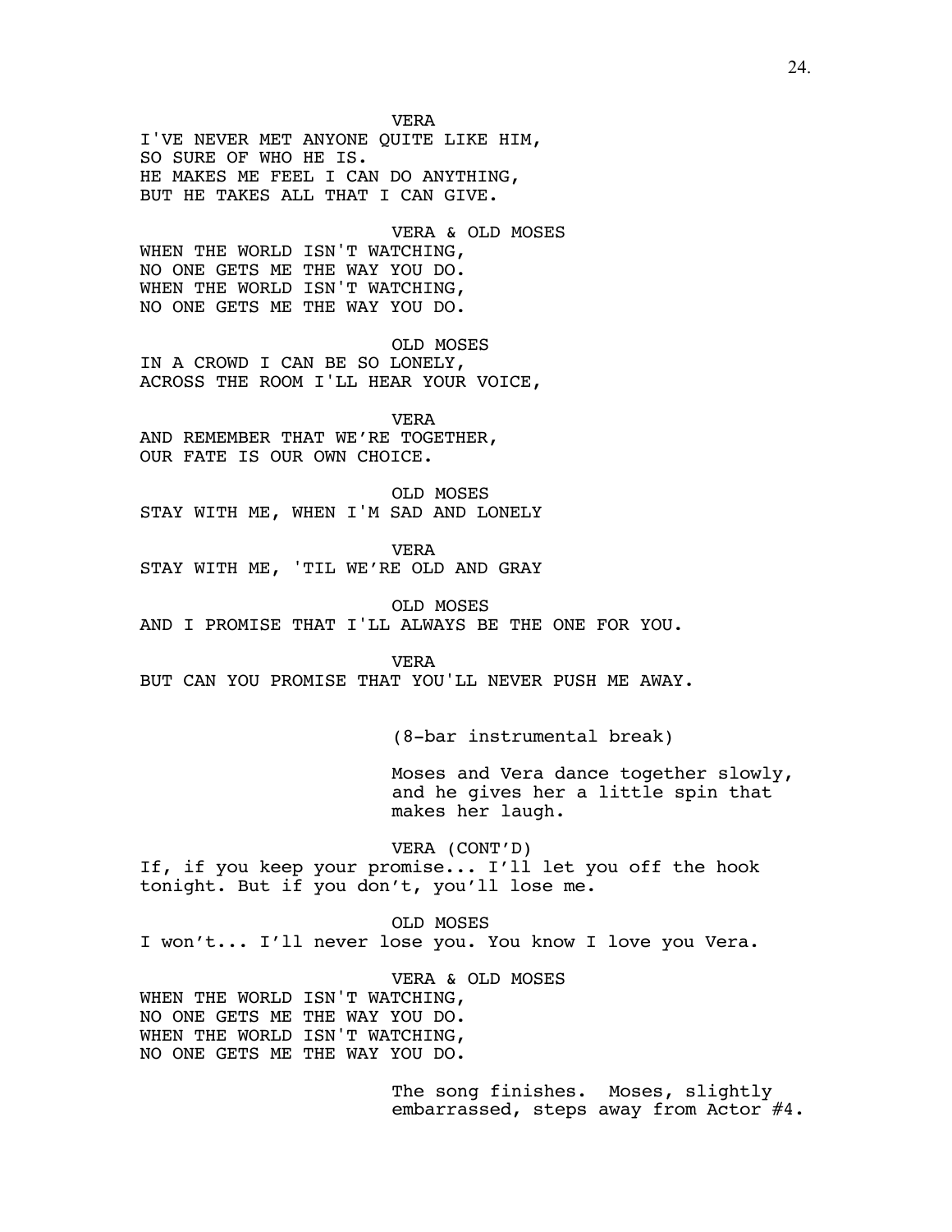VERA

I'VE NEVER MET ANYONE QUITE LIKE HIM,
SO SURE OF WHO HE IS.
HE MAKES ME FEEL I CAN DO ANYTHING,
BUT HE TAKES ALL THAT I CAN GIVE.

VERA & OLD MOSES

WHEN THE WORLD ISN'T WATCHING,
NO ONE GETS ME THE WAY YOU DO.
WHEN THE WORLD ISN'T WATCHING,
NO ONE GETS ME THE WAY YOU DO.

OLD MOSES

IN A CROWD I CAN BE SO LONELY,
ACROSS THE ROOM I'LL HEAR YOUR VOICE,

VERA

AND REMEMBER THAT WE'RE TOGETHER,
OUR FATE IS OUR OWN CHOICE.

OLD MOSES

STAY WITH ME, WHEN I'M SAD AND LONELY

VERA

STAY WITH ME, 'TIL WE'RE OLD AND GRAY

OLD MOSES

AND I PROMISE THAT I'LL ALWAYS BE THE ONE FOR YOU.

VERA

BUT CAN YOU PROMISE THAT YOU'LL NEVER PUSH ME AWAY.

(8-bar instrumental break)

Moses and Vera dance together slowly, and he gives her a little spin that makes her laugh.

VERA (CONT'D)

If, if you keep your promise... I'll let you off the hook tonight. But if you don't, you'll lose me.

OLD MOSES

I won't... I'll never lose you. You know I love you Vera.

VERA & OLD MOSES

WHEN THE WORLD ISN'T WATCHING,
NO ONE GETS ME THE WAY YOU DO.
WHEN THE WORLD ISN'T WATCHING,
NO ONE GETS ME THE WAY YOU DO.

The song finishes. Moses, slightly embarrassed, steps away from Actor #4.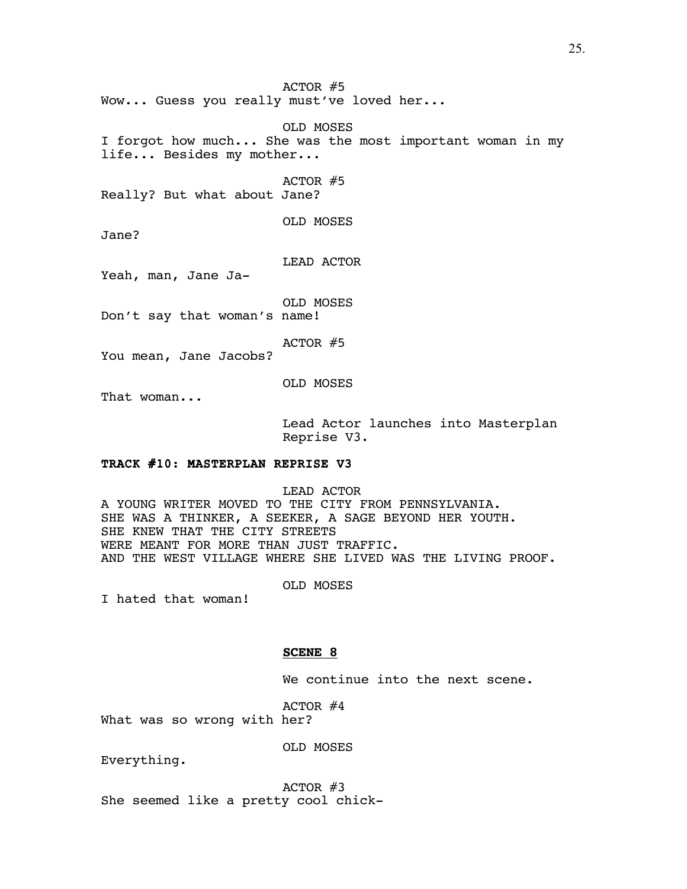ACTOR #5
Wow... Guess you really must've loved her...

OLD MOSES
I forgot how much... She was the most important woman in my life... Besides my mother...

ACTOR #5
Really? But what about Jane?

OLD MOSES
Jane?

LEAD ACTOR
Yeah, man, Jane Ja-

OLD MOSES
Don't say that woman's name!

ACTOR #5
You mean, Jane Jacobs?

OLD MOSES
That woman...

Lead Actor launches into Masterplan Reprise V3.

**TRACK #10: MASTERPLAN REPRISE V3**

LEAD ACTOR
A YOUNG WRITER MOVED TO THE CITY FROM PENNSYLVANIA.
SHE WAS A THINKER, A SEEKER, A SAGE BEYOND HER YOUTH.
SHE KNEW THAT THE CITY STREETS
WERE MEANT FOR MORE THAN JUST TRAFFIC.
AND THE WEST VILLAGE WHERE SHE LIVED WAS THE LIVING PROOF.

OLD MOSES
I hated that woman!

## **SCENE 8**

We continue into the next scene.

ACTOR #4
What was so wrong with her?

OLD MOSES
Everything.

ACTOR #3
She seemed like a pretty cool chick-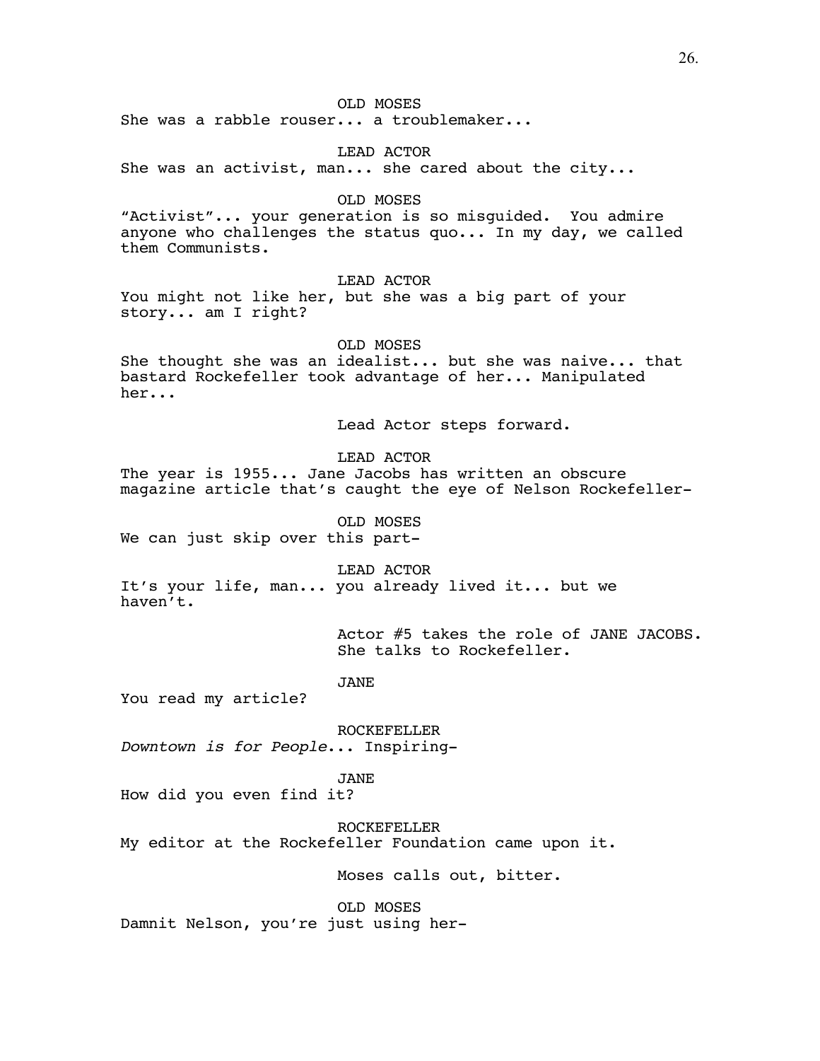OLD MOSES
She was a rabble rouser... a troublemaker...

LEAD ACTOR
She was an activist, man... she cared about the city...

OLD MOSES
"Activist"... your generation is so misguided. You admire anyone who challenges the status quo... In my day, we called them Communists.

LEAD ACTOR
You might not like her, but she was a big part of your story... am I right?

OLD MOSES
She thought she was an idealist... but she was naive... that bastard Rockefeller took advantage of her... Manipulated her...

Lead Actor steps forward.

LEAD ACTOR
The year is 1955... Jane Jacobs has written an obscure magazine article that's caught the eye of Nelson Rockefeller-

OLD MOSES
We can just skip over this part-

LEAD ACTOR
It's your life, man... you already lived it... but we haven't.

Actor #5 takes the role of JANE JACOBS. She talks to Rockefeller.

JANE
You read my article?

ROCKEFELLER
*Downtown is for People*... Inspiring-

JANE
How did you even find it?

ROCKEFELLER
My editor at the Rockefeller Foundation came upon it.

Moses calls out, bitter.

OLD MOSES
Damnit Nelson, you're just using her-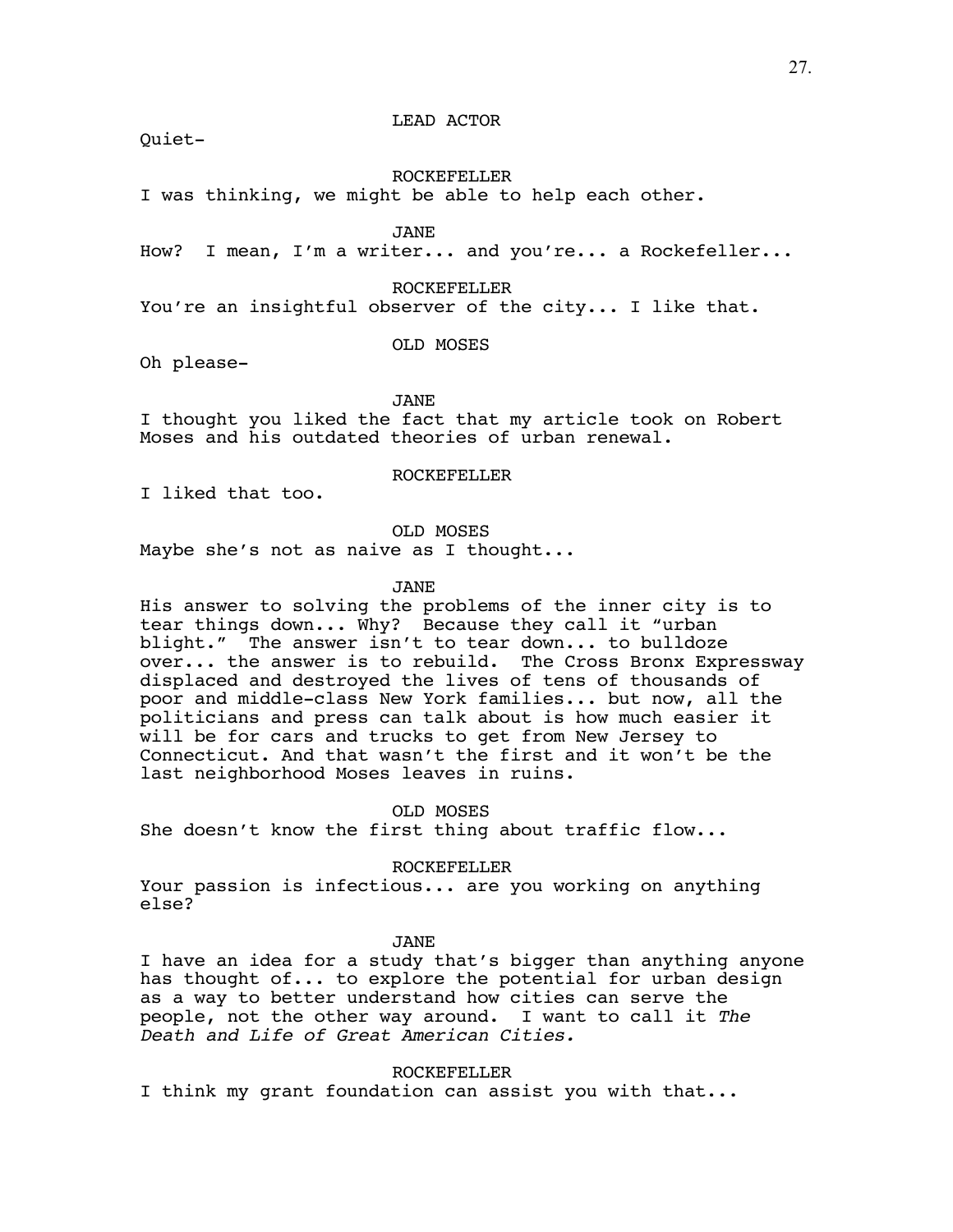LEAD ACTOR

Quiet-

ROCKEFELLER

I was thinking, we might be able to help each other.

JANE

How? I mean, I'm a writer... and you're... a Rockefeller...

ROCKEFELLER

You're an insightful observer of the city... I like that.

OLD MOSES

Oh please-

JANE

I thought you liked the fact that my article took on Robert Moses and his outdated theories of urban renewal.

ROCKEFELLER

I liked that too.

OLD MOSES

Maybe she's not as naive as I thought...

JANE

His answer to solving the problems of the inner city is to tear things down... Why? Because they call it "urban blight." The answer isn't to tear down... to bulldoze over... the answer is to rebuild. The Cross Bronx Expressway displaced and destroyed the lives of tens of thousands of poor and middle-class New York families... but now, all the politicians and press can talk about is how much easier it will be for cars and trucks to get from New Jersey to Connecticut. And that wasn't the first and it won't be the last neighborhood Moses leaves in ruins.

OLD MOSES

She doesn't know the first thing about traffic flow...

ROCKEFELLER

Your passion is infectious... are you working on anything else?

JANE

I have an idea for a study that's bigger than anything anyone has thought of... to explore the potential for urban design as a way to better understand how cities can serve the people, not the other way around. I want to call it *The Death and Life of Great American Cities.*

ROCKEFELLER

I think my grant foundation can assist you with that...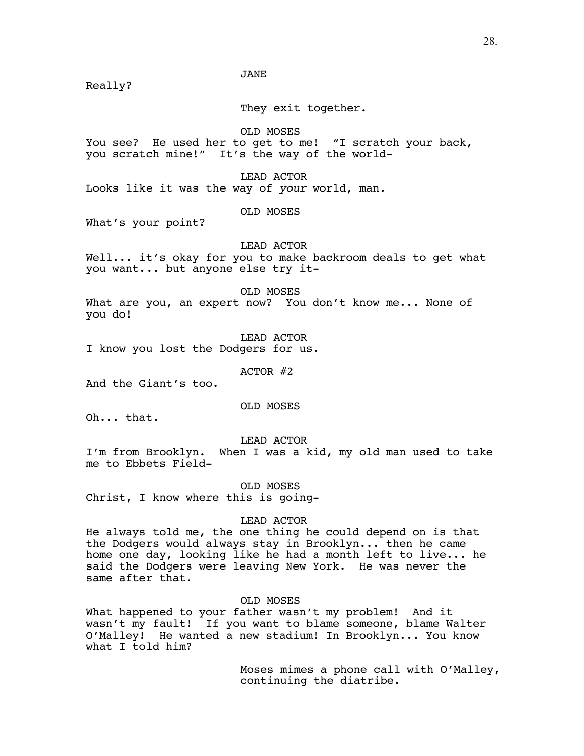JANE

Really?

They exit together.

OLD MOSES

You see? He used her to get to me! "I scratch your back, you scratch mine!" It's the way of the world-

LEAD ACTOR

Looks like it was the way of *your* world, man.

OLD MOSES

What's your point?

LEAD ACTOR

Well... it's okay for you to make backroom deals to get what you want... but anyone else try it-

OLD MOSES

What are you, an expert now? You don't know me... None of you do!

LEAD ACTOR

I know you lost the Dodgers for us.

ACTOR #2

And the Giant's too.

OLD MOSES

Oh... that.

LEAD ACTOR

I'm from Brooklyn. When I was a kid, my old man used to take me to Ebbets Field-

OLD MOSES

Christ, I know where this is going-

LEAD ACTOR

He always told me, the one thing he could depend on is that the Dodgers would always stay in Brooklyn... then he came home one day, looking like he had a month left to live... he said the Dodgers were leaving New York. He was never the same after that.

OLD MOSES

What happened to your father wasn't my problem! And it wasn't my fault! If you want to blame someone, blame Walter O'Malley! He wanted a new stadium! In Brooklyn... You know what I told him?

Moses mimes a phone call with O'Malley, continuing the diatribe.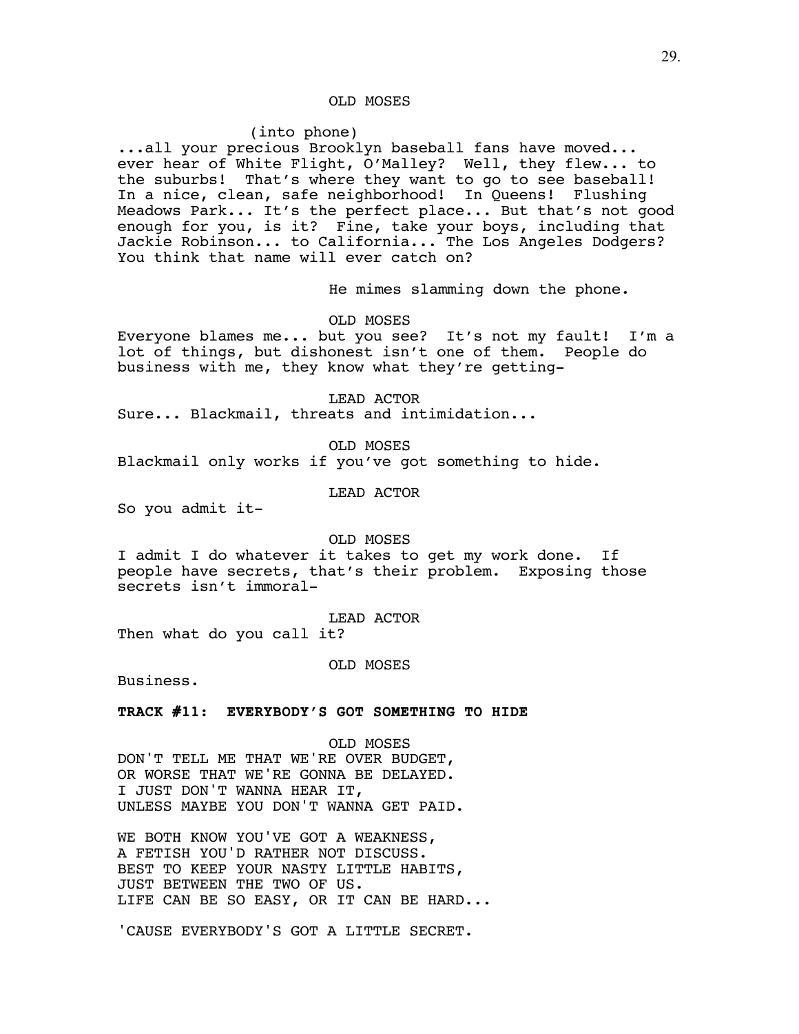OLD MOSES

(into phone)

...all your precious Brooklyn baseball fans have moved... ever hear of White Flight, O'Malley? Well, they flew... to the suburbs! That's where they want to go to see baseball! In a nice, clean, safe neighborhood! In Queens! Flushing Meadows Park... It's the perfect place... But that's not good enough for you, is it? Fine, take your boys, including that Jackie Robinson... to California... The Los Angeles Dodgers? You think that name will ever catch on?

He mimes slamming down the phone.

OLD MOSES

Everyone blames me... but you see? It's not my fault! I'm a lot of things, but dishonest isn't one of them. People do business with me, they know what they're getting-

LEAD ACTOR

Sure... Blackmail, threats and intimidation...

OLD MOSES

Blackmail only works if you've got something to hide.

LEAD ACTOR

So you admit it-

OLD MOSES

I admit I do whatever it takes to get my work done. If people have secrets, that's their problem. Exposing those secrets isn't immoral-

LEAD ACTOR

Then what do you call it?

OLD MOSES

Business.

**TRACK #11: EVERYBODY'S GOT SOMETHING TO HIDE**

OLD MOSES

DON'T TELL ME THAT WE'RE OVER BUDGET,
OR WORSE THAT WE'RE GONNA BE DELAYED.
I JUST DON'T WANNA HEAR IT,
UNLESS MAYBE YOU DON'T WANNA GET PAID.

WE BOTH KNOW YOU'VE GOT A WEAKNESS,
A FETISH YOU'D RATHER NOT DISCUSS.
BEST TO KEEP YOUR NASTY LITTLE HABITS,
JUST BETWEEN THE TWO OF US.
LIFE CAN BE SO EASY, OR IT CAN BE HARD...

'CAUSE EVERYBODY'S GOT A LITTLE SECRET.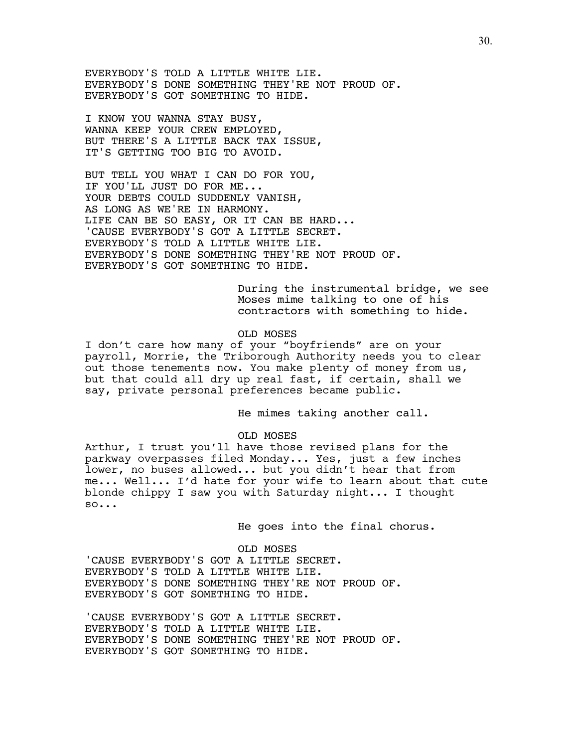EVERYBODY'S TOLD A LITTLE WHITE LIE.
EVERYBODY'S DONE SOMETHING THEY'RE NOT PROUD OF.
EVERYBODY'S GOT SOMETHING TO HIDE.

I KNOW YOU WANNA STAY BUSY,
WANNA KEEP YOUR CREW EMPLOYED,
BUT THERE'S A LITTLE BACK TAX ISSUE,
IT'S GETTING TOO BIG TO AVOID.

BUT TELL YOU WHAT I CAN DO FOR YOU,
IF YOU'LL JUST DO FOR ME...
YOUR DEBTS COULD SUDDENLY VANISH,
AS LONG AS WE'RE IN HARMONY.
LIFE CAN BE SO EASY, OR IT CAN BE HARD...
'CAUSE EVERYBODY'S GOT A LITTLE SECRET.
EVERYBODY'S TOLD A LITTLE WHITE LIE.
EVERYBODY'S DONE SOMETHING THEY'RE NOT PROUD OF.
EVERYBODY'S GOT SOMETHING TO HIDE.

During the instrumental bridge, we see Moses mime talking to one of his contractors with something to hide.

OLD MOSES

I don't care how many of your "boyfriends" are on your payroll, Morrie, the Triborough Authority needs you to clear out those tenements now. You make plenty of money from us, but that could all dry up real fast, if certain, shall we say, private personal preferences became public.

He mimes taking another call.

OLD MOSES

Arthur, I trust you'll have those revised plans for the parkway overpasses filed Monday... Yes, just a few inches lower, no buses allowed... but you didn't hear that from me... Well... I'd hate for your wife to learn about that cute blonde chippy I saw you with Saturday night... I thought so...

He goes into the final chorus.

OLD MOSES

'CAUSE EVERYBODY'S GOT A LITTLE SECRET.
EVERYBODY'S TOLD A LITTLE WHITE LIE.
EVERYBODY'S DONE SOMETHING THEY'RE NOT PROUD OF.
EVERYBODY'S GOT SOMETHING TO HIDE.

'CAUSE EVERYBODY'S GOT A LITTLE SECRET.
EVERYBODY'S TOLD A LITTLE WHITE LIE.
EVERYBODY'S DONE SOMETHING THEY'RE NOT PROUD OF.
EVERYBODY'S GOT SOMETHING TO HIDE.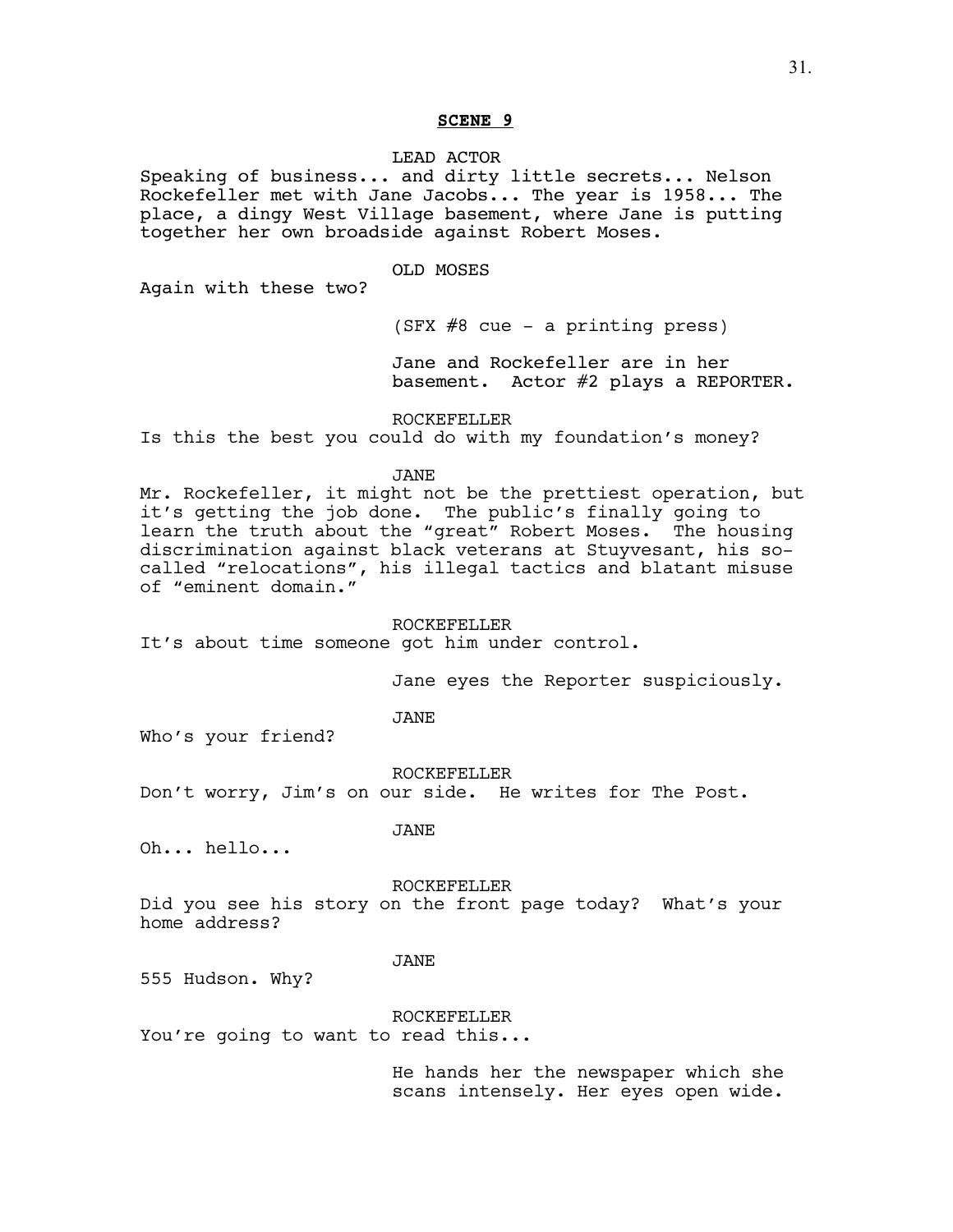**SCENE 9**

LEAD ACTOR

Speaking of business... and dirty little secrets... Nelson Rockefeller met with Jane Jacobs... The year is 1958... The place, a dingy West Village basement, where Jane is putting together her own broadside against Robert Moses.

OLD MOSES

Again with these two?

(SFX #8 cue - a printing press)

Jane and Rockefeller are in her basement. Actor #2 plays a REPORTER.

ROCKEFELLER

Is this the best you could do with my foundation's money?

JANE

Mr. Rockefeller, it might not be the prettiest operation, but it's getting the job done. The public's finally going to learn the truth about the "great" Robert Moses. The housing discrimination against black veterans at Stuyvesant, his so-called "relocations", his illegal tactics and blatant misuse of "eminent domain."

ROCKEFELLER

It's about time someone got him under control.

Jane eyes the Reporter suspiciously.

JANE

Who's your friend?

ROCKEFELLER

Don't worry, Jim's on our side. He writes for The Post.

JANE

Oh... hello...

ROCKEFELLER

Did you see his story on the front page today? What's your home address?

JANE

555 Hudson. Why?

ROCKEFELLER

You're going to want to read this...

He hands her the newspaper which she scans intensely. Her eyes open wide.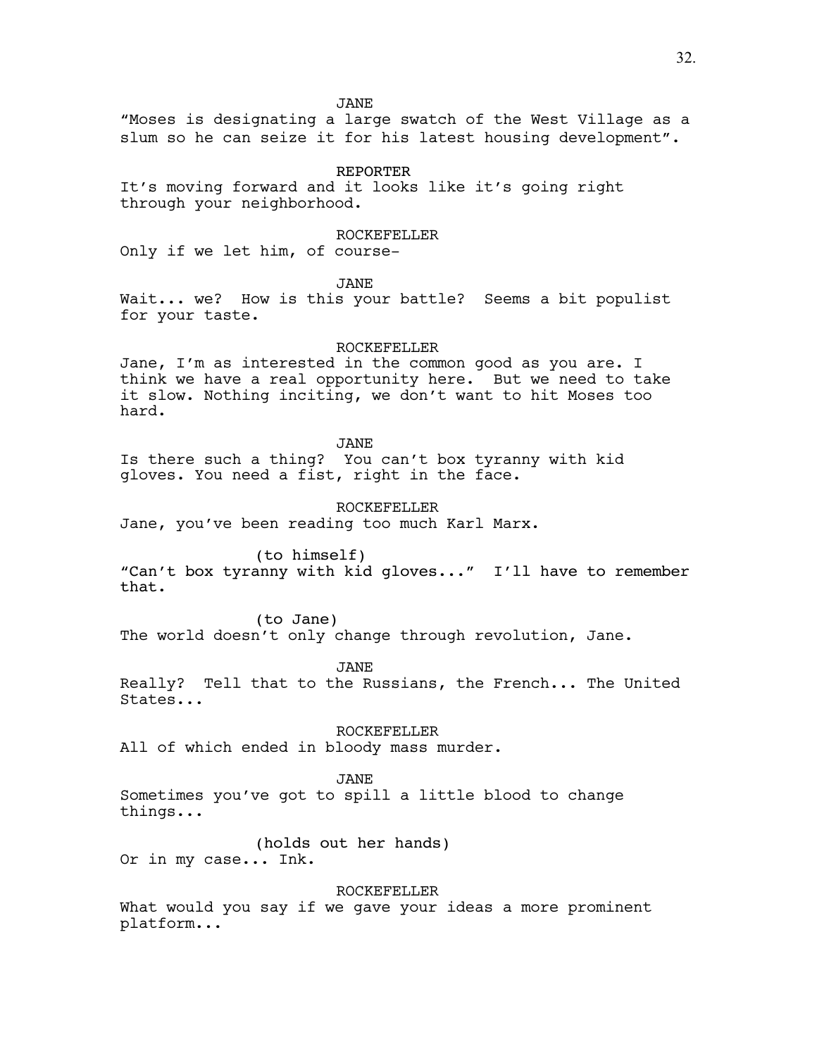JANE

"Moses is designating a large swatch of the West Village as a slum so he can seize it for his latest housing development".

REPORTER

It's moving forward and it looks like it's going right through your neighborhood.

ROCKEFELLER

Only if we let him, of course-

JANE

Wait... we? How is this your battle? Seems a bit populist for your taste.

ROCKEFELLER

Jane, I'm as interested in the common good as you are. I think we have a real opportunity here. But we need to take it slow. Nothing inciting, we don't want to hit Moses too hard.

JANE

Is there such a thing? You can't box tyranny with kid gloves. You need a fist, right in the face.

ROCKEFELLER

Jane, you've been reading too much Karl Marx.

(to himself)

"Can't box tyranny with kid gloves..." I'll have to remember that.

(to Jane)

The world doesn't only change through revolution, Jane.

JANE

Really? Tell that to the Russians, the French... The United States...

ROCKEFELLER

All of which ended in bloody mass murder.

JANE

Sometimes you've got to spill a little blood to change things...

(holds out her hands)

Or in my case... Ink.

ROCKEFELLER

What would you say if we gave your ideas a more prominent platform...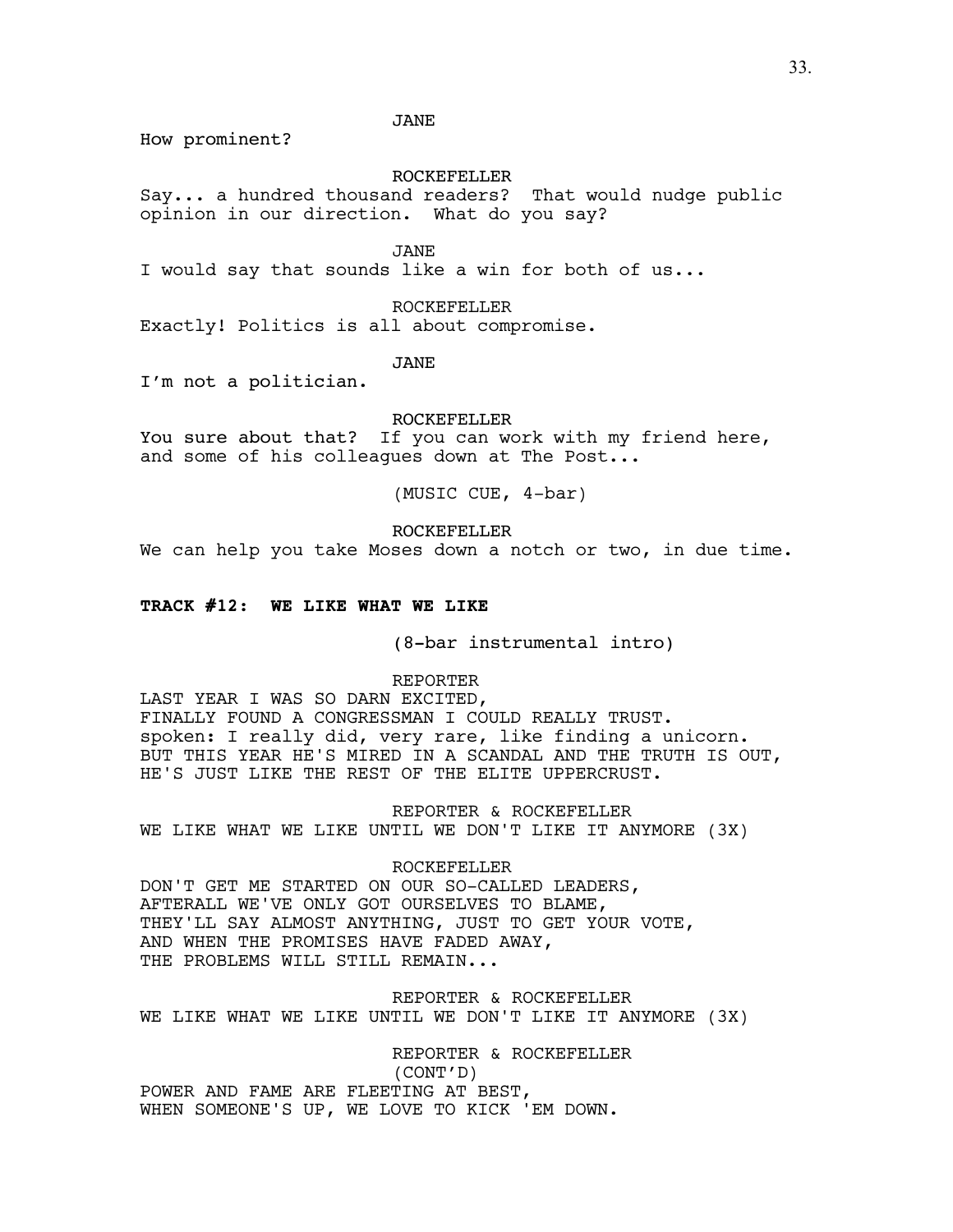JANE

How prominent?

ROCKEFELLER

Say... a hundred thousand readers? That would nudge public opinion in our direction. What do you say?

JANE

I would say that sounds like a win for both of us...

ROCKEFELLER

Exactly! Politics is all about compromise.

JANE

I'm not a politician.

ROCKEFELLER

You sure about that? If you can work with my friend here, and some of his colleagues down at The Post...

(MUSIC CUE, 4-bar)

ROCKEFELLER

We can help you take Moses down a notch or two, in due time.

**TRACK #12: WE LIKE WHAT WE LIKE**

(8-bar instrumental intro)

REPORTER

LAST YEAR I WAS SO DARN EXCITED,
FINALLY FOUND A CONGRESSMAN I COULD REALLY TRUST.
spoken: I really did, very rare, like finding a unicorn.
BUT THIS YEAR HE'S MIRED IN A SCANDAL AND THE TRUTH IS OUT,
HE'S JUST LIKE THE REST OF THE ELITE UPPERCRUST.

REPORTER & ROCKEFELLER

WE LIKE WHAT WE LIKE UNTIL WE DON'T LIKE IT ANYMORE (3X)

ROCKEFELLER

DON'T GET ME STARTED ON OUR SO-CALLED LEADERS,
AFTERALL WE'VE ONLY GOT OURSELVES TO BLAME,
THEY'LL SAY ALMOST ANYTHING, JUST TO GET YOUR VOTE,
AND WHEN THE PROMISES HAVE FADED AWAY,
THE PROBLEMS WILL STILL REMAIN...

REPORTER & ROCKEFELLER

WE LIKE WHAT WE LIKE UNTIL WE DON'T LIKE IT ANYMORE (3X)

REPORTER & ROCKEFELLER
(CONT'D)

POWER AND FAME ARE FLEETING AT BEST,
WHEN SOMEONE'S UP, WE LOVE TO KICK 'EM DOWN.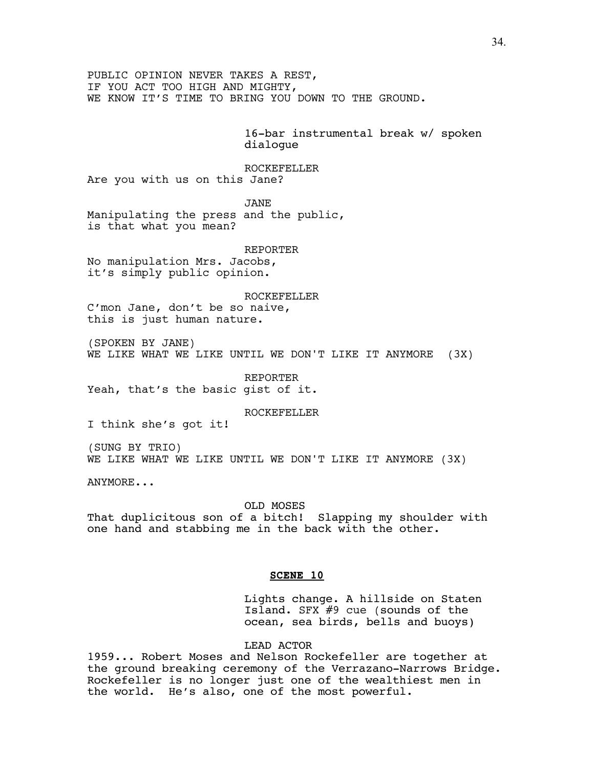PUBLIC OPINION NEVER TAKES A REST,
IF YOU ACT TOO HIGH AND MIGHTY,
WE KNOW IT'S TIME TO BRING YOU DOWN TO THE GROUND.

16-bar instrumental break w/ spoken dialogue

ROCKEFELLER
Are you with us on this Jane?

JANE
Manipulating the press and the public,
is that what you mean?

REPORTER
No manipulation Mrs. Jacobs,
it's simply public opinion.

ROCKEFELLER
C'mon Jane, don't be so naive,
this is just human nature.

(SPOKEN BY JANE)
WE LIKE WHAT WE LIKE UNTIL WE DON'T LIKE IT ANYMORE (3X)

REPORTER
Yeah, that's the basic gist of it.

ROCKEFELLER
I think she's got it!

(SUNG BY TRIO)
WE LIKE WHAT WE LIKE UNTIL WE DON'T LIKE IT ANYMORE (3X)

ANYMORE...

OLD MOSES
That duplicitous son of a bitch! Slapping my shoulder with one hand and stabbing me in the back with the other.

## **SCENE 10**

Lights change. A hillside on Staten Island. SFX #9 cue (sounds of the ocean, sea birds, bells and buoys)

LEAD ACTOR
1959... Robert Moses and Nelson Rockefeller are together at the ground breaking ceremony of the Verrazano-Narrows Bridge. Rockefeller is no longer just one of the wealthiest men in the world. He's also, one of the most powerful.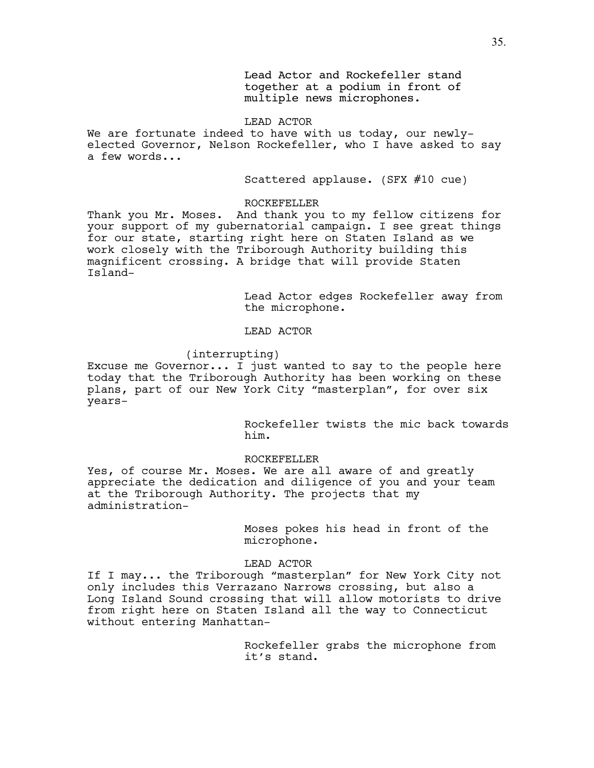Lead Actor and Rockefeller stand together at a podium in front of multiple news microphones.

LEAD ACTOR

We are fortunate indeed to have with us today, our newly-elected Governor, Nelson Rockefeller, who I have asked to say a few words...

Scattered applause. (SFX #10 cue)

ROCKEFELLER

Thank you Mr. Moses. And thank you to my fellow citizens for your support of my gubernatorial campaign. I see great things for our state, starting right here on Staten Island as we work closely with the Triborough Authority building this magnificent crossing. A bridge that will provide Staten Island-

Lead Actor edges Rockefeller away from the microphone.

LEAD ACTOR

(interrupting)

Excuse me Governor... I just wanted to say to the people here today that the Triborough Authority has been working on these plans, part of our New York City "masterplan", for over six years-

Rockefeller twists the mic back towards him.

ROCKEFELLER

Yes, of course Mr. Moses. We are all aware of and greatly appreciate the dedication and diligence of you and your team at the Triborough Authority. The projects that my administration-

Moses pokes his head in front of the microphone.

LEAD ACTOR

If I may... the Triborough "masterplan" for New York City not only includes this Verrazano Narrows crossing, but also a Long Island Sound crossing that will allow motorists to drive from right here on Staten Island all the way to Connecticut without entering Manhattan-

Rockefeller grabs the microphone from it's stand.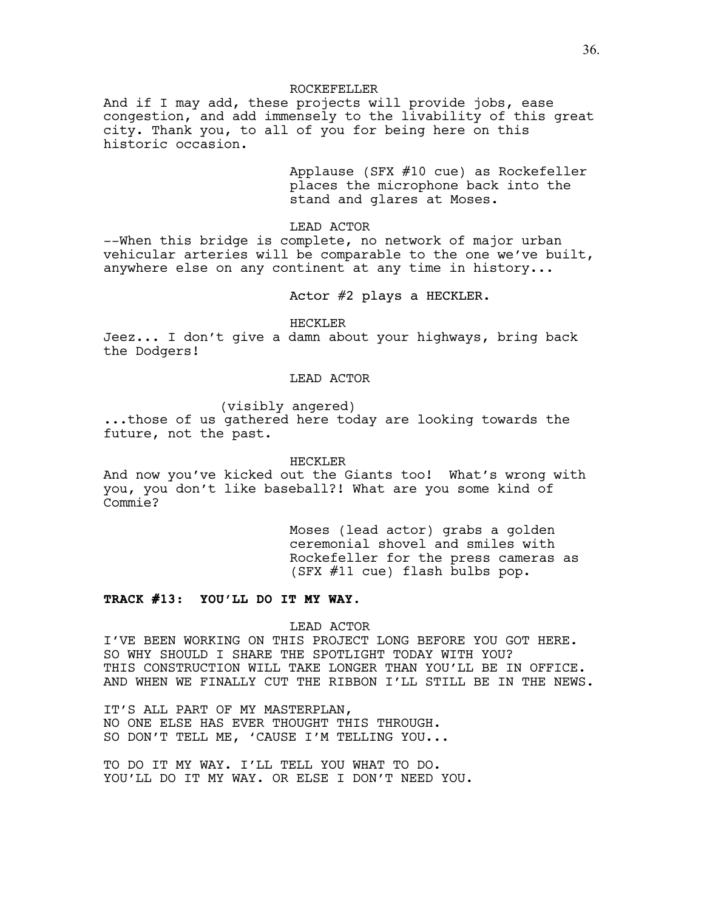ROCKEFELLER

And if I may add, these projects will provide jobs, ease congestion, and add immensely to the livability of this great city. Thank you, to all of you for being here on this historic occasion.

Applause (SFX #10 cue) as Rockefeller places the microphone back into the stand and glares at Moses.

LEAD ACTOR

--When this bridge is complete, no network of major urban vehicular arteries will be comparable to the one we've built, anywhere else on any continent at any time in history...

Actor #2 plays a HECKLER.

HECKLER

Jeez... I don't give a damn about your highways, bring back the Dodgers!

LEAD ACTOR

(visibly angered)

...those of us gathered here today are looking towards the future, not the past.

HECKLER

And now you've kicked out the Giants too! What's wrong with you, you don't like baseball?! What are you some kind of Commie?

Moses (lead actor) grabs a golden ceremonial shovel and smiles with Rockefeller for the press cameras as (SFX #11 cue) flash bulbs pop.

**TRACK #13: YOU'LL DO IT MY WAY.**

LEAD ACTOR

I'VE BEEN WORKING ON THIS PROJECT LONG BEFORE YOU GOT HERE.
SO WHY SHOULD I SHARE THE SPOTLIGHT TODAY WITH YOU?
THIS CONSTRUCTION WILL TAKE LONGER THAN YOU'LL BE IN OFFICE.
AND WHEN WE FINALLY CUT THE RIBBON I'LL STILL BE IN THE NEWS.

IT'S ALL PART OF MY MASTERPLAN,
NO ONE ELSE HAS EVER THOUGHT THIS THROUGH.
SO DON'T TELL ME, 'CAUSE I'M TELLING YOU...

TO DO IT MY WAY. I'LL TELL YOU WHAT TO DO.
YOU'LL DO IT MY WAY. OR ELSE I DON'T NEED YOU.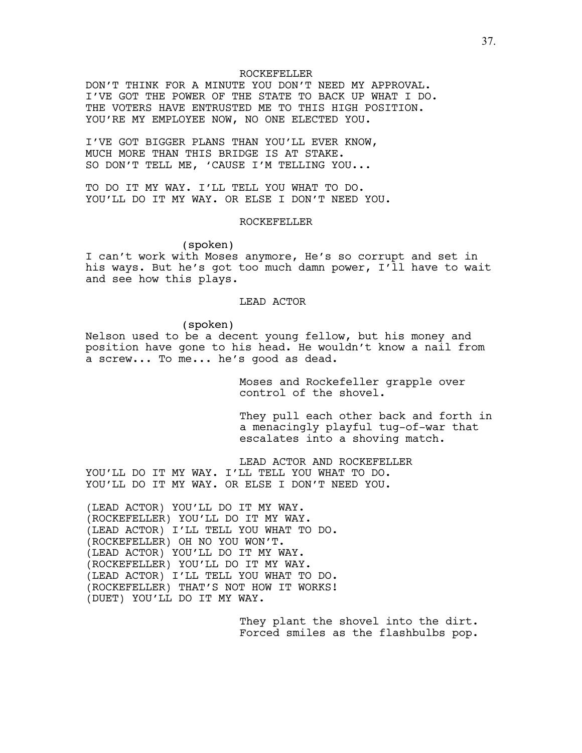ROCKEFELLER

DON'T THINK FOR A MINUTE YOU DON'T NEED MY APPROVAL.
I'VE GOT THE POWER OF THE STATE TO BACK UP WHAT I DO.
THE VOTERS HAVE ENTRUSTED ME TO THIS HIGH POSITION.
YOU'RE MY EMPLOYEE NOW, NO ONE ELECTED YOU.

I'VE GOT BIGGER PLANS THAN YOU'LL EVER KNOW,
MUCH MORE THAN THIS BRIDGE IS AT STAKE.
SO DON'T TELL ME, 'CAUSE I'M TELLING YOU...

TO DO IT MY WAY. I'LL TELL YOU WHAT TO DO.
YOU'LL DO IT MY WAY. OR ELSE I DON'T NEED YOU.

ROCKEFELLER

(spoken)

I can't work with Moses anymore, He's so corrupt and set in his ways. But he's got too much damn power, I'll have to wait and see how this plays.

LEAD ACTOR

(spoken)

Nelson used to be a decent young fellow, but his money and position have gone to his head. He wouldn't know a nail from a screw... To me... he's good as dead.

Moses and Rockefeller grapple over control of the shovel.

They pull each other back and forth in a menacingly playful tug-of-war that escalates into a shoving match.

LEAD ACTOR AND ROCKEFELLER

YOU'LL DO IT MY WAY. I'LL TELL YOU WHAT TO DO.
YOU'LL DO IT MY WAY. OR ELSE I DON'T NEED YOU.

(LEAD ACTOR) YOU'LL DO IT MY WAY.
(ROCKEFELLER) YOU'LL DO IT MY WAY.
(LEAD ACTOR) I'LL TELL YOU WHAT TO DO.
(ROCKEFELLER) OH NO YOU WON'T.
(LEAD ACTOR) YOU'LL DO IT MY WAY.
(ROCKEFELLER) YOU'LL DO IT MY WAY.
(LEAD ACTOR) I'LL TELL YOU WHAT TO DO.
(ROCKEFELLER) THAT'S NOT HOW IT WORKS!
(DUET) YOU'LL DO IT MY WAY.

They plant the shovel into the dirt. Forced smiles as the flashbulbs pop.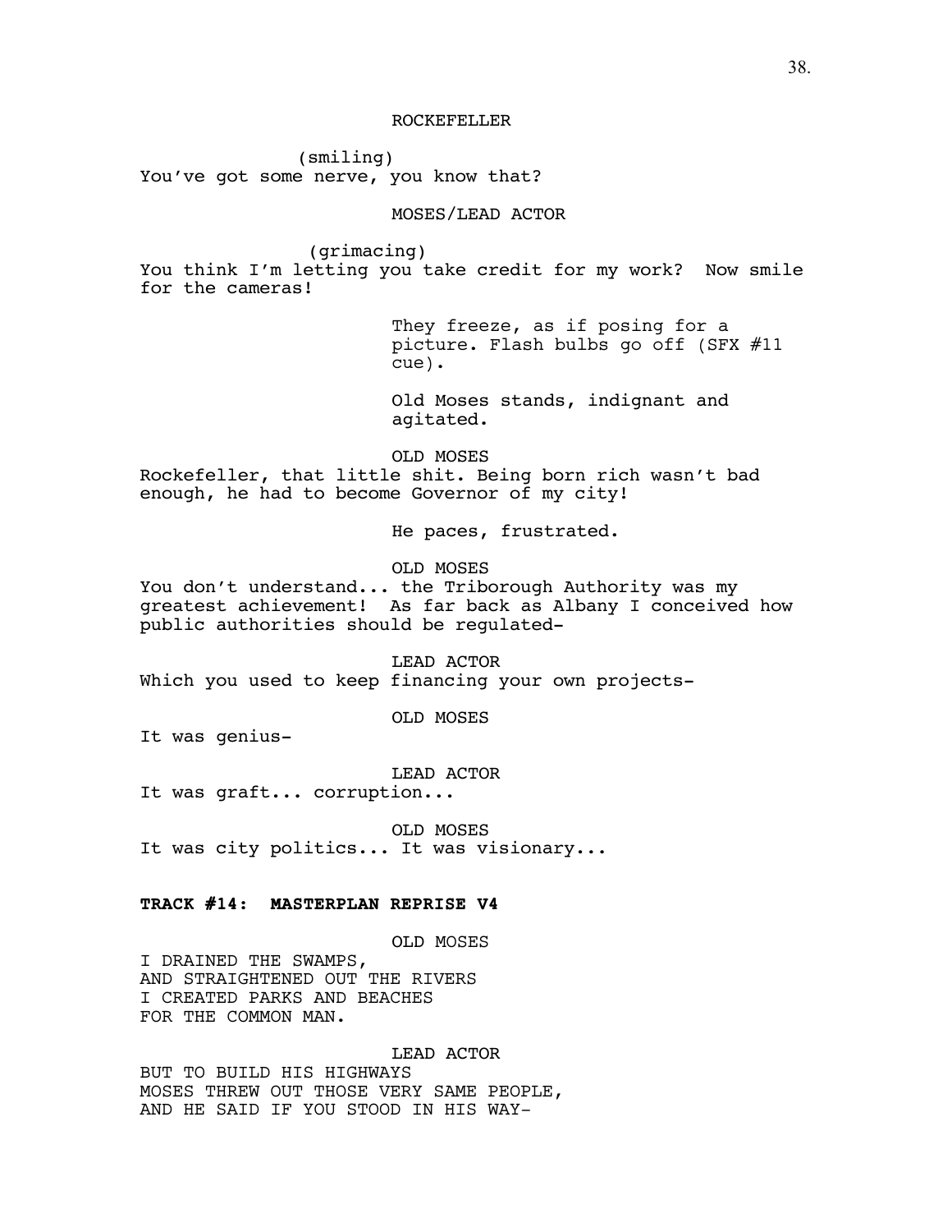ROCKEFELLER

(smiling)
You've got some nerve, you know that?

MOSES/LEAD ACTOR

(grimacing)
You think I'm letting you take credit for my work? Now smile for the cameras!

They freeze, as if posing for a picture. Flash bulbs go off (SFX #11 cue).

Old Moses stands, indignant and agitated.

OLD MOSES

Rockefeller, that little shit. Being born rich wasn't bad enough, he had to become Governor of my city!

He paces, frustrated.

OLD MOSES

You don't understand... the Triborough Authority was my greatest achievement! As far back as Albany I conceived how public authorities should be regulated-

LEAD ACTOR

Which you used to keep financing your own projects-

OLD MOSES

It was genius-

LEAD ACTOR

It was graft... corruption...

OLD MOSES

It was city politics... It was visionary...

**TRACK #14: MASTERPLAN REPRISE V4**

OLD MOSES

I DRAINED THE SWAMPS,
AND STRAIGHTENED OUT THE RIVERS
I CREATED PARKS AND BEACHES
FOR THE COMMON MAN.

LEAD ACTOR

BUT TO BUILD HIS HIGHWAYS
MOSES THREW OUT THOSE VERY SAME PEOPLE,
AND HE SAID IF YOU STOOD IN HIS WAY-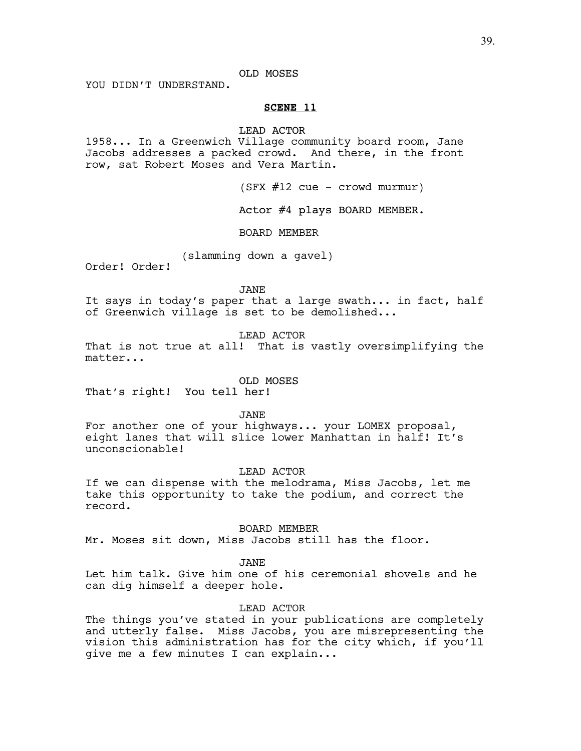OLD MOSES

YOU DIDN'T UNDERSTAND.

**SCENE 11**

LEAD ACTOR

1958... In a Greenwich Village community board room, Jane Jacobs addresses a packed crowd. And there, in the front row, sat Robert Moses and Vera Martin.

(SFX #12 cue - crowd murmur)

Actor #4 plays BOARD MEMBER.

BOARD MEMBER

(slamming down a gavel)

Order! Order!

JANE

It says in today's paper that a large swath... in fact, half of Greenwich village is set to be demolished...

LEAD ACTOR

That is not true at all! That is vastly oversimplifying the matter...

OLD MOSES

That's right! You tell her!

JANE

For another one of your highways... your LOMEX proposal, eight lanes that will slice lower Manhattan in half! It's unconscionable!

LEAD ACTOR

If we can dispense with the melodrama, Miss Jacobs, let me take this opportunity to take the podium, and correct the record.

BOARD MEMBER

Mr. Moses sit down, Miss Jacobs still has the floor.

JANE

Let him talk. Give him one of his ceremonial shovels and he can dig himself a deeper hole.

LEAD ACTOR

The things you've stated in your publications are completely and utterly false. Miss Jacobs, you are misrepresenting the vision this administration has for the city which, if you'll give me a few minutes I can explain...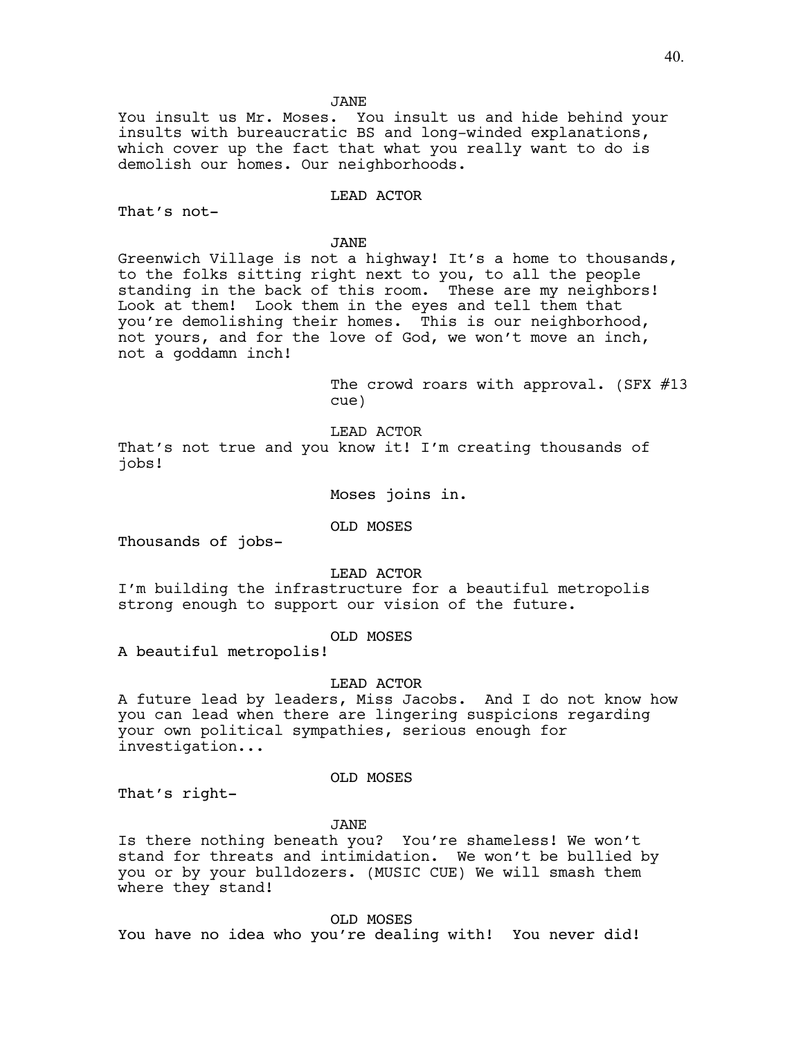JANE

You insult us Mr. Moses. You insult us and hide behind your insults with bureaucratic BS and long-winded explanations, which cover up the fact that what you really want to do is demolish our homes. Our neighborhoods.

LEAD ACTOR

That's not-

JANE

Greenwich Village is not a highway! It's a home to thousands, to the folks sitting right next to you, to all the people standing in the back of this room. These are my neighbors! Look at them! Look them in the eyes and tell them that you're demolishing their homes. This is our neighborhood, not yours, and for the love of God, we won't move an inch, not a goddamn inch!

The crowd roars with approval. (SFX #13 cue)

LEAD ACTOR

That's not true and you know it! I'm creating thousands of jobs!

Moses joins in.

OLD MOSES

Thousands of jobs-

LEAD ACTOR

I'm building the infrastructure for a beautiful metropolis strong enough to support our vision of the future.

OLD MOSES

A beautiful metropolis!

LEAD ACTOR

A future lead by leaders, Miss Jacobs. And I do not know how you can lead when there are lingering suspicions regarding your own political sympathies, serious enough for investigation...

OLD MOSES

That's right-

JANE

Is there nothing beneath you? You're shameless! We won't stand for threats and intimidation. We won't be bullied by you or by your bulldozers. (MUSIC CUE) We will smash them where they stand!

OLD MOSES

You have no idea who you're dealing with! You never did!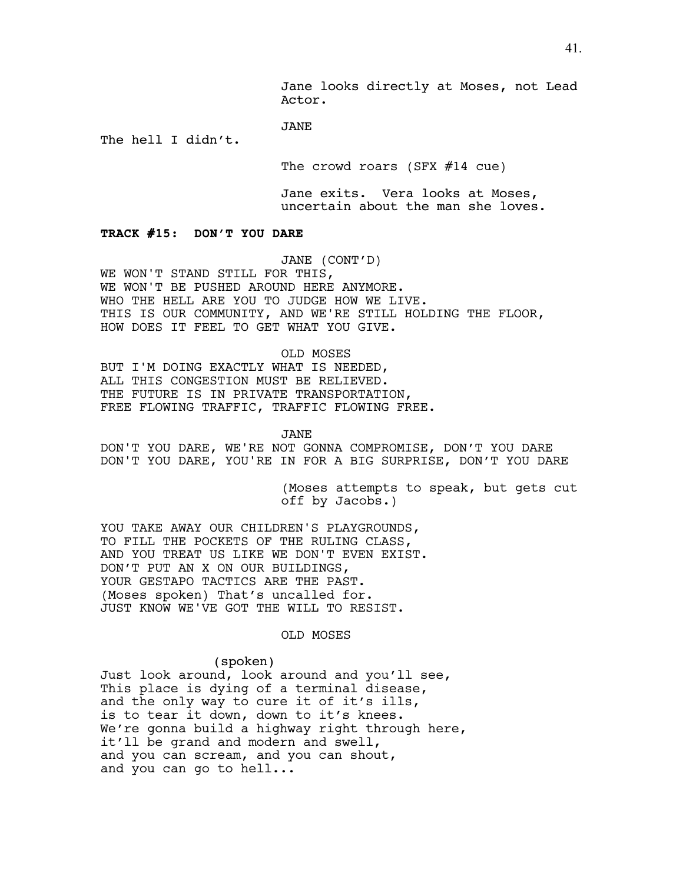Jane looks directly at Moses, not Lead Actor.

JANE

The hell I didn't.

The crowd roars (SFX #14 cue)

Jane exits. Vera looks at Moses, uncertain about the man she loves.

**TRACK #15: DON'T YOU DARE**

JANE (CONT'D)

WE WON'T STAND STILL FOR THIS,
WE WON'T BE PUSHED AROUND HERE ANYMORE.
WHO THE HELL ARE YOU TO JUDGE HOW WE LIVE.
THIS IS OUR COMMUNITY, AND WE'RE STILL HOLDING THE FLOOR,
HOW DOES IT FEEL TO GET WHAT YOU GIVE.

OLD MOSES

BUT I'M DOING EXACTLY WHAT IS NEEDED,
ALL THIS CONGESTION MUST BE RELIEVED.
THE FUTURE IS IN PRIVATE TRANSPORTATION,
FREE FLOWING TRAFFIC, TRAFFIC FLOWING FREE.

JANE

DON'T YOU DARE, WE'RE NOT GONNA COMPROMISE, DON'T YOU DARE
DON'T YOU DARE, YOU'RE IN FOR A BIG SURPRISE, DON'T YOU DARE

(Moses attempts to speak, but gets cut off by Jacobs.)

YOU TAKE AWAY OUR CHILDREN'S PLAYGROUNDS,
TO FILL THE POCKETS OF THE RULING CLASS,
AND YOU TREAT US LIKE WE DON'T EVEN EXIST.
DON'T PUT AN X ON OUR BUILDINGS,
YOUR GESTAPO TACTICS ARE THE PAST.
(Moses spoken) That's uncalled for.
JUST KNOW WE'VE GOT THE WILL TO RESIST.

OLD MOSES

(spoken)

Just look around, look around and you'll see,
This place is dying of a terminal disease,
and the only way to cure it of it's ills,
is to tear it down, down to it's knees.
We're gonna build a highway right through here,
it'll be grand and modern and swell,
and you can scream, and you can shout,
and you can go to hell...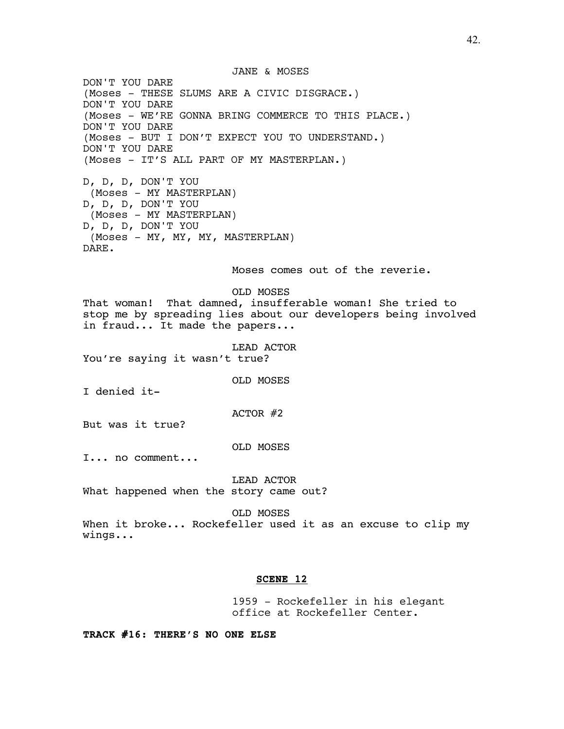JANE & MOSES

DON'T YOU DARE
(Moses - THESE SLUMS ARE A CIVIC DISGRACE.)
DON'T YOU DARE
(Moses - WE'RE GONNA BRING COMMERCE TO THIS PLACE.)
DON'T YOU DARE
(Moses - BUT I DON'T EXPECT YOU TO UNDERSTAND.)
DON'T YOU DARE
(Moses - IT'S ALL PART OF MY MASTERPLAN.)

D, D, D, DON'T YOU
(Moses - MY MASTERPLAN)
D, D, D, DON'T YOU
(Moses - MY MASTERPLAN)
D, D, D, DON'T YOU
(Moses - MY, MY, MY, MASTERPLAN)
DARE.

Moses comes out of the reverie.

OLD MOSES

That woman! That damned, insufferable woman! She tried to stop me by spreading lies about our developers being involved in fraud... It made the papers...

LEAD ACTOR

You're saying it wasn't true?

OLD MOSES

I denied it-

ACTOR #2

But was it true?

OLD MOSES

I... no comment...

LEAD ACTOR

What happened when the story came out?

OLD MOSES

When it broke... Rockefeller used it as an excuse to clip my wings...

## SCENE 12

1959 - Rockefeller in his elegant office at Rockefeller Center.

**TRACK #16: THERE'S NO ONE ELSE**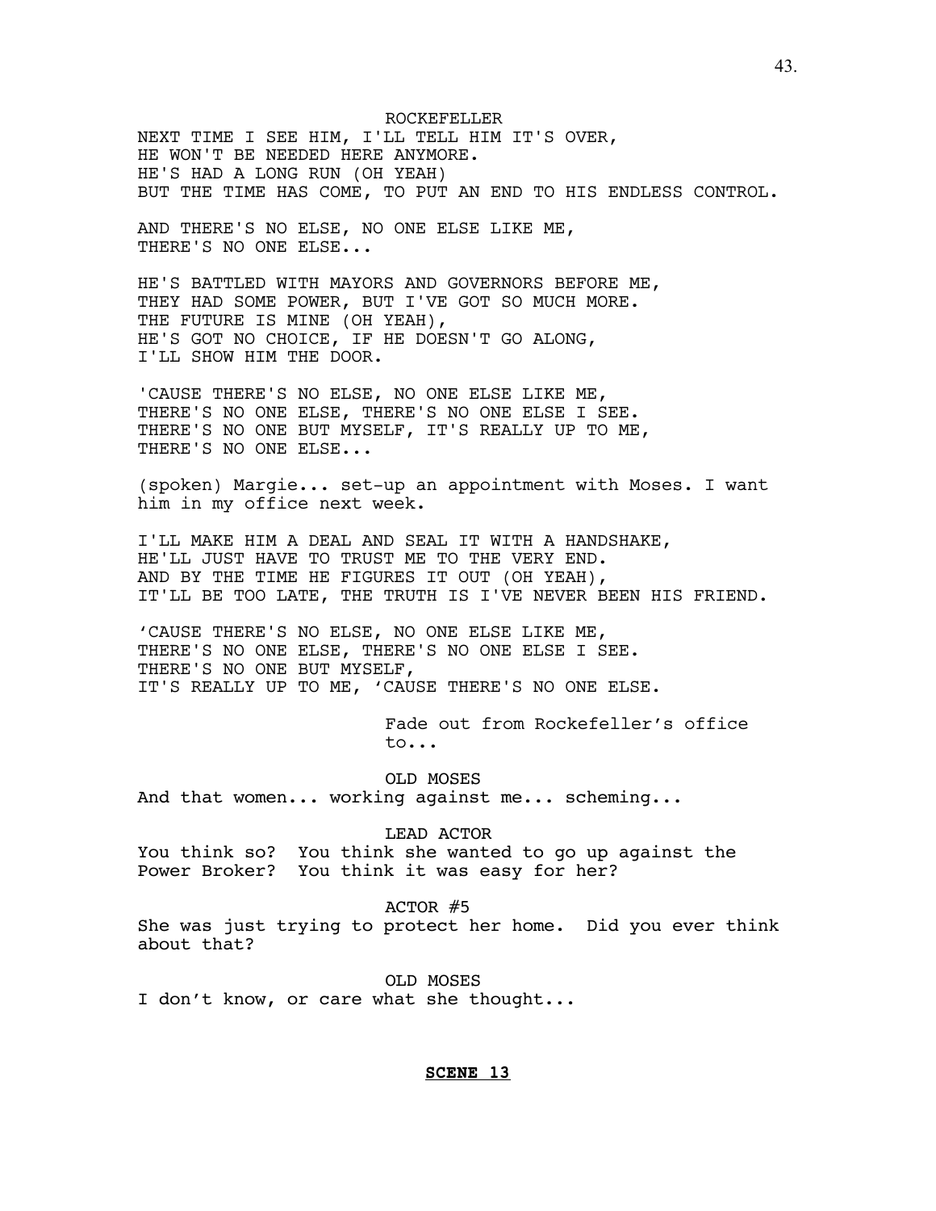ROCKEFELLER

NEXT TIME I SEE HIM, I'LL TELL HIM IT'S OVER,
HE WON'T BE NEEDED HERE ANYMORE.
HE'S HAD A LONG RUN (OH YEAH)
BUT THE TIME HAS COME, TO PUT AN END TO HIS ENDLESS CONTROL.

AND THERE'S NO ELSE, NO ONE ELSE LIKE ME,
THERE'S NO ONE ELSE...

HE'S BATTLED WITH MAYORS AND GOVERNORS BEFORE ME,
THEY HAD SOME POWER, BUT I'VE GOT SO MUCH MORE.
THE FUTURE IS MINE (OH YEAH),
HE'S GOT NO CHOICE, IF HE DOESN'T GO ALONG,
I'LL SHOW HIM THE DOOR.

'CAUSE THERE'S NO ELSE, NO ONE ELSE LIKE ME,
THERE'S NO ONE ELSE, THERE'S NO ONE ELSE I SEE.
THERE'S NO ONE BUT MYSELF, IT'S REALLY UP TO ME,
THERE'S NO ONE ELSE...

(spoken) Margie... set-up an appointment with Moses. I want him in my office next week.

I'LL MAKE HIM A DEAL AND SEAL IT WITH A HANDSHAKE,
HE'LL JUST HAVE TO TRUST ME TO THE VERY END.
AND BY THE TIME HE FIGURES IT OUT (OH YEAH),
IT'LL BE TOO LATE, THE TRUTH IS I'VE NEVER BEEN HIS FRIEND.

'CAUSE THERE'S NO ELSE, NO ONE ELSE LIKE ME,
THERE'S NO ONE ELSE, THERE'S NO ONE ELSE I SEE.
THERE'S NO ONE BUT MYSELF,
IT'S REALLY UP TO ME, 'CAUSE THERE'S NO ONE ELSE.

Fade out from Rockefeller's office to...

OLD MOSES

And that women... working against me... scheming...

LEAD ACTOR

You think so? You think she wanted to go up against the Power Broker? You think it was easy for her?

ACTOR #5

She was just trying to protect her home. Did you ever think about that?

OLD MOSES

I don't know, or care what she thought...

**SCENE 13**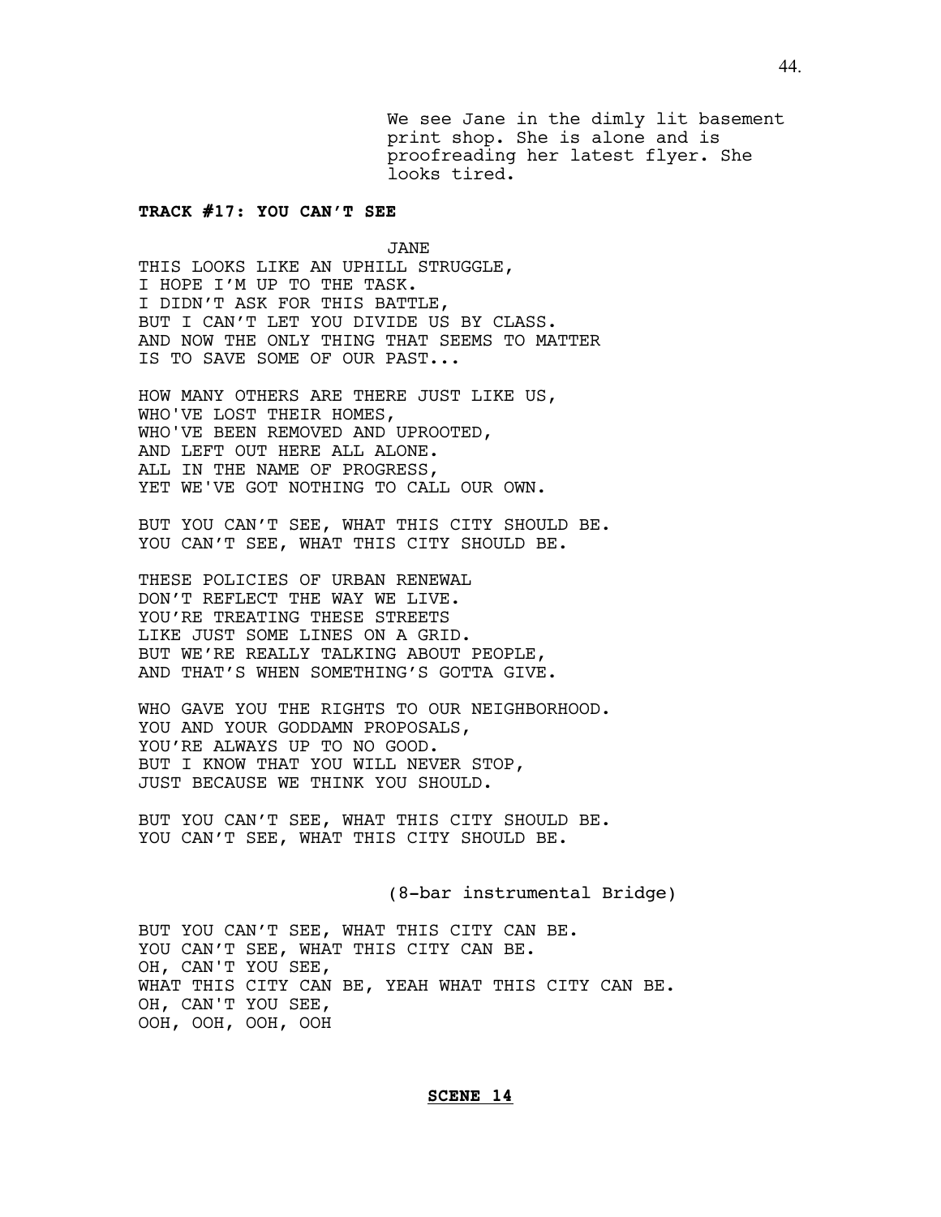We see Jane in the dimly lit basement print shop. She is alone and is proofreading her latest flyer. She looks tired.

**TRACK #17: YOU CAN'T SEE**

JANE

THIS LOOKS LIKE AN UPHILL STRUGGLE,
I HOPE I'M UP TO THE TASK.
I DIDN'T ASK FOR THIS BATTLE,
BUT I CAN'T LET YOU DIVIDE US BY CLASS.
AND NOW THE ONLY THING THAT SEEMS TO MATTER
IS TO SAVE SOME OF OUR PAST...

HOW MANY OTHERS ARE THERE JUST LIKE US,
WHO'VE LOST THEIR HOMES,
WHO'VE BEEN REMOVED AND UPROOTED,
AND LEFT OUT HERE ALL ALONE.
ALL IN THE NAME OF PROGRESS,
YET WE'VE GOT NOTHING TO CALL OUR OWN.

BUT YOU CAN'T SEE, WHAT THIS CITY SHOULD BE.
YOU CAN'T SEE, WHAT THIS CITY SHOULD BE.

THESE POLICIES OF URBAN RENEWAL
DON'T REFLECT THE WAY WE LIVE.
YOU'RE TREATING THESE STREETS
LIKE JUST SOME LINES ON A GRID.
BUT WE'RE REALLY TALKING ABOUT PEOPLE,
AND THAT'S WHEN SOMETHING'S GOTTA GIVE.

WHO GAVE YOU THE RIGHTS TO OUR NEIGHBORHOOD.
YOU AND YOUR GODDAMN PROPOSALS,
YOU'RE ALWAYS UP TO NO GOOD.
BUT I KNOW THAT YOU WILL NEVER STOP,
JUST BECAUSE WE THINK YOU SHOULD.

BUT YOU CAN'T SEE, WHAT THIS CITY SHOULD BE.
YOU CAN'T SEE, WHAT THIS CITY SHOULD BE.

(8-bar instrumental Bridge)

BUT YOU CAN'T SEE, WHAT THIS CITY CAN BE.
YOU CAN'T SEE, WHAT THIS CITY CAN BE.
OH, CAN'T YOU SEE,
WHAT THIS CITY CAN BE, YEAH WHAT THIS CITY CAN BE.
OH, CAN'T YOU SEE,
OOH, OOH, OOH, OOH

**SCENE 14**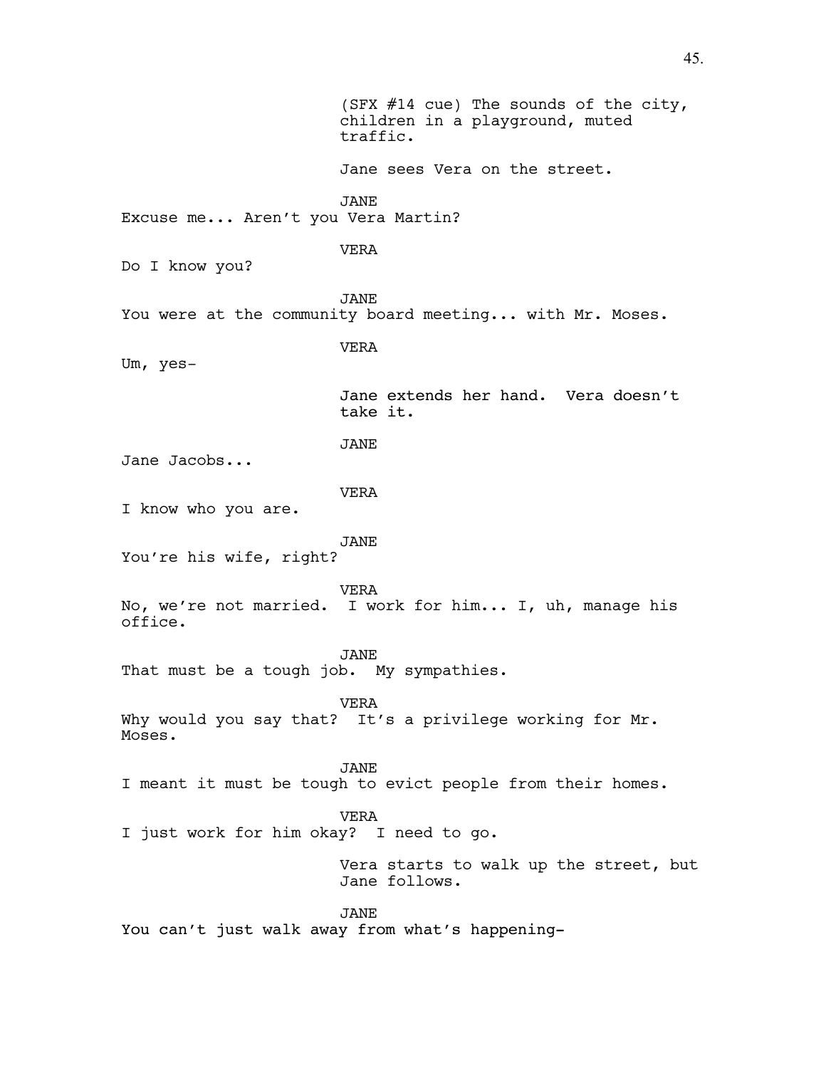(SFX #14 cue) The sounds of the city, children in a playground, muted traffic.

Jane sees Vera on the street.

JANE

Excuse me... Aren't you Vera Martin?

VERA

Do I know you?

JANE

You were at the community board meeting... with Mr. Moses.

VERA

Um, yes-

Jane extends her hand. Vera doesn't take it.

JANE

Jane Jacobs...

VERA

I know who you are.

JANE

You're his wife, right?

VERA

No, we're not married. I work for him... I, uh, manage his office.

JANE

That must be a tough job. My sympathies.

VERA

Why would you say that? It's a privilege working for Mr. Moses.

JANE

I meant it must be tough to evict people from their homes.

VERA

I just work for him okay? I need to go.

Vera starts to walk up the street, but Jane follows.

JANE

You can't just walk away from what's happening-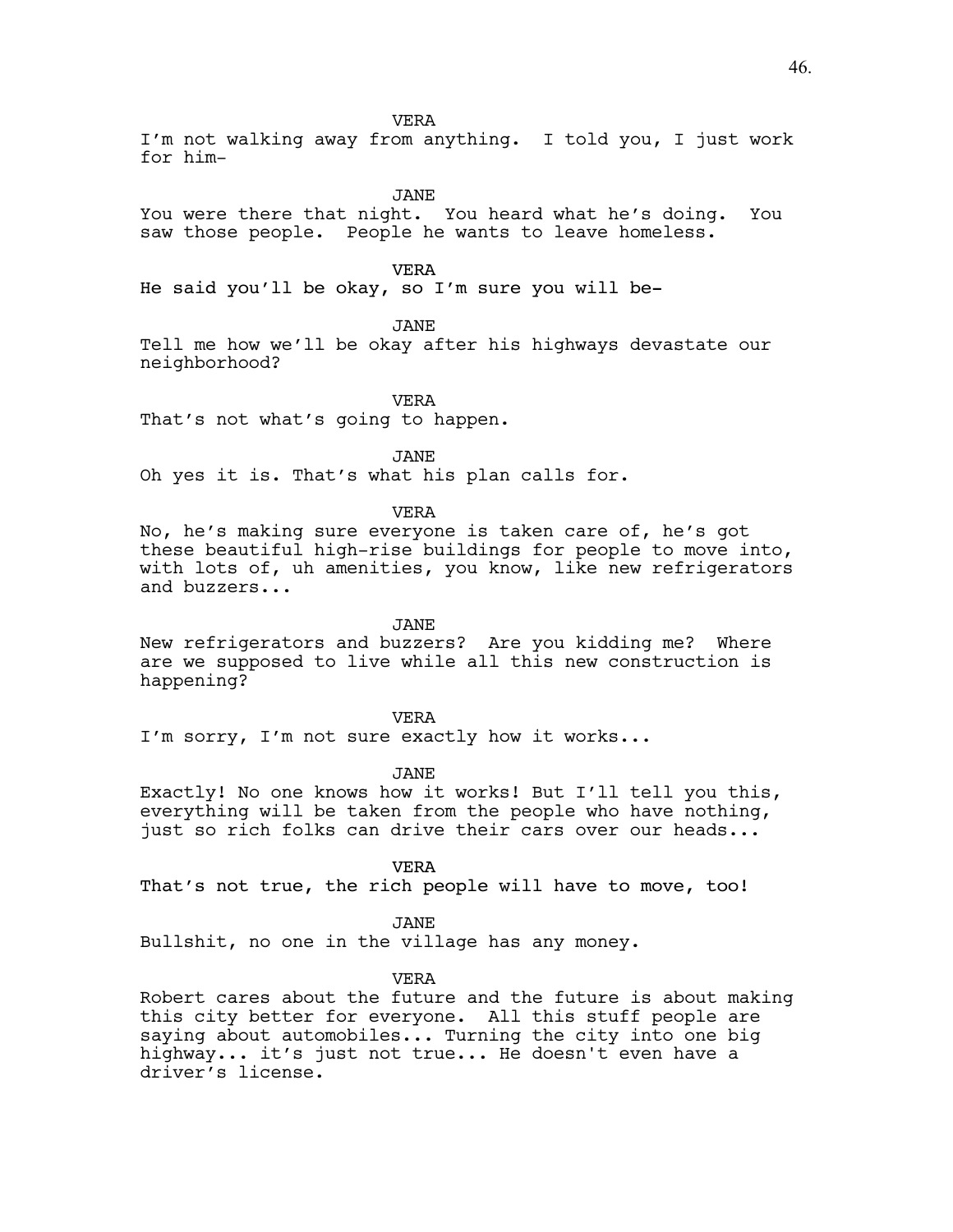VERA

I'm not walking away from anything. I told you, I just work for him-

JANE

You were there that night. You heard what he's doing. You saw those people. People he wants to leave homeless.

VERA

He said you'll be okay, so I'm sure you will be-

JANE

Tell me how we'll be okay after his highways devastate our neighborhood?

VERA

That's not what's going to happen.

JANE

Oh yes it is. That's what his plan calls for.

VERA

No, he's making sure everyone is taken care of, he's got these beautiful high-rise buildings for people to move into, with lots of, uh amenities, you know, like new refrigerators and buzzers...

JANE

New refrigerators and buzzers? Are you kidding me? Where are we supposed to live while all this new construction is happening?

VERA

I'm sorry, I'm not sure exactly how it works...

JANE

Exactly! No one knows how it works! But I'll tell you this, everything will be taken from the people who have nothing, just so rich folks can drive their cars over our heads...

VERA

That's not true, the rich people will have to move, too!

JANE

Bullshit, no one in the village has any money.

VERA

Robert cares about the future and the future is about making this city better for everyone. All this stuff people are saying about automobiles... Turning the city into one big highway... it's just not true... He doesn't even have a driver's license.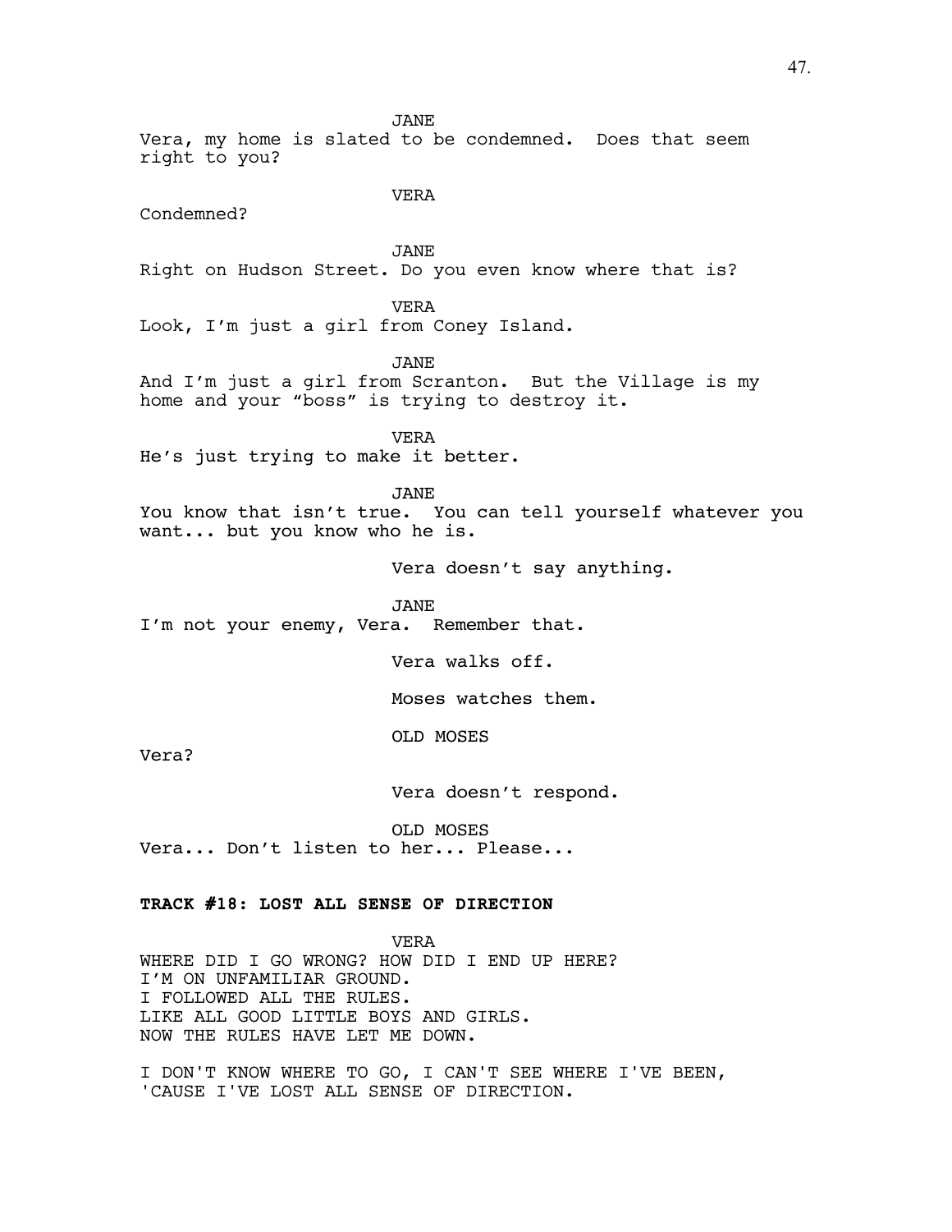JANE

Vera, my home is slated to be condemned. Does that seem right to you?

VERA

Condemned?

JANE

Right on Hudson Street. Do you even know where that is?

VERA

Look, I'm just a girl from Coney Island.

JANE

And I'm just a girl from Scranton. But the Village is my home and your "boss" is trying to destroy it.

VERA

He's just trying to make it better.

JANE

You know that isn't true. You can tell yourself whatever you want... but you know who he is.

Vera doesn't say anything.

JANE

I'm not your enemy, Vera. Remember that.

Vera walks off.

Moses watches them.

OLD MOSES

Vera?

Vera doesn't respond.

OLD MOSES

Vera... Don't listen to her... Please...

**TRACK #18: LOST ALL SENSE OF DIRECTION**

VERA

WHERE DID I GO WRONG? HOW DID I END UP HERE?
I'M ON UNFAMILIAR GROUND.
I FOLLOWED ALL THE RULES.
LIKE ALL GOOD LITTLE BOYS AND GIRLS.
NOW THE RULES HAVE LET ME DOWN.

I DON'T KNOW WHERE TO GO, I CAN'T SEE WHERE I'VE BEEN,
'CAUSE I'VE LOST ALL SENSE OF DIRECTION.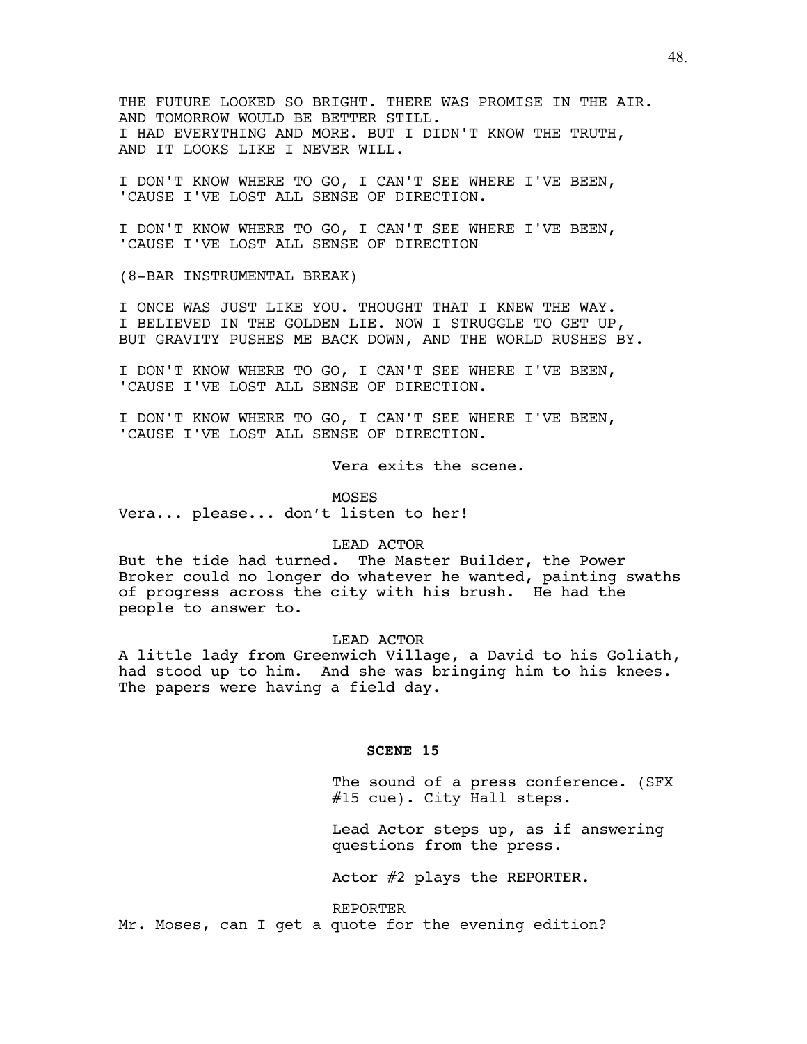THE FUTURE LOOKED SO BRIGHT. THERE WAS PROMISE IN THE AIR.
AND TOMORROW WOULD BE BETTER STILL.
I HAD EVERYTHING AND MORE. BUT I DIDN'T KNOW THE TRUTH,
AND IT LOOKS LIKE I NEVER WILL.

I DON'T KNOW WHERE TO GO, I CAN'T SEE WHERE I'VE BEEN,
'CAUSE I'VE LOST ALL SENSE OF DIRECTION.

I DON'T KNOW WHERE TO GO, I CAN'T SEE WHERE I'VE BEEN,
'CAUSE I'VE LOST ALL SENSE OF DIRECTION

(8-BAR INSTRUMENTAL BREAK)

I ONCE WAS JUST LIKE YOU. THOUGHT THAT I KNEW THE WAY.
I BELIEVED IN THE GOLDEN LIE. NOW I STRUGGLE TO GET UP,
BUT GRAVITY PUSHES ME BACK DOWN, AND THE WORLD RUSHES BY.

I DON'T KNOW WHERE TO GO, I CAN'T SEE WHERE I'VE BEEN,
'CAUSE I'VE LOST ALL SENSE OF DIRECTION.

I DON'T KNOW WHERE TO GO, I CAN'T SEE WHERE I'VE BEEN,
'CAUSE I'VE LOST ALL SENSE OF DIRECTION.

Vera exits the scene.

MOSES

Vera... please... don't listen to her!

LEAD ACTOR

But the tide had turned. The Master Builder, the Power Broker could no longer do whatever he wanted, painting swaths of progress across the city with his brush. He had the people to answer to.

LEAD ACTOR

A little lady from Greenwich Village, a David to his Goliath, had stood up to him. And she was bringing him to his knees. The papers were having a field day.

**SCENE 15**

The sound of a press conference. (SFX #15 cue). City Hall steps.

Lead Actor steps up, as if answering questions from the press.

Actor #2 plays the REPORTER.

REPORTER

Mr. Moses, can I get a quote for the evening edition?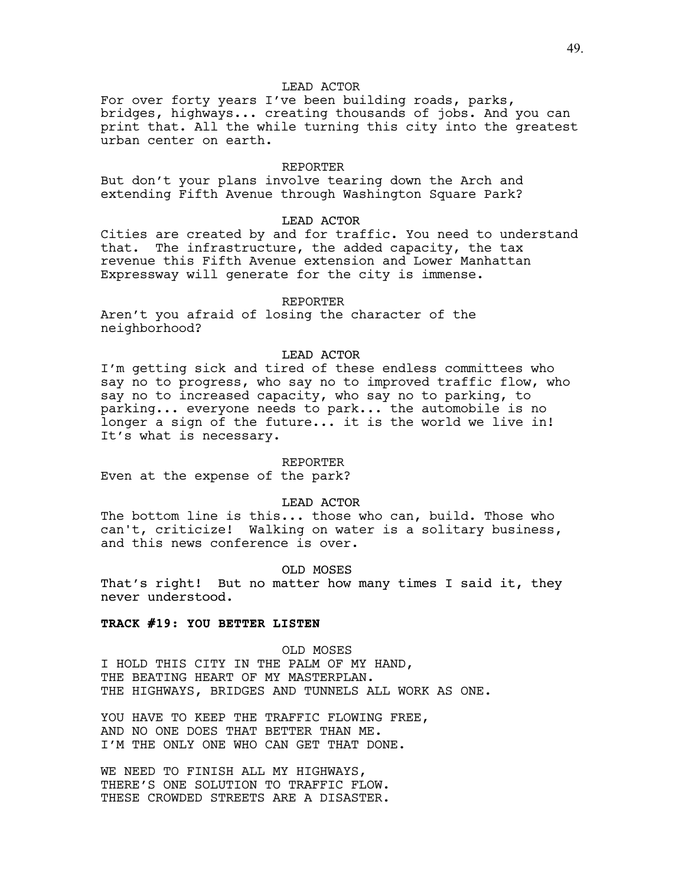LEAD ACTOR

For over forty years I've been building roads, parks, bridges, highways... creating thousands of jobs. And you can print that. All the while turning this city into the greatest urban center on earth.

REPORTER

But don't your plans involve tearing down the Arch and extending Fifth Avenue through Washington Square Park?

LEAD ACTOR

Cities are created by and for traffic. You need to understand that. The infrastructure, the added capacity, the tax revenue this Fifth Avenue extension and Lower Manhattan Expressway will generate for the city is immense.

REPORTER

Aren't you afraid of losing the character of the neighborhood?

LEAD ACTOR

I'm getting sick and tired of these endless committees who say no to progress, who say no to improved traffic flow, who say no to increased capacity, who say no to parking, to parking... everyone needs to park... the automobile is no longer a sign of the future... it is the world we live in! It's what is necessary.

REPORTER

Even at the expense of the park?

LEAD ACTOR

The bottom line is this... those who can, build. Those who can't, criticize! Walking on water is a solitary business, and this news conference is over.

OLD MOSES

That's right! But no matter how many times I said it, they never understood.

**TRACK #19: YOU BETTER LISTEN**

OLD MOSES

I HOLD THIS CITY IN THE PALM OF MY HAND,
THE BEATING HEART OF MY MASTERPLAN.
THE HIGHWAYS, BRIDGES AND TUNNELS ALL WORK AS ONE.

YOU HAVE TO KEEP THE TRAFFIC FLOWING FREE,
AND NO ONE DOES THAT BETTER THAN ME.
I'M THE ONLY ONE WHO CAN GET THAT DONE.

WE NEED TO FINISH ALL MY HIGHWAYS,
THERE'S ONE SOLUTION TO TRAFFIC FLOW.
THESE CROWDED STREETS ARE A DISASTER.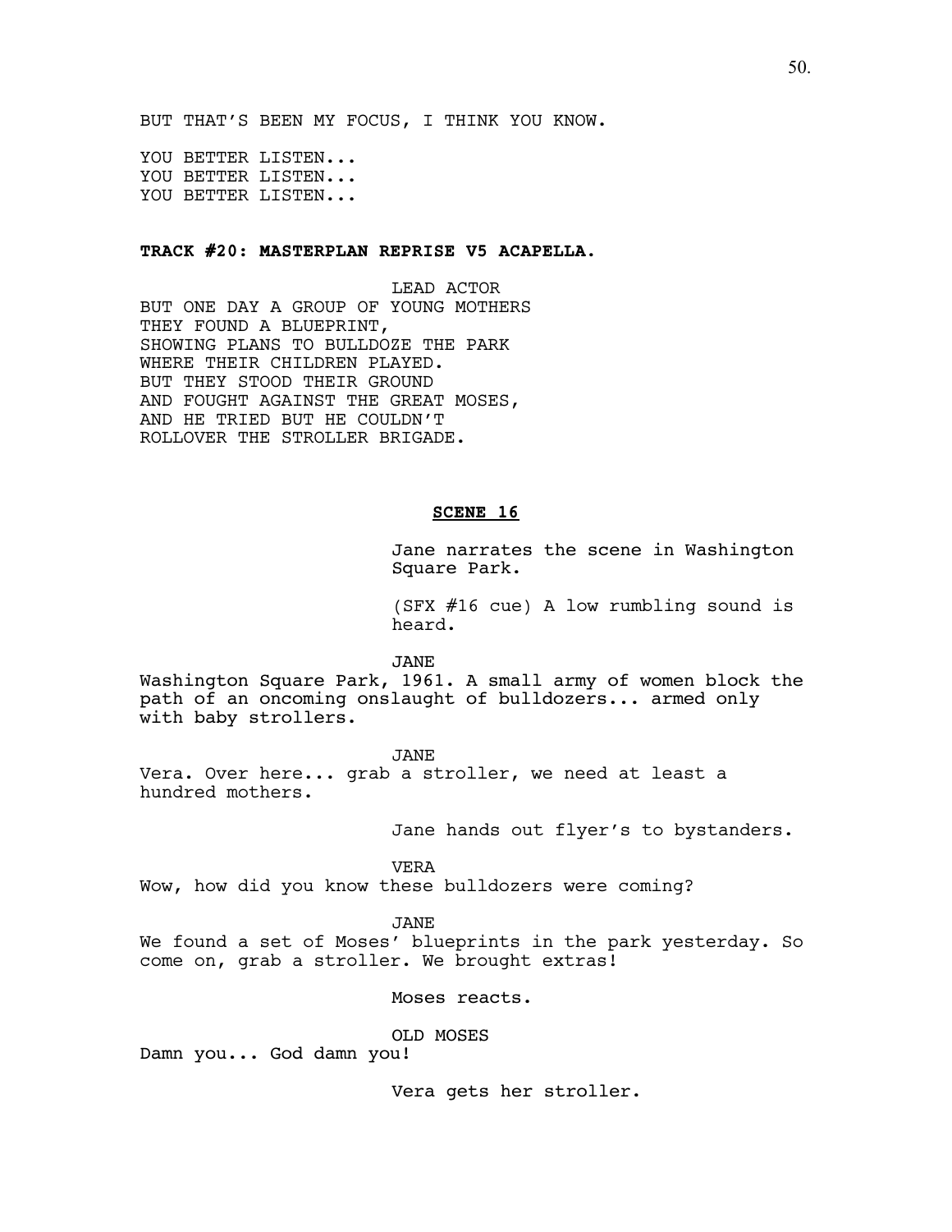BUT THAT'S BEEN MY FOCUS, I THINK YOU KNOW.

YOU BETTER LISTEN...
YOU BETTER LISTEN...
YOU BETTER LISTEN...

**TRACK #20: MASTERPLAN REPRISE V5 ACAPELLA.**

LEAD ACTOR

BUT ONE DAY A GROUP OF YOUNG MOTHERS
THEY FOUND A BLUEPRINT,
SHOWING PLANS TO BULLDOZE THE PARK
WHERE THEIR CHILDREN PLAYED.
BUT THEY STOOD THEIR GROUND
AND FOUGHT AGAINST THE GREAT MOSES,
AND HE TRIED BUT HE COULDN'T
ROLLOVER THE STROLLER BRIGADE.

## SCENE 16

Jane narrates the scene in Washington Square Park.

(SFX #16 cue) A low rumbling sound is heard.

JANE

Washington Square Park, 1961. A small army of women block the path of an oncoming onslaught of bulldozers... armed only with baby strollers.

JANE

Vera. Over here... grab a stroller, we need at least a hundred mothers.

Jane hands out flyer's to bystanders.

VERA

Wow, how did you know these bulldozers were coming?

JANE

We found a set of Moses' blueprints in the park yesterday. So come on, grab a stroller. We brought extras!

Moses reacts.

OLD MOSES

Damn you... God damn you!

Vera gets her stroller.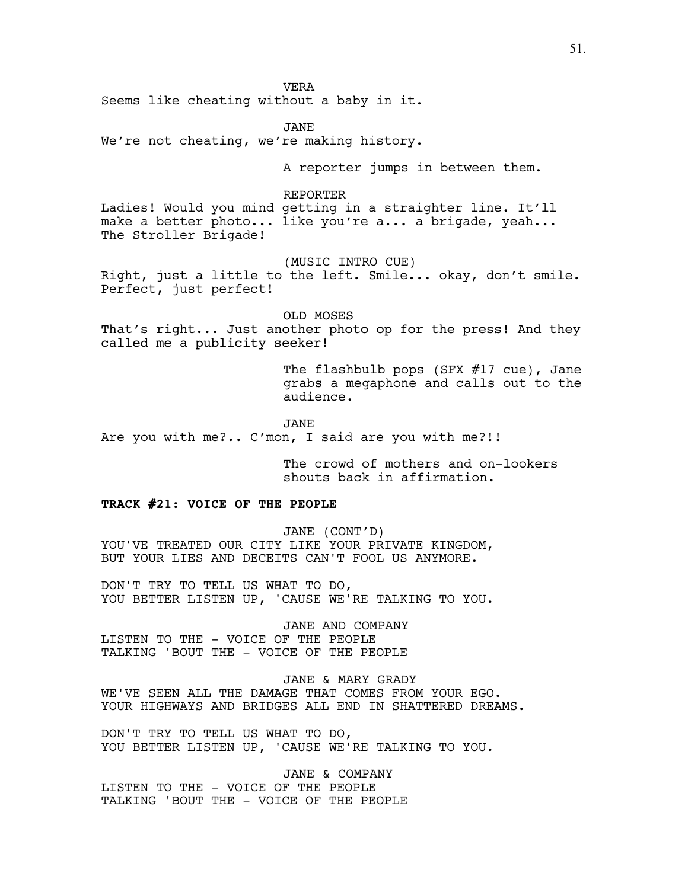VERA

Seems like cheating without a baby in it.

JANE

We're not cheating, we're making history.

A reporter jumps in between them.

REPORTER

Ladies! Would you mind getting in a straighter line. It'll make a better photo... like you're a... a brigade, yeah... The Stroller Brigade!

(MUSIC INTRO CUE)

Right, just a little to the left. Smile... okay, don't smile. Perfect, just perfect!

OLD MOSES

That's right... Just another photo op for the press! And they called me a publicity seeker!

The flashbulb pops (SFX #17 cue), Jane grabs a megaphone and calls out to the audience.

JANE

Are you with me?.. C'mon, I said are you with me?!!

The crowd of mothers and on-lookers shouts back in affirmation.

**TRACK #21: VOICE OF THE PEOPLE**

JANE (CONT'D)

YOU'VE TREATED OUR CITY LIKE YOUR PRIVATE KINGDOM,
BUT YOUR LIES AND DECEITS CAN'T FOOL US ANYMORE.

DON'T TRY TO TELL US WHAT TO DO,
YOU BETTER LISTEN UP, 'CAUSE WE'RE TALKING TO YOU.

JANE AND COMPANY

LISTEN TO THE - VOICE OF THE PEOPLE
TALKING 'BOUT THE - VOICE OF THE PEOPLE

JANE & MARY GRADY

WE'VE SEEN ALL THE DAMAGE THAT COMES FROM YOUR EGO.
YOUR HIGHWAYS AND BRIDGES ALL END IN SHATTERED DREAMS.

DON'T TRY TO TELL US WHAT TO DO,
YOU BETTER LISTEN UP, 'CAUSE WE'RE TALKING TO YOU.

JANE & COMPANY

LISTEN TO THE - VOICE OF THE PEOPLE
TALKING 'BOUT THE - VOICE OF THE PEOPLE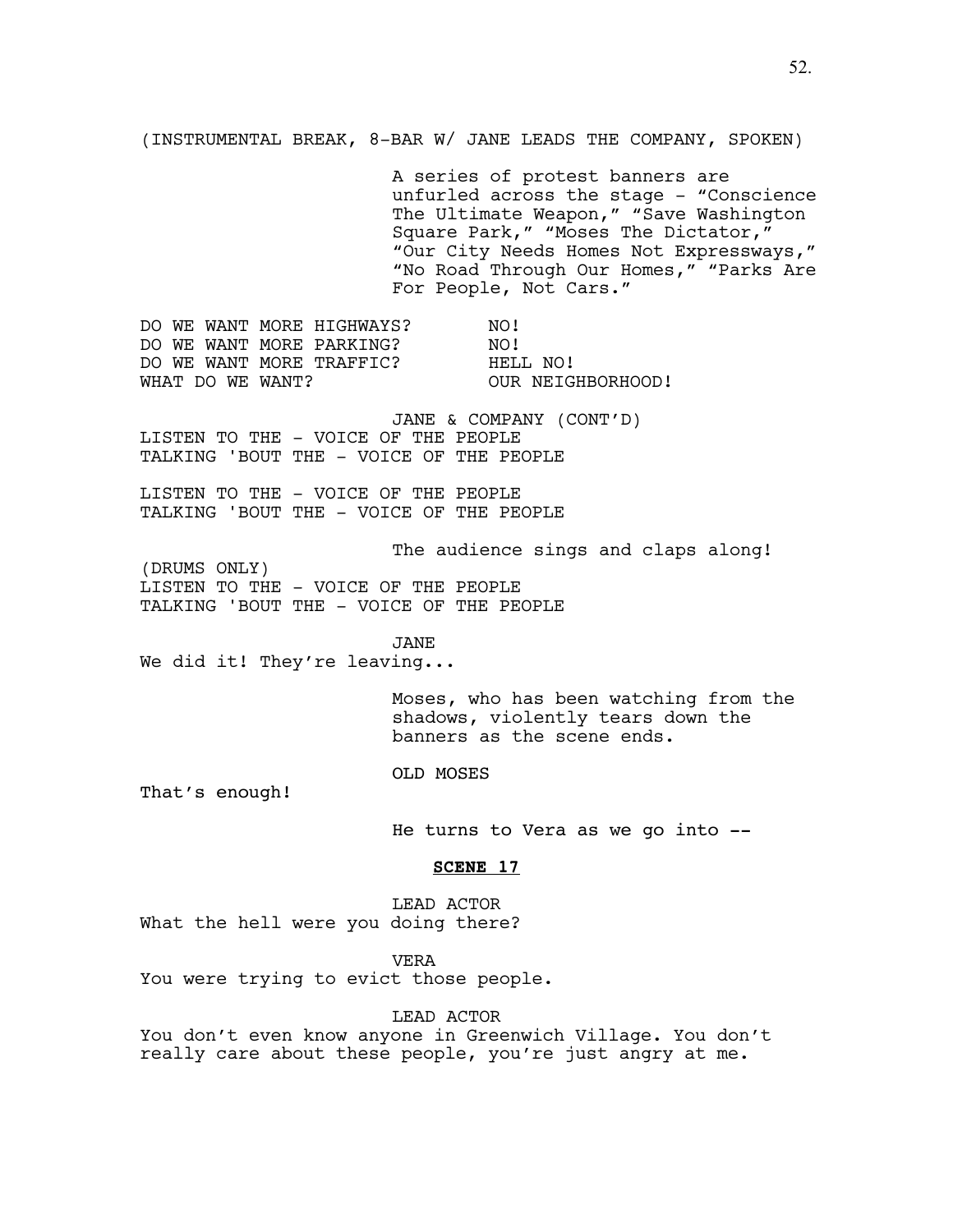(INSTRUMENTAL BREAK, 8-BAR W/ JANE LEADS THE COMPANY, SPOKEN)

A series of protest banners are unfurled across the stage - "Conscience The Ultimate Weapon," "Save Washington Square Park," "Moses The Dictator," "Our City Needs Homes Not Expressways," "No Road Through Our Homes," "Parks Are For People, Not Cars."

DO WE WANT MORE HIGHWAYS? NO!
DO WE WANT MORE PARKING? NO!
DO WE WANT MORE TRAFFIC? HELL NO!
WHAT DO WE WANT? OUR NEIGHBORHOOD!

JANE & COMPANY (CONT'D)

LISTEN TO THE - VOICE OF THE PEOPLE
TALKING 'BOUT THE - VOICE OF THE PEOPLE

LISTEN TO THE - VOICE OF THE PEOPLE
TALKING 'BOUT THE - VOICE OF THE PEOPLE

The audience sings and claps along!

(DRUMS ONLY)
LISTEN TO THE - VOICE OF THE PEOPLE
TALKING 'BOUT THE - VOICE OF THE PEOPLE

JANE

We did it! They're leaving...

Moses, who has been watching from the shadows, violently tears down the banners as the scene ends.

OLD MOSES

That's enough!

He turns to Vera as we go into --

**SCENE 17**

LEAD ACTOR

What the hell were you doing there?

VERA

You were trying to evict those people.

LEAD ACTOR

You don't even know anyone in Greenwich Village. You don't really care about these people, you're just angry at me.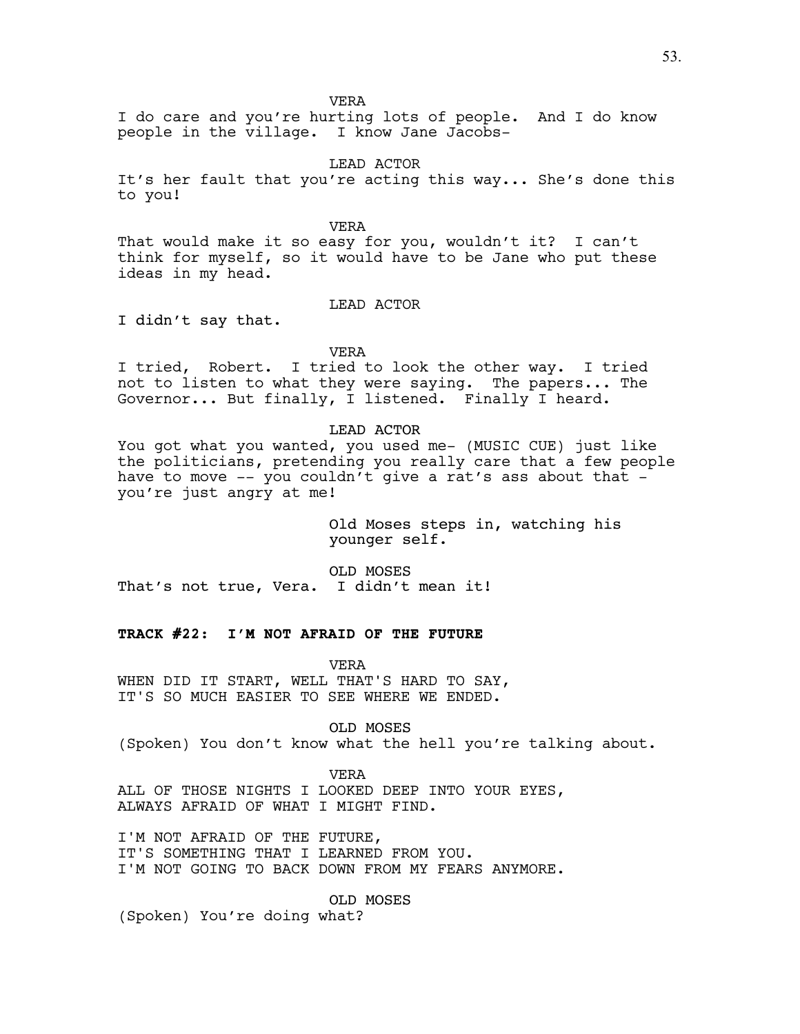VERA

I do care and you're hurting lots of people. And I do know people in the village. I know Jane Jacobs-

LEAD ACTOR

It's her fault that you're acting this way... She's done this to you!

VERA

That would make it so easy for you, wouldn't it? I can't think for myself, so it would have to be Jane who put these ideas in my head.

LEAD ACTOR

I didn't say that.

VERA

I tried, Robert. I tried to look the other way. I tried not to listen to what they were saying. The papers... The Governor... But finally, I listened. Finally I heard.

LEAD ACTOR

You got what you wanted, you used me- (MUSIC CUE) just like the politicians, pretending you really care that a few people have to move -- you couldn't give a rat's ass about that - you're just angry at me!

Old Moses steps in, watching his younger self.

OLD MOSES

That's not true, Vera. I didn't mean it!

**TRACK #22: I'M NOT AFRAID OF THE FUTURE**

VERA

WHEN DID IT START, WELL THAT'S HARD TO SAY,
IT'S SO MUCH EASIER TO SEE WHERE WE ENDED.

OLD MOSES

(Spoken) You don't know what the hell you're talking about.

VERA

ALL OF THOSE NIGHTS I LOOKED DEEP INTO YOUR EYES,
ALWAYS AFRAID OF WHAT I MIGHT FIND.

I'M NOT AFRAID OF THE FUTURE,
IT'S SOMETHING THAT I LEARNED FROM YOU.
I'M NOT GOING TO BACK DOWN FROM MY FEARS ANYMORE.

OLD MOSES

(Spoken) You're doing what?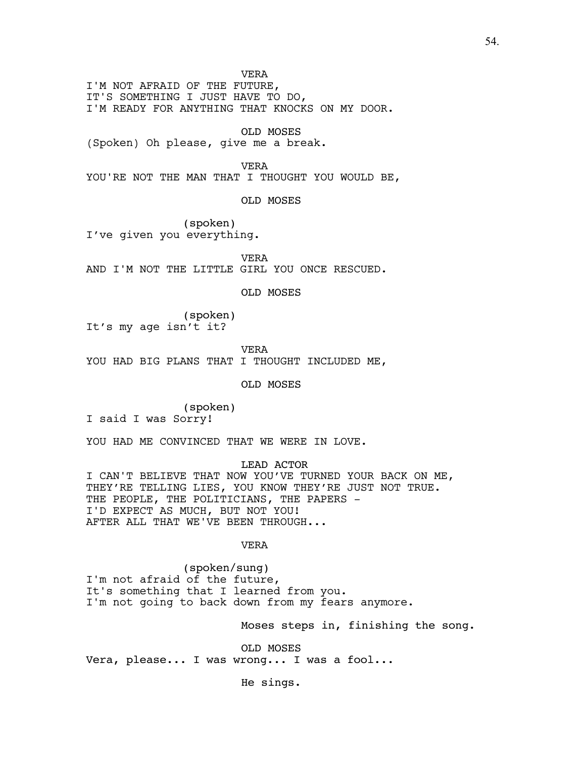VERA

I'M NOT AFRAID OF THE FUTURE,
IT'S SOMETHING I JUST HAVE TO DO,
I'M READY FOR ANYTHING THAT KNOCKS ON MY DOOR.

OLD MOSES

(Spoken) Oh please, give me a break.

VERA

YOU'RE NOT THE MAN THAT I THOUGHT YOU WOULD BE,

OLD MOSES

(spoken)
I've given you everything.

VERA

AND I'M NOT THE LITTLE GIRL YOU ONCE RESCUED.

OLD MOSES

(spoken)
It's my age isn't it?

VERA

YOU HAD BIG PLANS THAT I THOUGHT INCLUDED ME,

OLD MOSES

(spoken)
I said I was Sorry!

YOU HAD ME CONVINCED THAT WE WERE IN LOVE.

LEAD ACTOR

I CAN'T BELIEVE THAT NOW YOU'VE TURNED YOUR BACK ON ME,
THEY'RE TELLING LIES, YOU KNOW THEY'RE JUST NOT TRUE.
THE PEOPLE, THE POLITICIANS, THE PAPERS -
I'D EXPECT AS MUCH, BUT NOT YOU!
AFTER ALL THAT WE'VE BEEN THROUGH...

VERA

(spoken/sung)
I'm not afraid of the future,
It's something that I learned from you.
I'm not going to back down from my fears anymore.

Moses steps in, finishing the song.

OLD MOSES

Vera, please... I was wrong... I was a fool...

He sings.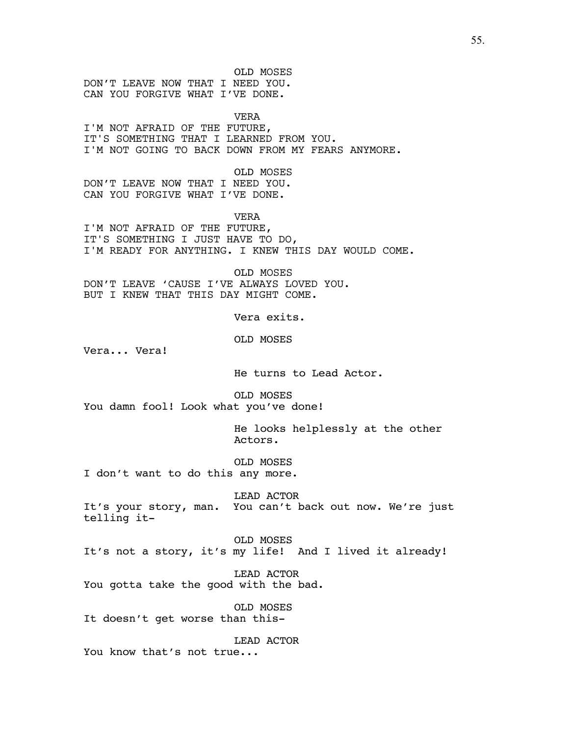OLD MOSES
DON'T LEAVE NOW THAT I NEED YOU.
CAN YOU FORGIVE WHAT I'VE DONE.

VERA
I'M NOT AFRAID OF THE FUTURE,
IT'S SOMETHING THAT I LEARNED FROM YOU.
I'M NOT GOING TO BACK DOWN FROM MY FEARS ANYMORE.

OLD MOSES
DON'T LEAVE NOW THAT I NEED YOU.
CAN YOU FORGIVE WHAT I'VE DONE.

VERA
I'M NOT AFRAID OF THE FUTURE,
IT'S SOMETHING I JUST HAVE TO DO,
I'M READY FOR ANYTHING. I KNEW THIS DAY WOULD COME.

OLD MOSES
DON'T LEAVE 'CAUSE I'VE ALWAYS LOVED YOU.
BUT I KNEW THAT THIS DAY MIGHT COME.

Vera exits.

OLD MOSES
Vera... Vera!

He turns to Lead Actor.

OLD MOSES
You damn fool! Look what you've done!

He looks helplessly at the other Actors.

OLD MOSES
I don't want to do this any more.

LEAD ACTOR
It's your story, man. You can't back out now. We're just telling it-

OLD MOSES
It's not a story, it's my life! And I lived it already!

LEAD ACTOR
You gotta take the good with the bad.

OLD MOSES
It doesn't get worse than this-

LEAD ACTOR
You know that's not true...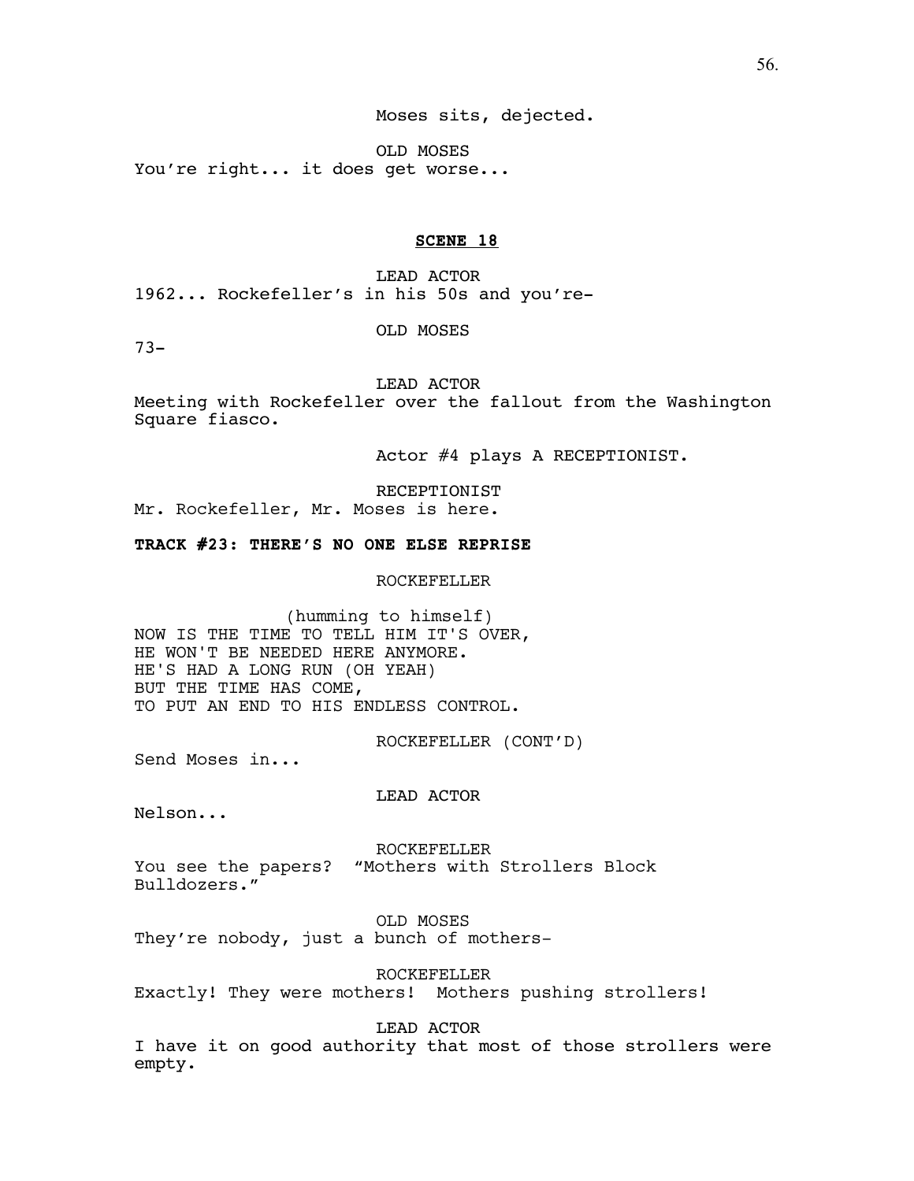Moses sits, dejected.

OLD MOSES
You're right... it does get worse...

**SCENE 18**

LEAD ACTOR
1962... Rockefeller's in his 50s and you're-

OLD MOSES
73-

LEAD ACTOR
Meeting with Rockefeller over the fallout from the Washington Square fiasco.

Actor #4 plays A RECEPTIONIST.

RECEPTIONIST
Mr. Rockefeller, Mr. Moses is here.

**TRACK #23: THERE'S NO ONE ELSE REPRISE**

ROCKEFELLER

(humming to himself)
NOW IS THE TIME TO TELL HIM IT'S OVER,
HE WON'T BE NEEDED HERE ANYMORE.
HE'S HAD A LONG RUN (OH YEAH)
BUT THE TIME HAS COME,
TO PUT AN END TO HIS ENDLESS CONTROL.

ROCKEFELLER (CONT'D)
Send Moses in...

LEAD ACTOR
Nelson...

ROCKEFELLER
You see the papers? "Mothers with Strollers Block Bulldozers."

OLD MOSES
They're nobody, just a bunch of mothers-

ROCKEFELLER
Exactly! They were mothers! Mothers pushing strollers!

LEAD ACTOR
I have it on good authority that most of those strollers were empty.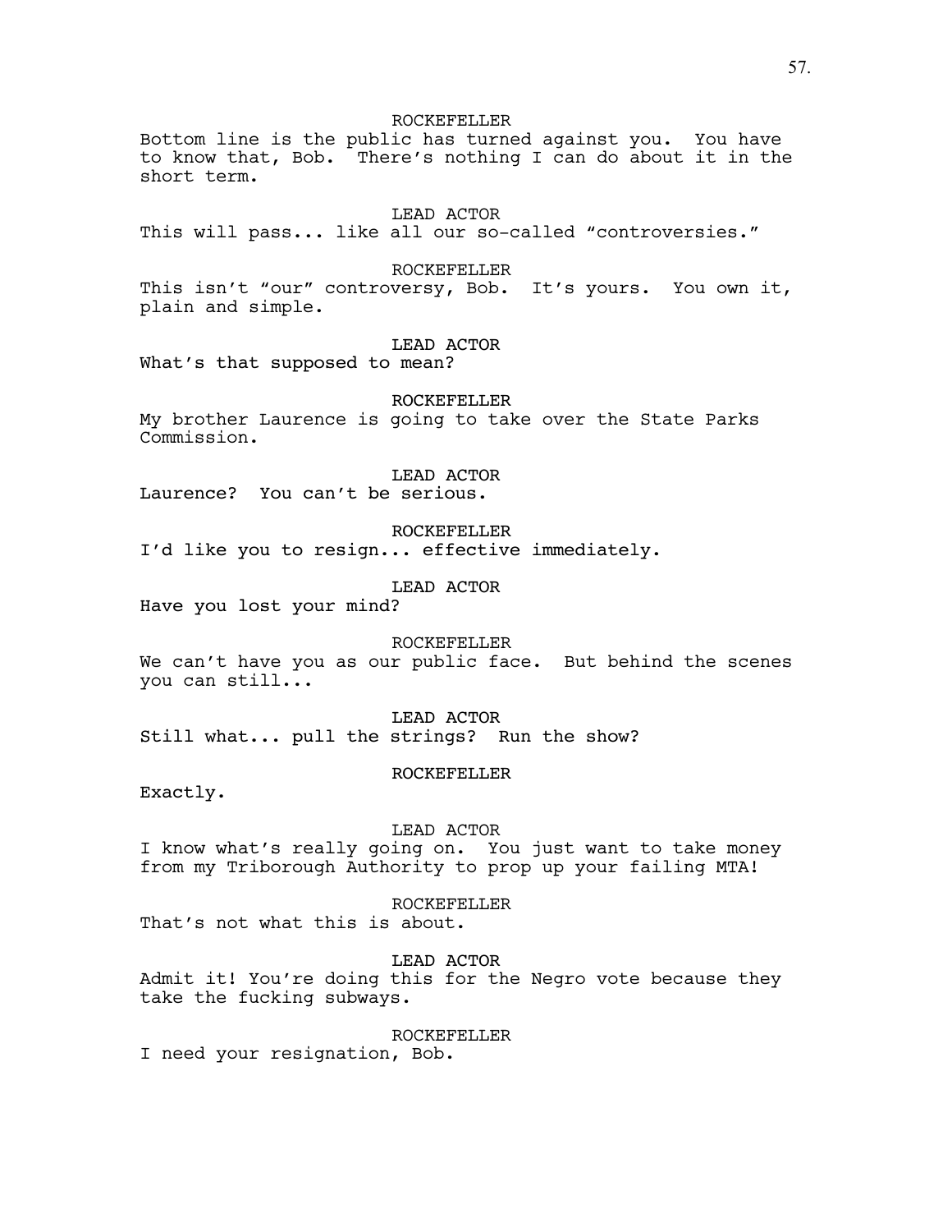ROCKEFELLER

Bottom line is the public has turned against you. You have to know that, Bob. There's nothing I can do about it in the short term.

LEAD ACTOR

This will pass... like all our so-called "controversies."

ROCKEFELLER

This isn't "our" controversy, Bob. It's yours. You own it, plain and simple.

LEAD ACTOR

What's that supposed to mean?

ROCKEFELLER

My brother Laurence is going to take over the State Parks Commission.

LEAD ACTOR

Laurence? You can't be serious.

ROCKEFELLER

I'd like you to resign... effective immediately.

LEAD ACTOR

Have you lost your mind?

ROCKEFELLER

We can't have you as our public face. But behind the scenes you can still...

LEAD ACTOR

Still what... pull the strings? Run the show?

ROCKEFELLER

Exactly.

LEAD ACTOR

I know what's really going on. You just want to take money from my Triborough Authority to prop up your failing MTA!

ROCKEFELLER

That's not what this is about.

LEAD ACTOR

Admit it! You're doing this for the Negro vote because they take the fucking subways.

ROCKEFELLER

I need your resignation, Bob.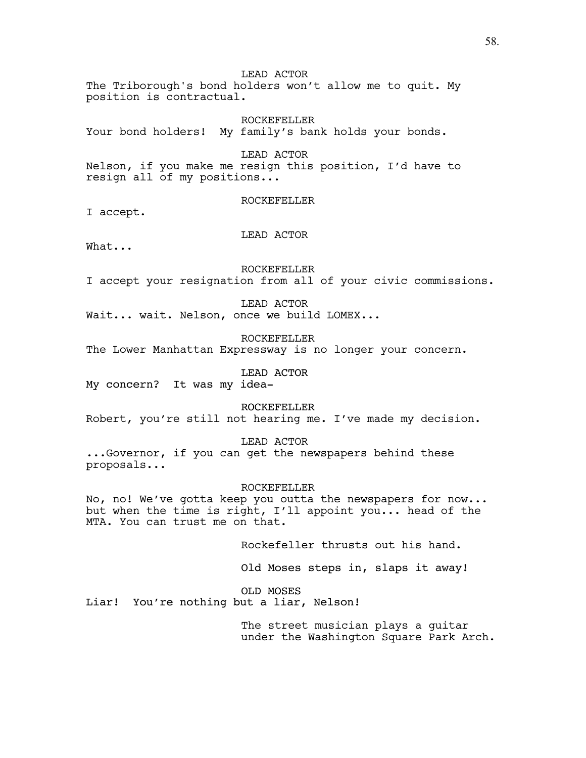LEAD ACTOR

The Triborough's bond holders won't allow me to quit. My position is contractual.

ROCKEFELLER

Your bond holders! My family's bank holds your bonds.

LEAD ACTOR

Nelson, if you make me resign this position, I'd have to resign all of my positions...

ROCKEFELLER

I accept.

LEAD ACTOR

What...

ROCKEFELLER

I accept your resignation from all of your civic commissions.

LEAD ACTOR

Wait... wait. Nelson, once we build LOMEX...

ROCKEFELLER

The Lower Manhattan Expressway is no longer your concern.

LEAD ACTOR

My concern? It was my idea-

ROCKEFELLER

Robert, you're still not hearing me. I've made my decision.

LEAD ACTOR

...Governor, if you can get the newspapers behind these proposals...

ROCKEFELLER

No, no! We've gotta keep you outta the newspapers for now... but when the time is right, I'll appoint you... head of the MTA. You can trust me on that.

Rockefeller thrusts out his hand.

Old Moses steps in, slaps it away!

OLD MOSES

Liar! You're nothing but a liar, Nelson!

The street musician plays a guitar under the Washington Square Park Arch.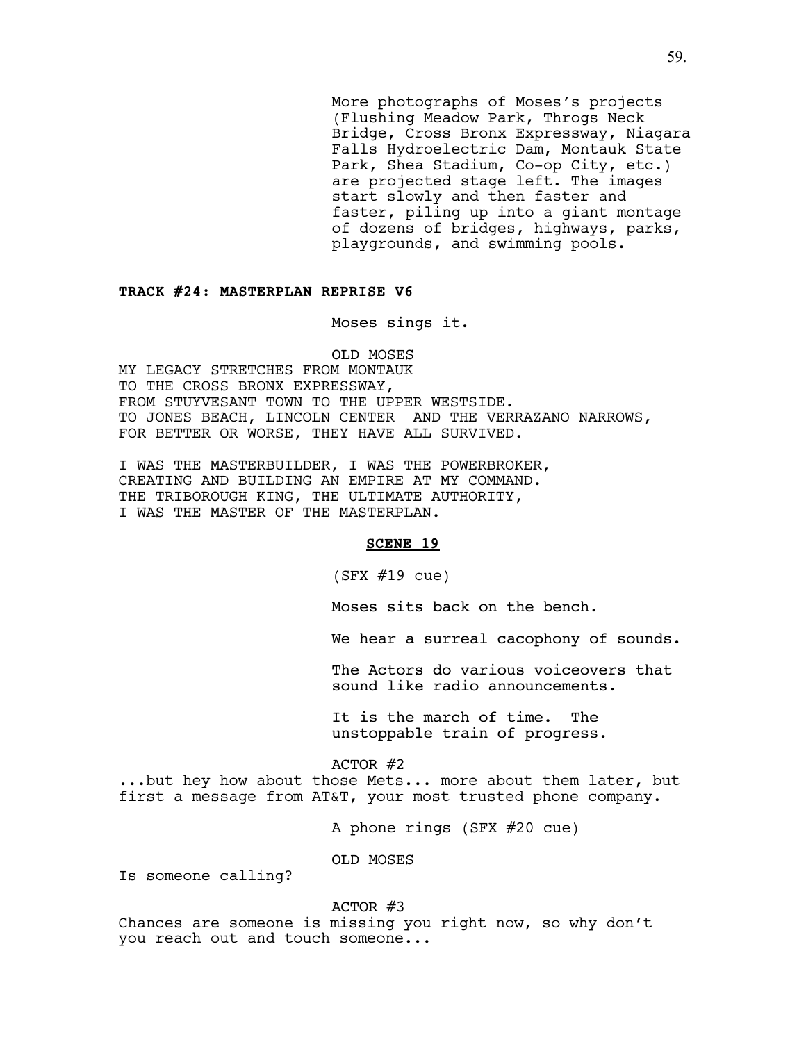More photographs of Moses's projects (Flushing Meadow Park, Throgs Neck Bridge, Cross Bronx Expressway, Niagara Falls Hydroelectric Dam, Montauk State Park, Shea Stadium, Co-op City, etc.) are projected stage left. The images start slowly and then faster and faster, piling up into a giant montage of dozens of bridges, highways, parks, playgrounds, and swimming pools.

**TRACK #24: MASTERPLAN REPRISE V6**

Moses sings it.

OLD MOSES

MY LEGACY STRETCHES FROM MONTAUK
TO THE CROSS BRONX EXPRESSWAY,
FROM STUYVESANT TOWN TO THE UPPER WESTSIDE.
TO JONES BEACH, LINCOLN CENTER AND THE VERRAZANO NARROWS,
FOR BETTER OR WORSE, THEY HAVE ALL SURVIVED.

I WAS THE MASTERBUILDER, I WAS THE POWERBROKER,
CREATING AND BUILDING AN EMPIRE AT MY COMMAND.
THE TRIBOROUGH KING, THE ULTIMATE AUTHORITY,
I WAS THE MASTER OF THE MASTERPLAN.

**SCENE 19**

(SFX #19 cue)

Moses sits back on the bench.

We hear a surreal cacophony of sounds.

The Actors do various voiceovers that sound like radio announcements.

It is the march of time. The unstoppable train of progress.

ACTOR #2

...but hey how about those Mets... more about them later, but first a message from AT&T, your most trusted phone company.

A phone rings (SFX #20 cue)

OLD MOSES

Is someone calling?

ACTOR #3

Chances are someone is missing you right now, so why don't you reach out and touch someone...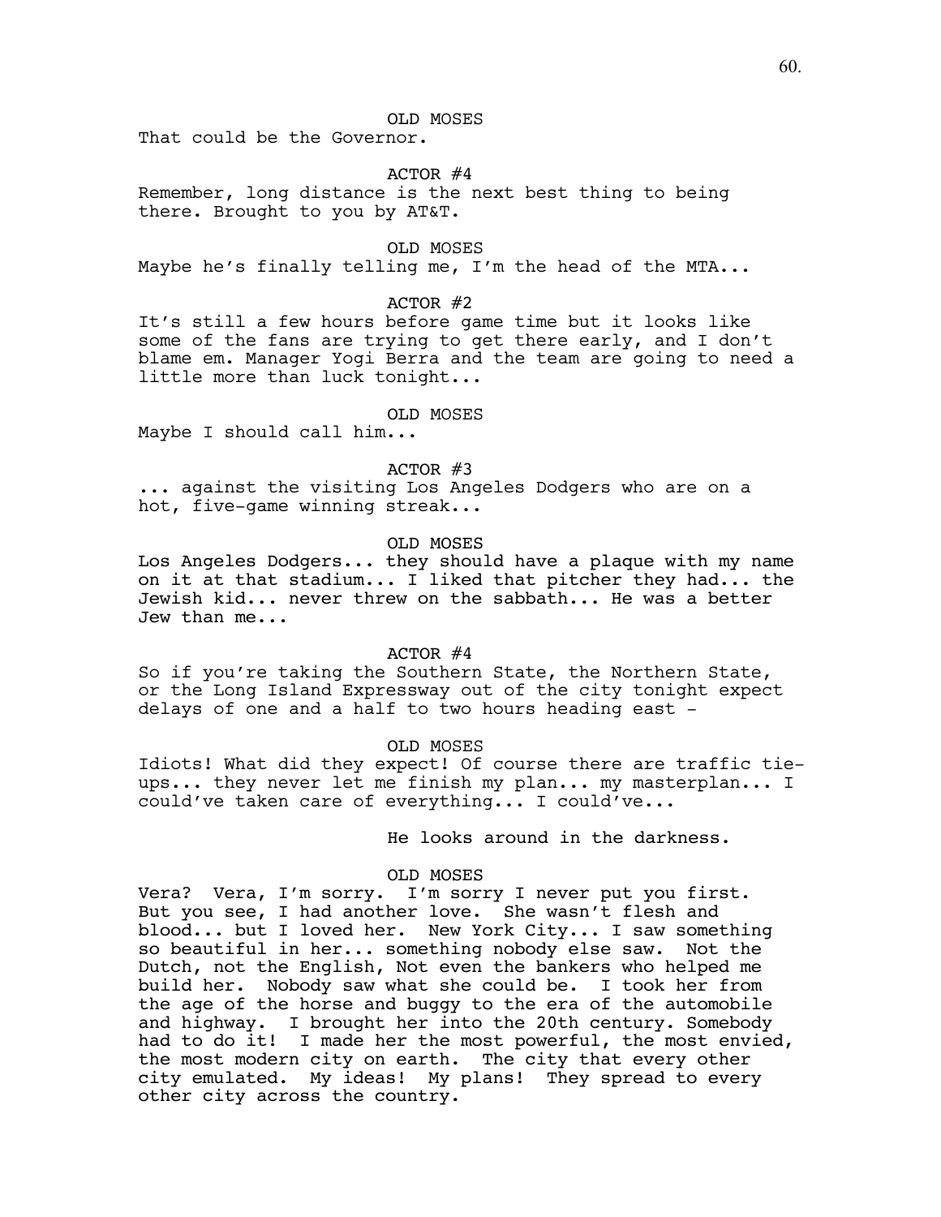OLD MOSES

That could be the Governor.

ACTOR #4

Remember, long distance is the next best thing to being there. Brought to you by AT&T.

OLD MOSES

Maybe he's finally telling me, I'm the head of the MTA...

ACTOR #2

It's still a few hours before game time but it looks like some of the fans are trying to get there early, and I don't blame em. Manager Yogi Berra and the team are going to need a little more than luck tonight...

OLD MOSES

Maybe I should call him...

ACTOR #3

... against the visiting Los Angeles Dodgers who are on a hot, five-game winning streak...

OLD MOSES

Los Angeles Dodgers... they should have a plaque with my name on it at that stadium... I liked that pitcher they had... the Jewish kid... never threw on the sabbath... He was a better Jew than me...

ACTOR #4

So if you're taking the Southern State, the Northern State, or the Long Island Expressway out of the city tonight expect delays of one and a half to two hours heading east -

OLD MOSES

Idiots! What did they expect! Of course there are traffic tie-ups... they never let me finish my plan... my masterplan... I could've taken care of everything... I could've...

He looks around in the darkness.

OLD MOSES

Vera? Vera, I'm sorry. I'm sorry I never put you first. But you see, I had another love. She wasn't flesh and blood... but I loved her. New York City... I saw something so beautiful in her... something nobody else saw. Not the Dutch, not the English, Not even the bankers who helped me build her. Nobody saw what she could be. I took her from the age of the horse and buggy to the era of the automobile and highway. I brought her into the 20th century. Somebody had to do it! I made her the most powerful, the most envied, the most modern city on earth. The city that every other city emulated. My ideas! My plans! They spread to every other city across the country.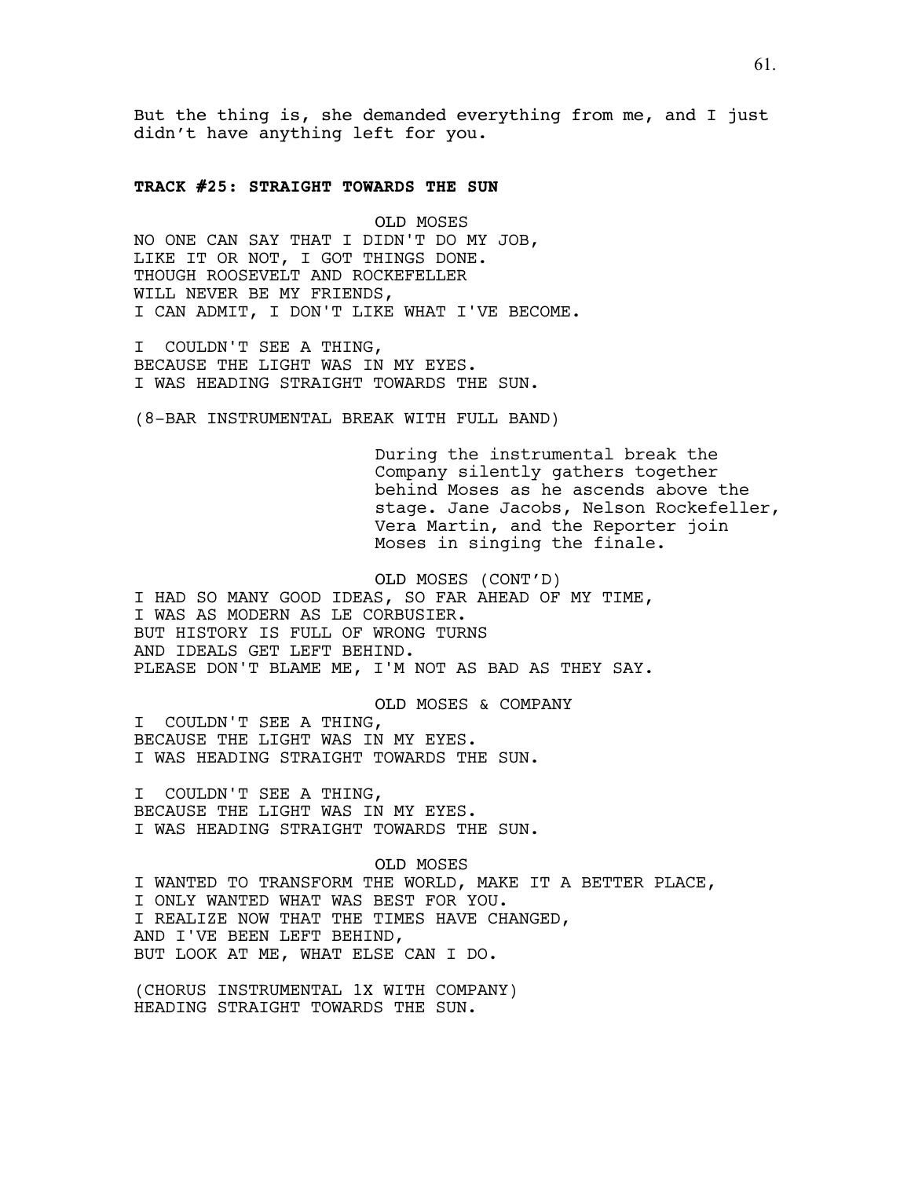But the thing is, she demanded everything from me, and I just didn't have anything left for you.

**TRACK #25: STRAIGHT TOWARDS THE SUN**

OLD MOSES

NO ONE CAN SAY THAT I DIDN'T DO MY JOB,
LIKE IT OR NOT, I GOT THINGS DONE.
THOUGH ROOSEVELT AND ROCKEFELLER
WILL NEVER BE MY FRIENDS,
I CAN ADMIT, I DON'T LIKE WHAT I'VE BECOME.

I COULDN'T SEE A THING,
BECAUSE THE LIGHT WAS IN MY EYES.
I WAS HEADING STRAIGHT TOWARDS THE SUN.

(8-BAR INSTRUMENTAL BREAK WITH FULL BAND)

During the instrumental break the Company silently gathers together behind Moses as he ascends above the stage. Jane Jacobs, Nelson Rockefeller, Vera Martin, and the Reporter join Moses in singing the finale.

OLD MOSES (CONT'D)

I HAD SO MANY GOOD IDEAS, SO FAR AHEAD OF MY TIME,
I WAS AS MODERN AS LE CORBUSIER.
BUT HISTORY IS FULL OF WRONG TURNS
AND IDEALS GET LEFT BEHIND.
PLEASE DON'T BLAME ME, I'M NOT AS BAD AS THEY SAY.

OLD MOSES & COMPANY

I COULDN'T SEE A THING,
BECAUSE THE LIGHT WAS IN MY EYES.
I WAS HEADING STRAIGHT TOWARDS THE SUN.

I COULDN'T SEE A THING,
BECAUSE THE LIGHT WAS IN MY EYES.
I WAS HEADING STRAIGHT TOWARDS THE SUN.

OLD MOSES

I WANTED TO TRANSFORM THE WORLD, MAKE IT A BETTER PLACE,
I ONLY WANTED WHAT WAS BEST FOR YOU.
I REALIZE NOW THAT THE TIMES HAVE CHANGED,
AND I'VE BEEN LEFT BEHIND,
BUT LOOK AT ME, WHAT ELSE CAN I DO.

(CHORUS INSTRUMENTAL 1X WITH COMPANY)
HEADING STRAIGHT TOWARDS THE SUN.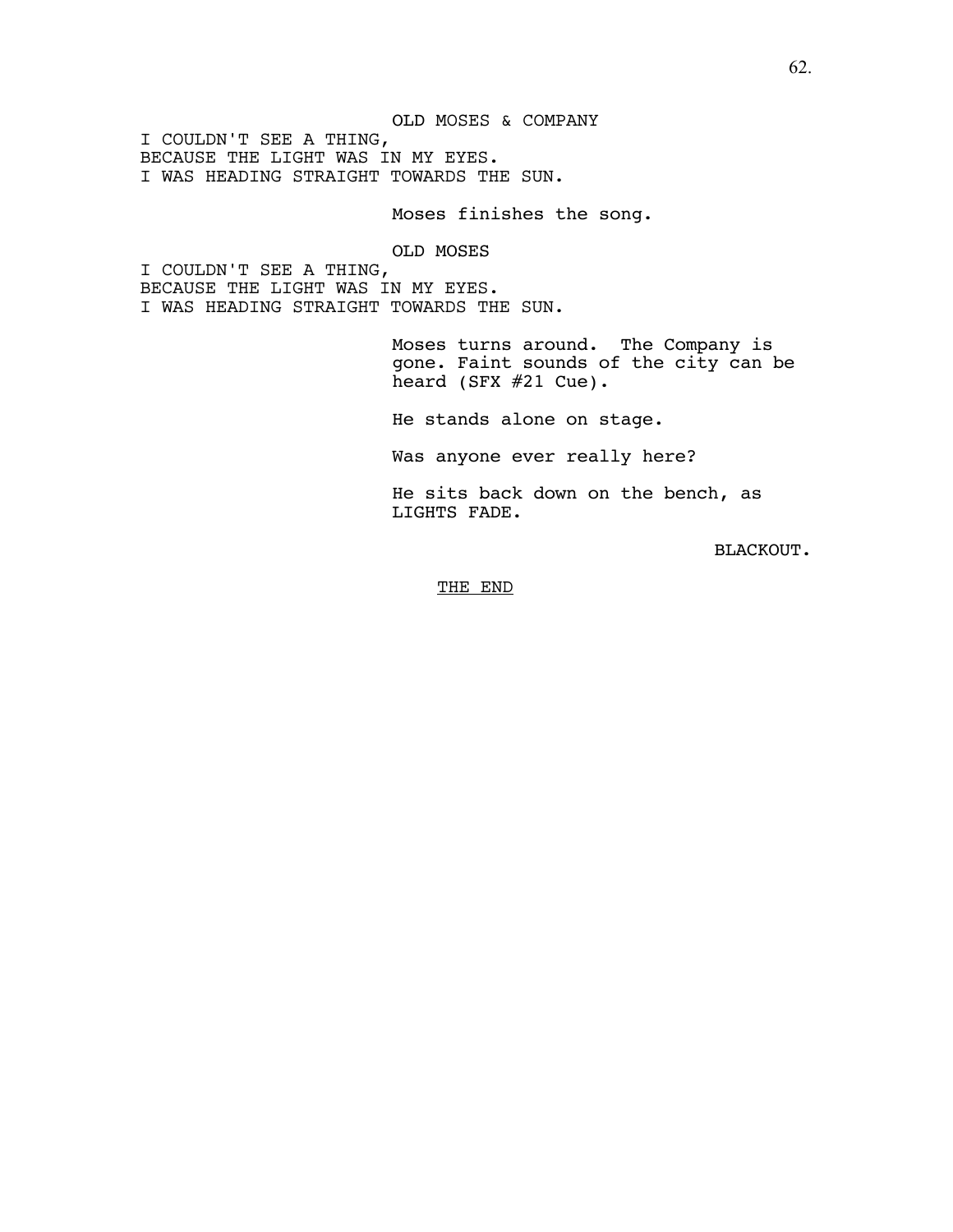OLD MOSES & COMPANY

I COULDN'T SEE A THING,
BECAUSE THE LIGHT WAS IN MY EYES.
I WAS HEADING STRAIGHT TOWARDS THE SUN.

Moses finishes the song.

OLD MOSES

I COULDN'T SEE A THING,
BECAUSE THE LIGHT WAS IN MY EYES.
I WAS HEADING STRAIGHT TOWARDS THE SUN.

Moses turns around. The Company is gone. Faint sounds of the city can be heard (SFX #21 Cue).

He stands alone on stage.

Was anyone ever really here?

He sits back down on the bench, as LIGHTS FADE.

BLACKOUT.

THE END